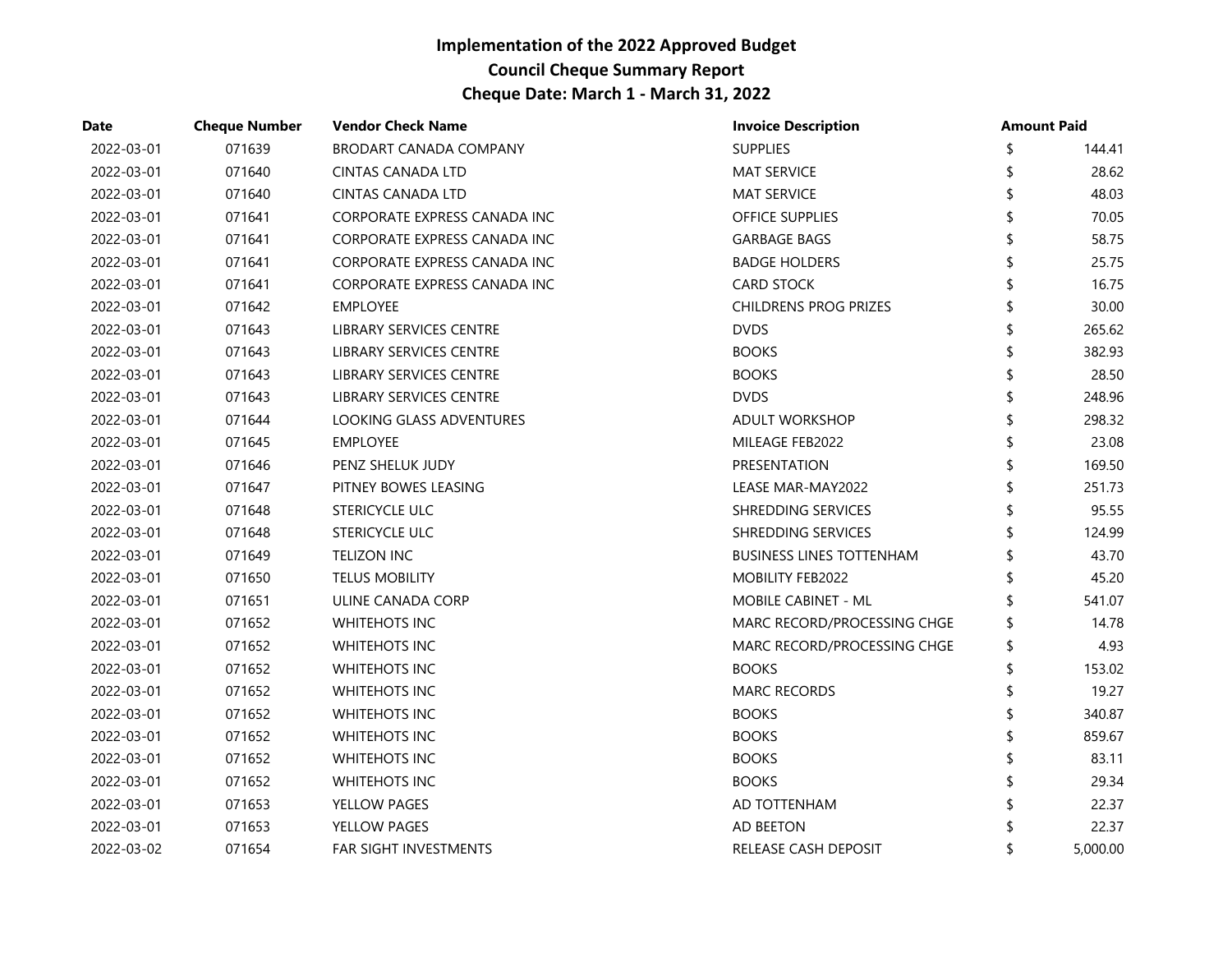# Implementation of the 2022 Approved Budget
## Council Cheque Summary Report
## Cheque Date: March 1 - March 31, 2022

| Date | Cheque Number | Vendor Check Name | Invoice Description | Amount Paid |
|---|---|---|---|---|
| 2022-03-01 | 071639 | BRODART CANADA COMPANY | SUPPLIES | $ 144.41 |
| 2022-03-01 | 071640 | CINTAS CANADA LTD | MAT SERVICE | $ 28.62 |
| 2022-03-01 | 071640 | CINTAS CANADA LTD | MAT SERVICE | $ 48.03 |
| 2022-03-01 | 071641 | CORPORATE EXPRESS CANADA INC | OFFICE SUPPLIES | $ 70.05 |
| 2022-03-01 | 071641 | CORPORATE EXPRESS CANADA INC | GARBAGE BAGS | $ 58.75 |
| 2022-03-01 | 071641 | CORPORATE EXPRESS CANADA INC | BADGE HOLDERS | $ 25.75 |
| 2022-03-01 | 071641 | CORPORATE EXPRESS CANADA INC | CARD STOCK | $ 16.75 |
| 2022-03-01 | 071642 | EMPLOYEE | CHILDRENS PROG PRIZES | $ 30.00 |
| 2022-03-01 | 071643 | LIBRARY SERVICES CENTRE | DVDS | $ 265.62 |
| 2022-03-01 | 071643 | LIBRARY SERVICES CENTRE | BOOKS | $ 382.93 |
| 2022-03-01 | 071643 | LIBRARY SERVICES CENTRE | BOOKS | $ 28.50 |
| 2022-03-01 | 071643 | LIBRARY SERVICES CENTRE | DVDS | $ 248.96 |
| 2022-03-01 | 071644 | LOOKING GLASS ADVENTURES | ADULT WORKSHOP | $ 298.32 |
| 2022-03-01 | 071645 | EMPLOYEE | MILEAGE FEB2022 | $ 23.08 |
| 2022-03-01 | 071646 | PENZ SHELUK JUDY | PRESENTATION | $ 169.50 |
| 2022-03-01 | 071647 | PITNEY BOWES LEASING | LEASE MAR-MAY2022 | $ 251.73 |
| 2022-03-01 | 071648 | STERICYCLE ULC | SHREDDING SERVICES | $ 95.55 |
| 2022-03-01 | 071648 | STERICYCLE ULC | SHREDDING SERVICES | $ 124.99 |
| 2022-03-01 | 071649 | TELIZON INC | BUSINESS LINES TOTTENHAM | $ 43.70 |
| 2022-03-01 | 071650 | TELUS MOBILITY | MOBILITY FEB2022 | $ 45.20 |
| 2022-03-01 | 071651 | ULINE CANADA CORP | MOBILE CABINET - ML | $ 541.07 |
| 2022-03-01 | 071652 | WHITEHOTS INC | MARC RECORD/PROCESSING CHGE | $ 14.78 |
| 2022-03-01 | 071652 | WHITEHOTS INC | MARC RECORD/PROCESSING CHGE | $ 4.93 |
| 2022-03-01 | 071652 | WHITEHOTS INC | BOOKS | $ 153.02 |
| 2022-03-01 | 071652 | WHITEHOTS INC | MARC RECORDS | $ 19.27 |
| 2022-03-01 | 071652 | WHITEHOTS INC | BOOKS | $ 340.87 |
| 2022-03-01 | 071652 | WHITEHOTS INC | BOOKS | $ 859.67 |
| 2022-03-01 | 071652 | WHITEHOTS INC | BOOKS | $ 83.11 |
| 2022-03-01 | 071652 | WHITEHOTS INC | BOOKS | $ 29.34 |
| 2022-03-01 | 071653 | YELLOW PAGES | AD TOTTENHAM | $ 22.37 |
| 2022-03-01 | 071653 | YELLOW PAGES | AD BEETON | $ 22.37 |
| 2022-03-02 | 071654 | FAR SIGHT INVESTMENTS | RELEASE CASH DEPOSIT | $ 5,000.00 |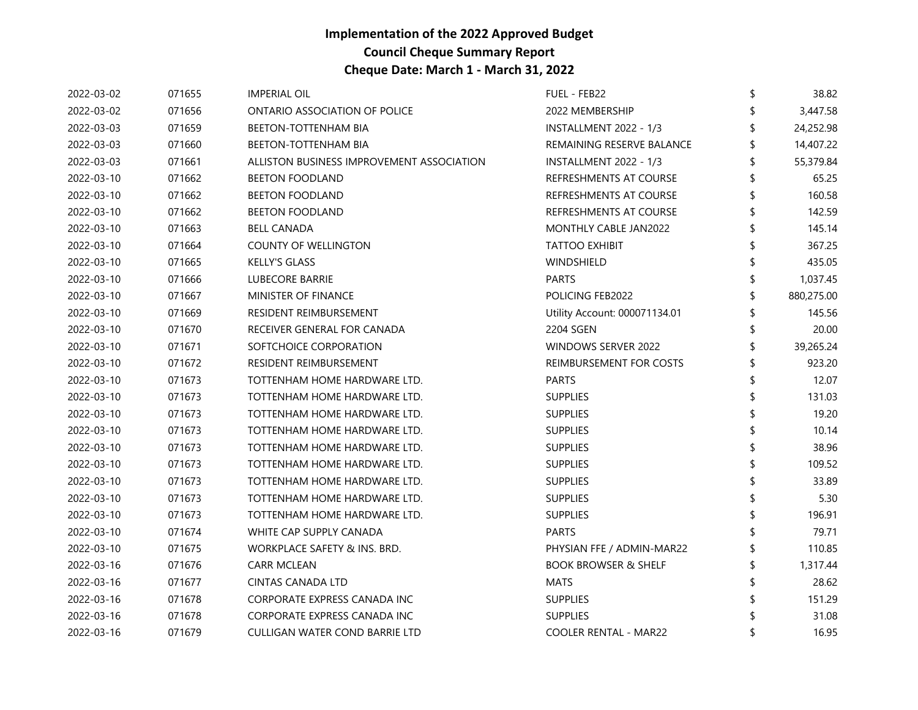# Implementation of the 2022 Approved Budget
## Council Cheque Summary Report
## Cheque Date: March 1 - March 31, 2022

| | | | | | |
|---|---|---|---|---|---|
| 2022-03-02 | 071655 | IMPERIAL OIL | FUEL - FEB22 | $ | 38.82 |
| 2022-03-02 | 071656 | ONTARIO ASSOCIATION OF POLICE | 2022 MEMBERSHIP | $ | 3,447.58 |
| 2022-03-03 | 071659 | BEETON-TOTTENHAM BIA | INSTALLMENT 2022 - 1/3 | $ | 24,252.98 |
| 2022-03-03 | 071660 | BEETON-TOTTENHAM BIA | REMAINING RESERVE BALANCE | $ | 14,407.22 |
| 2022-03-03 | 071661 | ALLISTON BUSINESS IMPROVEMENT ASSOCIATION | INSTALLMENT 2022 - 1/3 | $ | 55,379.84 |
| 2022-03-10 | 071662 | BEETON FOODLAND | REFRESHMENTS AT COURSE | $ | 65.25 |
| 2022-03-10 | 071662 | BEETON FOODLAND | REFRESHMENTS AT COURSE | $ | 160.58 |
| 2022-03-10 | 071662 | BEETON FOODLAND | REFRESHMENTS AT COURSE | $ | 142.59 |
| 2022-03-10 | 071663 | BELL CANADA | MONTHLY CABLE JAN2022 | $ | 145.14 |
| 2022-03-10 | 071664 | COUNTY OF WELLINGTON | TATTOO EXHIBIT | $ | 367.25 |
| 2022-03-10 | 071665 | KELLY'S GLASS | WINDSHIELD | $ | 435.05 |
| 2022-03-10 | 071666 | LUBECORE BARRIE | PARTS | $ | 1,037.45 |
| 2022-03-10 | 071667 | MINISTER OF FINANCE | POLICING FEB2022 | $ | 880,275.00 |
| 2022-03-10 | 071669 | RESIDENT REIMBURSEMENT | Utility Account: 000071134.01 | $ | 145.56 |
| 2022-03-10 | 071670 | RECEIVER GENERAL FOR CANADA | 2204 SGEN | $ | 20.00 |
| 2022-03-10 | 071671 | SOFTCHOICE CORPORATION | WINDOWS SERVER 2022 | $ | 39,265.24 |
| 2022-03-10 | 071672 | RESIDENT REIMBURSEMENT | REIMBURSEMENT FOR COSTS | $ | 923.20 |
| 2022-03-10 | 071673 | TOTTENHAM HOME HARDWARE LTD. | PARTS | $ | 12.07 |
| 2022-03-10 | 071673 | TOTTENHAM HOME HARDWARE LTD. | SUPPLIES | $ | 131.03 |
| 2022-03-10 | 071673 | TOTTENHAM HOME HARDWARE LTD. | SUPPLIES | $ | 19.20 |
| 2022-03-10 | 071673 | TOTTENHAM HOME HARDWARE LTD. | SUPPLIES | $ | 10.14 |
| 2022-03-10 | 071673 | TOTTENHAM HOME HARDWARE LTD. | SUPPLIES | $ | 38.96 |
| 2022-03-10 | 071673 | TOTTENHAM HOME HARDWARE LTD. | SUPPLIES | $ | 109.52 |
| 2022-03-10 | 071673 | TOTTENHAM HOME HARDWARE LTD. | SUPPLIES | $ | 33.89 |
| 2022-03-10 | 071673 | TOTTENHAM HOME HARDWARE LTD. | SUPPLIES | $ | 5.30 |
| 2022-03-10 | 071673 | TOTTENHAM HOME HARDWARE LTD. | SUPPLIES | $ | 196.91 |
| 2022-03-10 | 071674 | WHITE CAP SUPPLY CANADA | PARTS | $ | 79.71 |
| 2022-03-10 | 071675 | WORKPLACE SAFETY & INS. BRD. | PHYSIAN FFE / ADMIN-MAR22 | $ | 110.85 |
| 2022-03-16 | 071676 | CARR MCLEAN | BOOK BROWSER & SHELF | $ | 1,317.44 |
| 2022-03-16 | 071677 | CINTAS CANADA LTD | MATS | $ | 28.62 |
| 2022-03-16 | 071678 | CORPORATE EXPRESS CANADA INC | SUPPLIES | $ | 151.29 |
| 2022-03-16 | 071678 | CORPORATE EXPRESS CANADA INC | SUPPLIES | $ | 31.08 |
| 2022-03-16 | 071679 | CULLIGAN WATER COND BARRIE LTD | COOLER RENTAL - MAR22 | $ | 16.95 |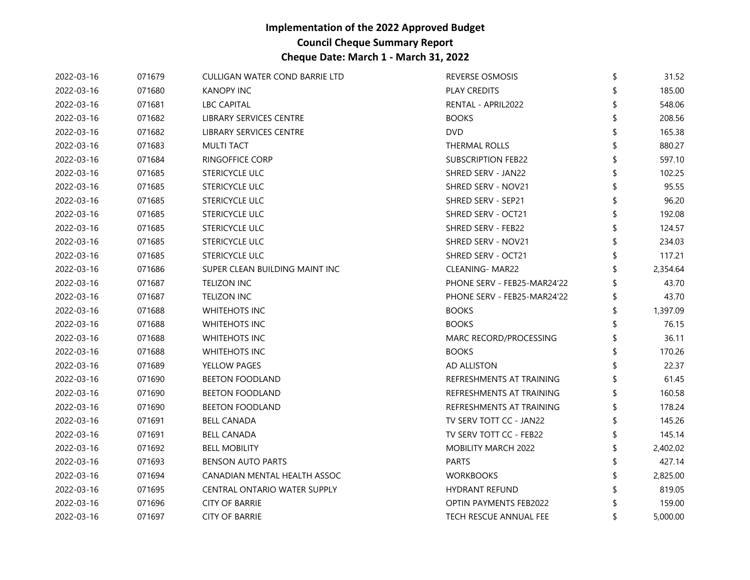# Implementation of the 2022 Approved Budget

## Council Cheque Summary Report

## Cheque Date: March 1 - March 31, 2022

| | | | | | |
|---|---|---|---|---|---|
| 2022-03-16 | 071679 | CULLIGAN WATER COND BARRIE LTD | REVERSE OSMOSIS | $ | 31.52 |
| 2022-03-16 | 071680 | KANOPY INC | PLAY CREDITS | $ | 185.00 |
| 2022-03-16 | 071681 | LBC CAPITAL | RENTAL - APRIL2022 | $ | 548.06 |
| 2022-03-16 | 071682 | LIBRARY SERVICES CENTRE | BOOKS | $ | 208.56 |
| 2022-03-16 | 071682 | LIBRARY SERVICES CENTRE | DVD | $ | 165.38 |
| 2022-03-16 | 071683 | MULTI TACT | THERMAL ROLLS | $ | 880.27 |
| 2022-03-16 | 071684 | RINGOFFICE CORP | SUBSCRIPTION FEB22 | $ | 597.10 |
| 2022-03-16 | 071685 | STERICYCLE ULC | SHRED SERV - JAN22 | $ | 102.25 |
| 2022-03-16 | 071685 | STERICYCLE ULC | SHRED SERV - NOV21 | $ | 95.55 |
| 2022-03-16 | 071685 | STERICYCLE ULC | SHRED SERV - SEP21 | $ | 96.20 |
| 2022-03-16 | 071685 | STERICYCLE ULC | SHRED SERV - OCT21 | $ | 192.08 |
| 2022-03-16 | 071685 | STERICYCLE ULC | SHRED SERV - FEB22 | $ | 124.57 |
| 2022-03-16 | 071685 | STERICYCLE ULC | SHRED SERV - NOV21 | $ | 234.03 |
| 2022-03-16 | 071685 | STERICYCLE ULC | SHRED SERV - OCT21 | $ | 117.21 |
| 2022-03-16 | 071686 | SUPER CLEAN BUILDING MAINT INC | CLEANING- MAR22 | $ | 2,354.64 |
| 2022-03-16 | 071687 | TELIZON INC | PHONE SERV - FEB25-MAR24'22 | $ | 43.70 |
| 2022-03-16 | 071687 | TELIZON INC | PHONE SERV - FEB25-MAR24'22 | $ | 43.70 |
| 2022-03-16 | 071688 | WHITEHOTS INC | BOOKS | $ | 1,397.09 |
| 2022-03-16 | 071688 | WHITEHOTS INC | BOOKS | $ | 76.15 |
| 2022-03-16 | 071688 | WHITEHOTS INC | MARC RECORD/PROCESSING | $ | 36.11 |
| 2022-03-16 | 071688 | WHITEHOTS INC | BOOKS | $ | 170.26 |
| 2022-03-16 | 071689 | YELLOW PAGES | AD ALLISTON | $ | 22.37 |
| 2022-03-16 | 071690 | BEETON FOODLAND | REFRESHMENTS AT TRAINING | $ | 61.45 |
| 2022-03-16 | 071690 | BEETON FOODLAND | REFRESHMENTS AT TRAINING | $ | 160.58 |
| 2022-03-16 | 071690 | BEETON FOODLAND | REFRESHMENTS AT TRAINING | $ | 178.24 |
| 2022-03-16 | 071691 | BELL CANADA | TV SERV TOTT CC - JAN22 | $ | 145.26 |
| 2022-03-16 | 071691 | BELL CANADA | TV SERV TOTT CC - FEB22 | $ | 145.14 |
| 2022-03-16 | 071692 | BELL MOBILITY | MOBILITY MARCH 2022 | $ | 2,402.02 |
| 2022-03-16 | 071693 | BENSON AUTO PARTS | PARTS | $ | 427.14 |
| 2022-03-16 | 071694 | CANADIAN MENTAL HEALTH ASSOC | WORKBOOKS | $ | 2,825.00 |
| 2022-03-16 | 071695 | CENTRAL ONTARIO WATER SUPPLY | HYDRANT REFUND | $ | 819.05 |
| 2022-03-16 | 071696 | CITY OF BARRIE | OPTIN PAYMENTS FEB2022 | $ | 159.00 |
| 2022-03-16 | 071697 | CITY OF BARRIE | TECH RESCUE ANNUAL FEE | $ | 5,000.00 |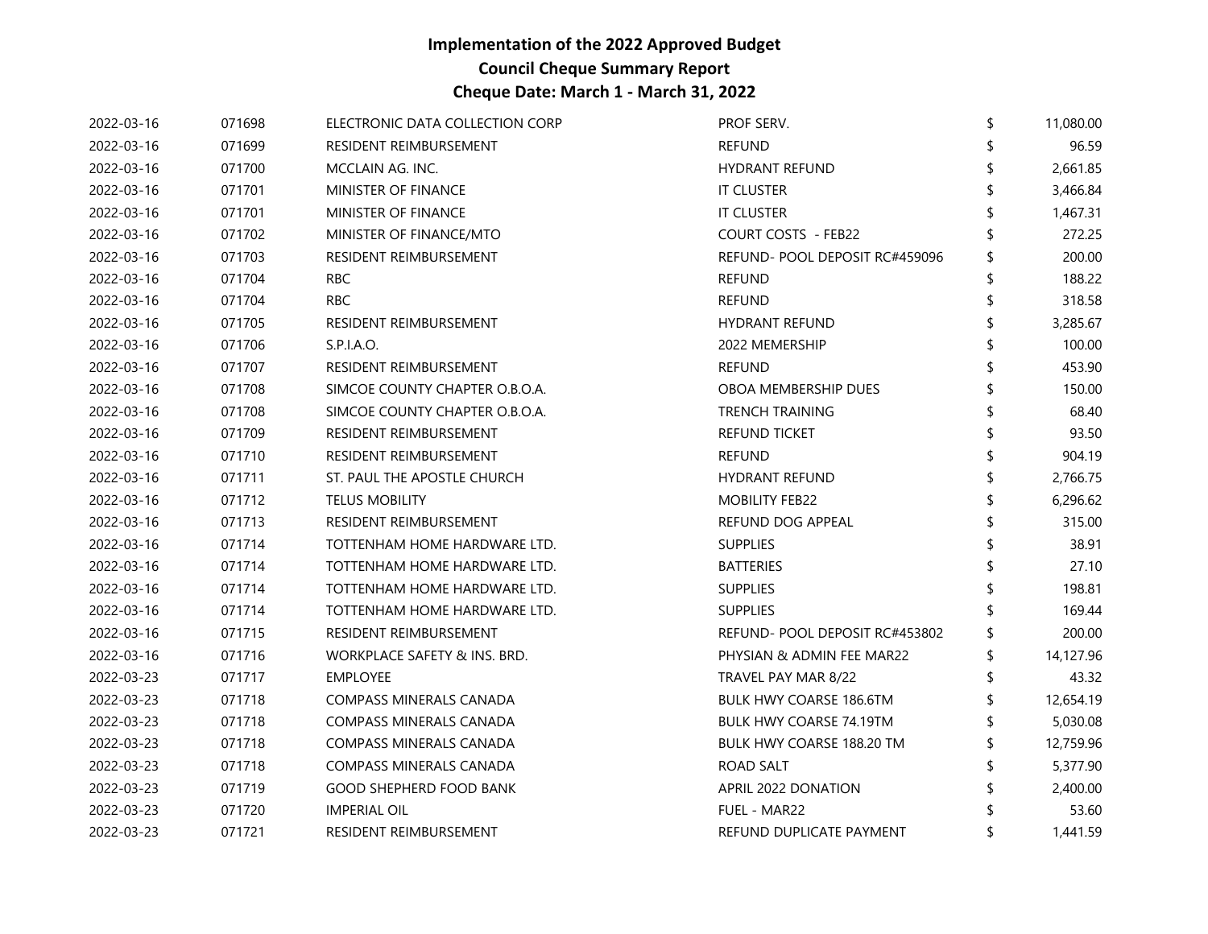# Implementation of the 2022 Approved Budget
## Council Cheque Summary Report
## Cheque Date: March 1 - March 31, 2022

| Date | Cheque No. | Payee | Description | | Amount |
|---|---|---|---|---|---|
| 2022-03-16 | 071698 | ELECTRONIC DATA COLLECTION CORP | PROF SERV. | $ | 11,080.00 |
| 2022-03-16 | 071699 | RESIDENT REIMBURSEMENT | REFUND | $ | 96.59 |
| 2022-03-16 | 071700 | MCCLAIN AG. INC. | HYDRANT REFUND | $ | 2,661.85 |
| 2022-03-16 | 071701 | MINISTER OF FINANCE | IT CLUSTER | $ | 3,466.84 |
| 2022-03-16 | 071701 | MINISTER OF FINANCE | IT CLUSTER | $ | 1,467.31 |
| 2022-03-16 | 071702 | MINISTER OF FINANCE/MTO | COURT COSTS - FEB22 | $ | 272.25 |
| 2022-03-16 | 071703 | RESIDENT REIMBURSEMENT | REFUND- POOL DEPOSIT RC#459096 | $ | 200.00 |
| 2022-03-16 | 071704 | RBC | REFUND | $ | 188.22 |
| 2022-03-16 | 071704 | RBC | REFUND | $ | 318.58 |
| 2022-03-16 | 071705 | RESIDENT REIMBURSEMENT | HYDRANT REFUND | $ | 3,285.67 |
| 2022-03-16 | 071706 | S.P.I.A.O. | 2022 MEMERSHIP | $ | 100.00 |
| 2022-03-16 | 071707 | RESIDENT REIMBURSEMENT | REFUND | $ | 453.90 |
| 2022-03-16 | 071708 | SIMCOE COUNTY CHAPTER O.B.O.A. | OBOA MEMBERSHIP DUES | $ | 150.00 |
| 2022-03-16 | 071708 | SIMCOE COUNTY CHAPTER O.B.O.A. | TRENCH TRAINING | $ | 68.40 |
| 2022-03-16 | 071709 | RESIDENT REIMBURSEMENT | REFUND TICKET | $ | 93.50 |
| 2022-03-16 | 071710 | RESIDENT REIMBURSEMENT | REFUND | $ | 904.19 |
| 2022-03-16 | 071711 | ST. PAUL THE APOSTLE CHURCH | HYDRANT REFUND | $ | 2,766.75 |
| 2022-03-16 | 071712 | TELUS MOBILITY | MOBILITY FEB22 | $ | 6,296.62 |
| 2022-03-16 | 071713 | RESIDENT REIMBURSEMENT | REFUND DOG APPEAL | $ | 315.00 |
| 2022-03-16 | 071714 | TOTTENHAM HOME HARDWARE LTD. | SUPPLIES | $ | 38.91 |
| 2022-03-16 | 071714 | TOTTENHAM HOME HARDWARE LTD. | BATTERIES | $ | 27.10 |
| 2022-03-16 | 071714 | TOTTENHAM HOME HARDWARE LTD. | SUPPLIES | $ | 198.81 |
| 2022-03-16 | 071714 | TOTTENHAM HOME HARDWARE LTD. | SUPPLIES | $ | 169.44 |
| 2022-03-16 | 071715 | RESIDENT REIMBURSEMENT | REFUND- POOL DEPOSIT RC#453802 | $ | 200.00 |
| 2022-03-16 | 071716 | WORKPLACE SAFETY & INS. BRD. | PHYSIAN & ADMIN FEE MAR22 | $ | 14,127.96 |
| 2022-03-23 | 071717 | EMPLOYEE | TRAVEL PAY MAR 8/22 | $ | 43.32 |
| 2022-03-23 | 071718 | COMPASS MINERALS CANADA | BULK HWY COARSE 186.6TM | $ | 12,654.19 |
| 2022-03-23 | 071718 | COMPASS MINERALS CANADA | BULK HWY COARSE 74.19TM | $ | 5,030.08 |
| 2022-03-23 | 071718 | COMPASS MINERALS CANADA | BULK HWY COARSE 188.20 TM | $ | 12,759.96 |
| 2022-03-23 | 071718 | COMPASS MINERALS CANADA | ROAD SALT | $ | 5,377.90 |
| 2022-03-23 | 071719 | GOOD SHEPHERD FOOD BANK | APRIL 2022 DONATION | $ | 2,400.00 |
| 2022-03-23 | 071720 | IMPERIAL OIL | FUEL - MAR22 | $ | 53.60 |
| 2022-03-23 | 071721 | RESIDENT REIMBURSEMENT | REFUND DUPLICATE PAYMENT | $ | 1,441.59 |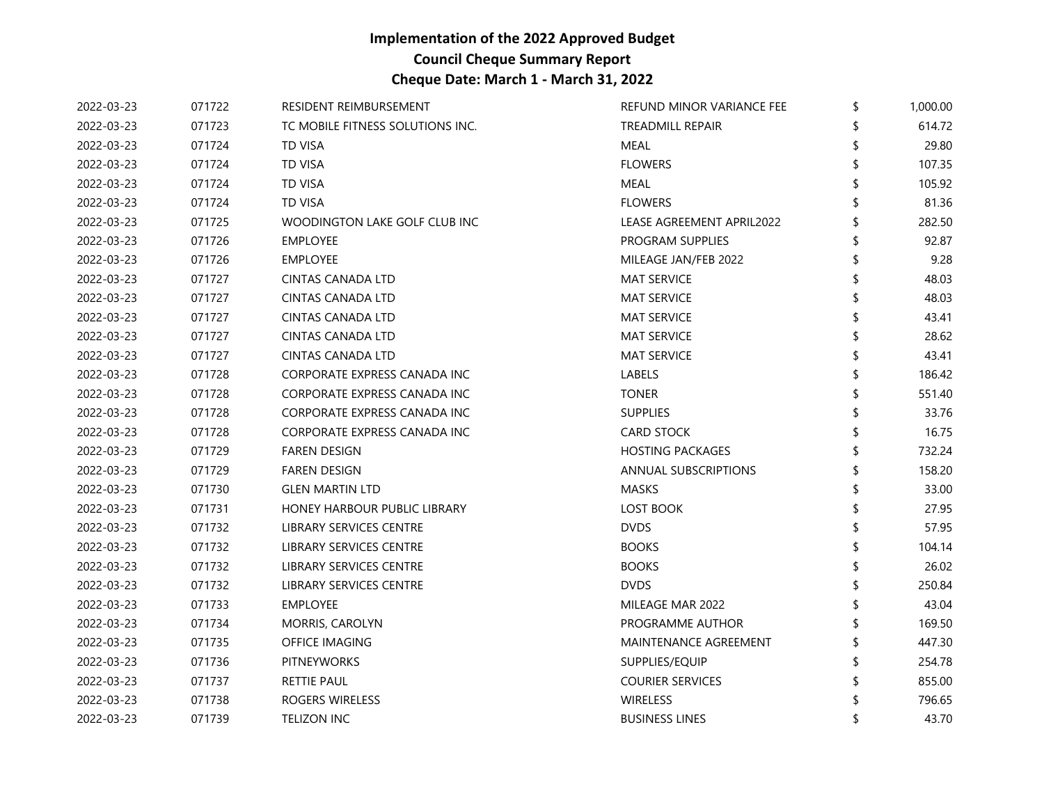**Implementation of the 2022 Approved Budget**
**Council Cheque Summary Report**
**Cheque Date: March 1 - March 31, 2022**

| | | | | | |
|---|---|---|---|---|---|
| 2022-03-23 | 071722 | RESIDENT REIMBURSEMENT | REFUND MINOR VARIANCE FEE | $ | 1,000.00 |
| 2022-03-23 | 071723 | TC MOBILE FITNESS SOLUTIONS INC. | TREADMILL REPAIR | $ | 614.72 |
| 2022-03-23 | 071724 | TD VISA | MEAL | $ | 29.80 |
| 2022-03-23 | 071724 | TD VISA | FLOWERS | $ | 107.35 |
| 2022-03-23 | 071724 | TD VISA | MEAL | $ | 105.92 |
| 2022-03-23 | 071724 | TD VISA | FLOWERS | $ | 81.36 |
| 2022-03-23 | 071725 | WOODINGTON LAKE GOLF CLUB INC | LEASE AGREEMENT APRIL2022 | $ | 282.50 |
| 2022-03-23 | 071726 | EMPLOYEE | PROGRAM SUPPLIES | $ | 92.87 |
| 2022-03-23 | 071726 | EMPLOYEE | MILEAGE JAN/FEB 2022 | $ | 9.28 |
| 2022-03-23 | 071727 | CINTAS CANADA LTD | MAT SERVICE | $ | 48.03 |
| 2022-03-23 | 071727 | CINTAS CANADA LTD | MAT SERVICE | $ | 48.03 |
| 2022-03-23 | 071727 | CINTAS CANADA LTD | MAT SERVICE | $ | 43.41 |
| 2022-03-23 | 071727 | CINTAS CANADA LTD | MAT SERVICE | $ | 28.62 |
| 2022-03-23 | 071727 | CINTAS CANADA LTD | MAT SERVICE | $ | 43.41 |
| 2022-03-23 | 071728 | CORPORATE EXPRESS CANADA INC | LABELS | $ | 186.42 |
| 2022-03-23 | 071728 | CORPORATE EXPRESS CANADA INC | TONER | $ | 551.40 |
| 2022-03-23 | 071728 | CORPORATE EXPRESS CANADA INC | SUPPLIES | $ | 33.76 |
| 2022-03-23 | 071728 | CORPORATE EXPRESS CANADA INC | CARD STOCK | $ | 16.75 |
| 2022-03-23 | 071729 | FAREN DESIGN | HOSTING PACKAGES | $ | 732.24 |
| 2022-03-23 | 071729 | FAREN DESIGN | ANNUAL SUBSCRIPTIONS | $ | 158.20 |
| 2022-03-23 | 071730 | GLEN MARTIN LTD | MASKS | $ | 33.00 |
| 2022-03-23 | 071731 | HONEY HARBOUR PUBLIC LIBRARY | LOST BOOK | $ | 27.95 |
| 2022-03-23 | 071732 | LIBRARY SERVICES CENTRE | DVDS | $ | 57.95 |
| 2022-03-23 | 071732 | LIBRARY SERVICES CENTRE | BOOKS | $ | 104.14 |
| 2022-03-23 | 071732 | LIBRARY SERVICES CENTRE | BOOKS | $ | 26.02 |
| 2022-03-23 | 071732 | LIBRARY SERVICES CENTRE | DVDS | $ | 250.84 |
| 2022-03-23 | 071733 | EMPLOYEE | MILEAGE MAR 2022 | $ | 43.04 |
| 2022-03-23 | 071734 | MORRIS, CAROLYN | PROGRAMME AUTHOR | $ | 169.50 |
| 2022-03-23 | 071735 | OFFICE IMAGING | MAINTENANCE AGREEMENT | $ | 447.30 |
| 2022-03-23 | 071736 | PITNEYWORKS | SUPPLIES/EQUIP | $ | 254.78 |
| 2022-03-23 | 071737 | RETTIE PAUL | COURIER SERVICES | $ | 855.00 |
| 2022-03-23 | 071738 | ROGERS WIRELESS | WIRELESS | $ | 796.65 |
| 2022-03-23 | 071739 | TELIZON INC | BUSINESS LINES | $ | 43.70 |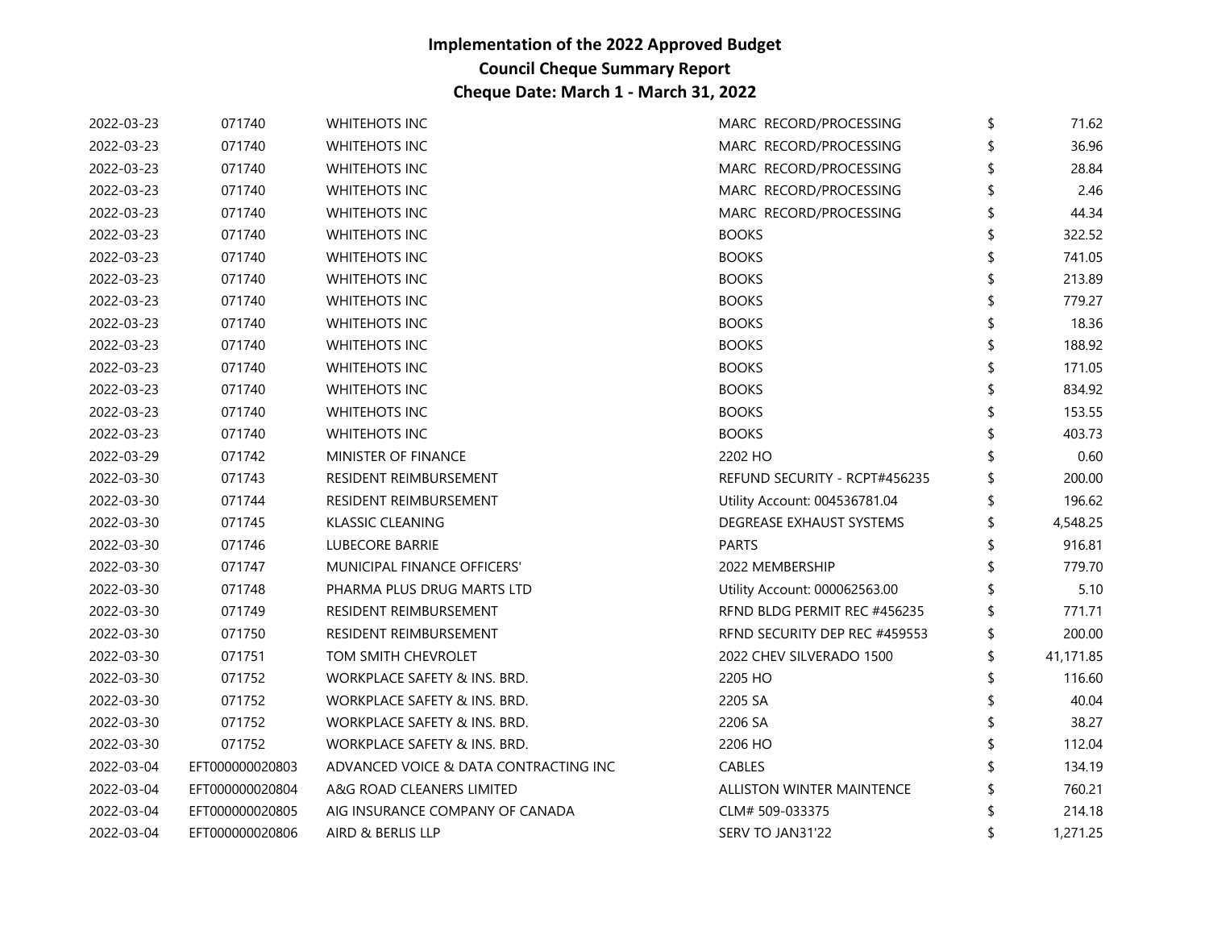# Implementation of the 2022 Approved Budget
## Council Cheque Summary Report
### Cheque Date: March 1 - March 31, 2022

| | | | | | |
|---|---|---|---|---|---|
| 2022-03-23 | 071740 | WHITEHOTS INC | MARC RECORD/PROCESSING | $ | 71.62 |
| 2022-03-23 | 071740 | WHITEHOTS INC | MARC RECORD/PROCESSING | $ | 36.96 |
| 2022-03-23 | 071740 | WHITEHOTS INC | MARC RECORD/PROCESSING | $ | 28.84 |
| 2022-03-23 | 071740 | WHITEHOTS INC | MARC RECORD/PROCESSING | $ | 2.46 |
| 2022-03-23 | 071740 | WHITEHOTS INC | MARC RECORD/PROCESSING | $ | 44.34 |
| 2022-03-23 | 071740 | WHITEHOTS INC | BOOKS | $ | 322.52 |
| 2022-03-23 | 071740 | WHITEHOTS INC | BOOKS | $ | 741.05 |
| 2022-03-23 | 071740 | WHITEHOTS INC | BOOKS | $ | 213.89 |
| 2022-03-23 | 071740 | WHITEHOTS INC | BOOKS | $ | 779.27 |
| 2022-03-23 | 071740 | WHITEHOTS INC | BOOKS | $ | 18.36 |
| 2022-03-23 | 071740 | WHITEHOTS INC | BOOKS | $ | 188.92 |
| 2022-03-23 | 071740 | WHITEHOTS INC | BOOKS | $ | 171.05 |
| 2022-03-23 | 071740 | WHITEHOTS INC | BOOKS | $ | 834.92 |
| 2022-03-23 | 071740 | WHITEHOTS INC | BOOKS | $ | 153.55 |
| 2022-03-23 | 071740 | WHITEHOTS INC | BOOKS | $ | 403.73 |
| 2022-03-29 | 071742 | MINISTER OF FINANCE | 2202 HO | $ | 0.60 |
| 2022-03-30 | 071743 | RESIDENT REIMBURSEMENT | REFUND SECURITY - RCPT#456235 | $ | 200.00 |
| 2022-03-30 | 071744 | RESIDENT REIMBURSEMENT | Utility Account: 004536781.04 | $ | 196.62 |
| 2022-03-30 | 071745 | KLASSIC CLEANING | DEGREASE EXHAUST SYSTEMS | $ | 4,548.25 |
| 2022-03-30 | 071746 | LUBECORE BARRIE | PARTS | $ | 916.81 |
| 2022-03-30 | 071747 | MUNICIPAL FINANCE OFFICERS' | 2022 MEMBERSHIP | $ | 779.70 |
| 2022-03-30 | 071748 | PHARMA PLUS DRUG MARTS LTD | Utility Account: 000062563.00 | $ | 5.10 |
| 2022-03-30 | 071749 | RESIDENT REIMBURSEMENT | RFND BLDG PERMIT REC #456235 | $ | 771.71 |
| 2022-03-30 | 071750 | RESIDENT REIMBURSEMENT | RFND SECURITY DEP REC #459553 | $ | 200.00 |
| 2022-03-30 | 071751 | TOM SMITH CHEVROLET | 2022 CHEV SILVERADO 1500 | $ | 41,171.85 |
| 2022-03-30 | 071752 | WORKPLACE SAFETY & INS. BRD. | 2205 HO | $ | 116.60 |
| 2022-03-30 | 071752 | WORKPLACE SAFETY & INS. BRD. | 2205 SA | $ | 40.04 |
| 2022-03-30 | 071752 | WORKPLACE SAFETY & INS. BRD. | 2206 SA | $ | 38.27 |
| 2022-03-30 | 071752 | WORKPLACE SAFETY & INS. BRD. | 2206 HO | $ | 112.04 |
| 2022-03-04 | EFT000000020803 | ADVANCED VOICE & DATA CONTRACTING INC | CABLES | $ | 134.19 |
| 2022-03-04 | EFT000000020804 | A&G ROAD CLEANERS LIMITED | ALLISTON WINTER MAINTENCE | $ | 760.21 |
| 2022-03-04 | EFT000000020805 | AIG INSURANCE COMPANY OF CANADA | CLM# 509-033375 | $ | 214.18 |
| 2022-03-04 | EFT000000020806 | AIRD & BERLIS LLP | SERV TO JAN31'22 | $ | 1,271.25 |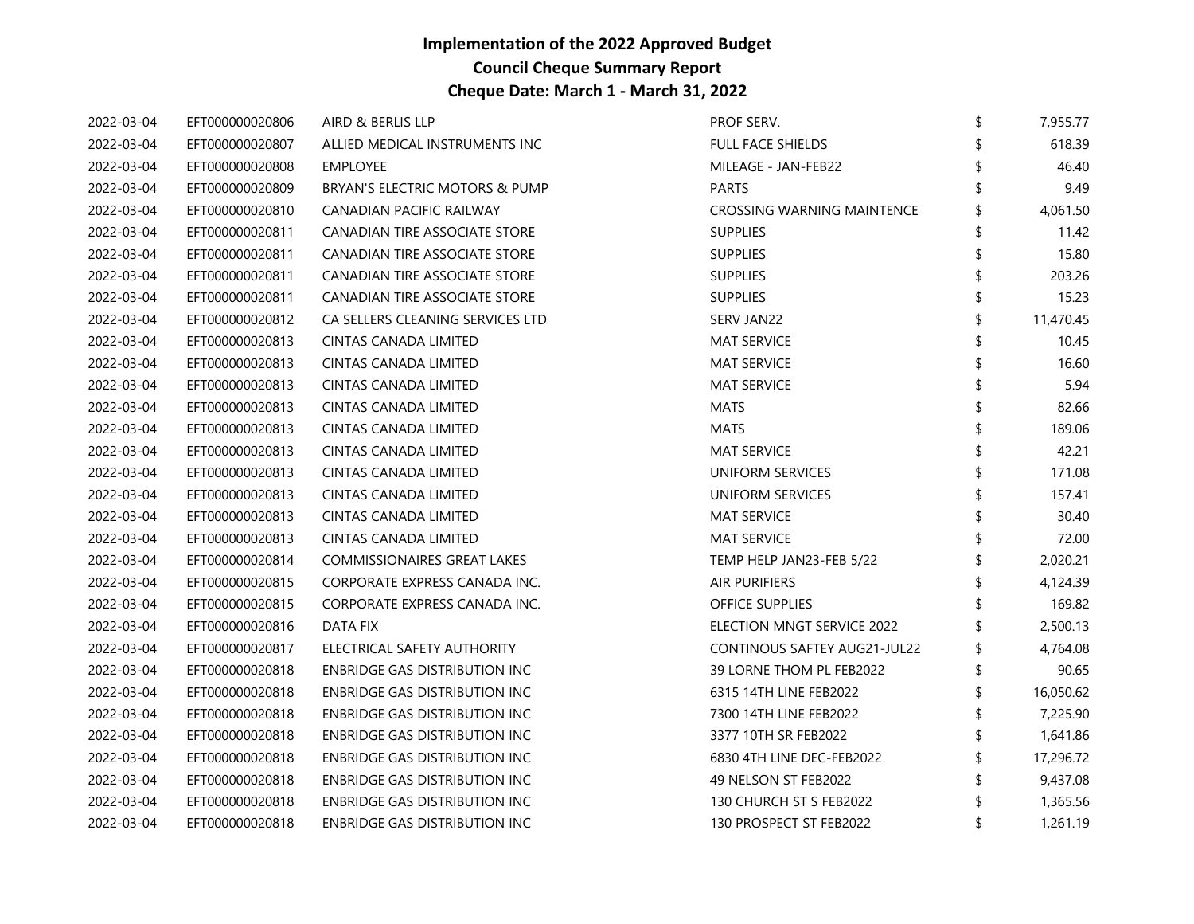# Implementation of the 2022 Approved Budget
## Council Cheque Summary Report
### Cheque Date: March 1 - March 31, 2022

| Date | Cheque No. | Vendor | Description | | Amount |
|---|---|---|---|---|---|
| 2022-03-04 | EFT000000020806 | AIRD & BERLIS LLP | PROF SERV. | $ | 7,955.77 |
| 2022-03-04 | EFT000000020807 | ALLIED MEDICAL INSTRUMENTS INC | FULL FACE SHIELDS | $ | 618.39 |
| 2022-03-04 | EFT000000020808 | EMPLOYEE | MILEAGE - JAN-FEB22 | $ | 46.40 |
| 2022-03-04 | EFT000000020809 | BRYAN'S ELECTRIC MOTORS & PUMP | PARTS | $ | 9.49 |
| 2022-03-04 | EFT000000020810 | CANADIAN PACIFIC RAILWAY | CROSSING WARNING MAINTENCE | $ | 4,061.50 |
| 2022-03-04 | EFT000000020811 | CANADIAN TIRE ASSOCIATE STORE | SUPPLIES | $ | 11.42 |
| 2022-03-04 | EFT000000020811 | CANADIAN TIRE ASSOCIATE STORE | SUPPLIES | $ | 15.80 |
| 2022-03-04 | EFT000000020811 | CANADIAN TIRE ASSOCIATE STORE | SUPPLIES | $ | 203.26 |
| 2022-03-04 | EFT000000020811 | CANADIAN TIRE ASSOCIATE STORE | SUPPLIES | $ | 15.23 |
| 2022-03-04 | EFT000000020812 | CA SELLERS CLEANING SERVICES LTD | SERV JAN22 | $ | 11,470.45 |
| 2022-03-04 | EFT000000020813 | CINTAS CANADA LIMITED | MAT SERVICE | $ | 10.45 |
| 2022-03-04 | EFT000000020813 | CINTAS CANADA LIMITED | MAT SERVICE | $ | 16.60 |
| 2022-03-04 | EFT000000020813 | CINTAS CANADA LIMITED | MAT SERVICE | $ | 5.94 |
| 2022-03-04 | EFT000000020813 | CINTAS CANADA LIMITED | MATS | $ | 82.66 |
| 2022-03-04 | EFT000000020813 | CINTAS CANADA LIMITED | MATS | $ | 189.06 |
| 2022-03-04 | EFT000000020813 | CINTAS CANADA LIMITED | MAT SERVICE | $ | 42.21 |
| 2022-03-04 | EFT000000020813 | CINTAS CANADA LIMITED | UNIFORM SERVICES | $ | 171.08 |
| 2022-03-04 | EFT000000020813 | CINTAS CANADA LIMITED | UNIFORM SERVICES | $ | 157.41 |
| 2022-03-04 | EFT000000020813 | CINTAS CANADA LIMITED | MAT SERVICE | $ | 30.40 |
| 2022-03-04 | EFT000000020813 | CINTAS CANADA LIMITED | MAT SERVICE | $ | 72.00 |
| 2022-03-04 | EFT000000020814 | COMMISSIONAIRES GREAT LAKES | TEMP HELP JAN23-FEB 5/22 | $ | 2,020.21 |
| 2022-03-04 | EFT000000020815 | CORPORATE EXPRESS CANADA INC. | AIR PURIFIERS | $ | 4,124.39 |
| 2022-03-04 | EFT000000020815 | CORPORATE EXPRESS CANADA INC. | OFFICE SUPPLIES | $ | 169.82 |
| 2022-03-04 | EFT000000020816 | DATA FIX | ELECTION MNGT SERVICE 2022 | $ | 2,500.13 |
| 2022-03-04 | EFT000000020817 | ELECTRICAL SAFETY AUTHORITY | CONTINOUS SAFTEY AUG21-JUL22 | $ | 4,764.08 |
| 2022-03-04 | EFT000000020818 | ENBRIDGE GAS DISTRIBUTION INC | 39 LORNE THOM PL FEB2022 | $ | 90.65 |
| 2022-03-04 | EFT000000020818 | ENBRIDGE GAS DISTRIBUTION INC | 6315 14TH LINE FEB2022 | $ | 16,050.62 |
| 2022-03-04 | EFT000000020818 | ENBRIDGE GAS DISTRIBUTION INC | 7300 14TH LINE FEB2022 | $ | 7,225.90 |
| 2022-03-04 | EFT000000020818 | ENBRIDGE GAS DISTRIBUTION INC | 3377 10TH SR FEB2022 | $ | 1,641.86 |
| 2022-03-04 | EFT000000020818 | ENBRIDGE GAS DISTRIBUTION INC | 6830 4TH LINE DEC-FEB2022 | $ | 17,296.72 |
| 2022-03-04 | EFT000000020818 | ENBRIDGE GAS DISTRIBUTION INC | 49 NELSON ST FEB2022 | $ | 9,437.08 |
| 2022-03-04 | EFT000000020818 | ENBRIDGE GAS DISTRIBUTION INC | 130 CHURCH ST S FEB2022 | $ | 1,365.56 |
| 2022-03-04 | EFT000000020818 | ENBRIDGE GAS DISTRIBUTION INC | 130 PROSPECT ST FEB2022 | $ | 1,261.19 |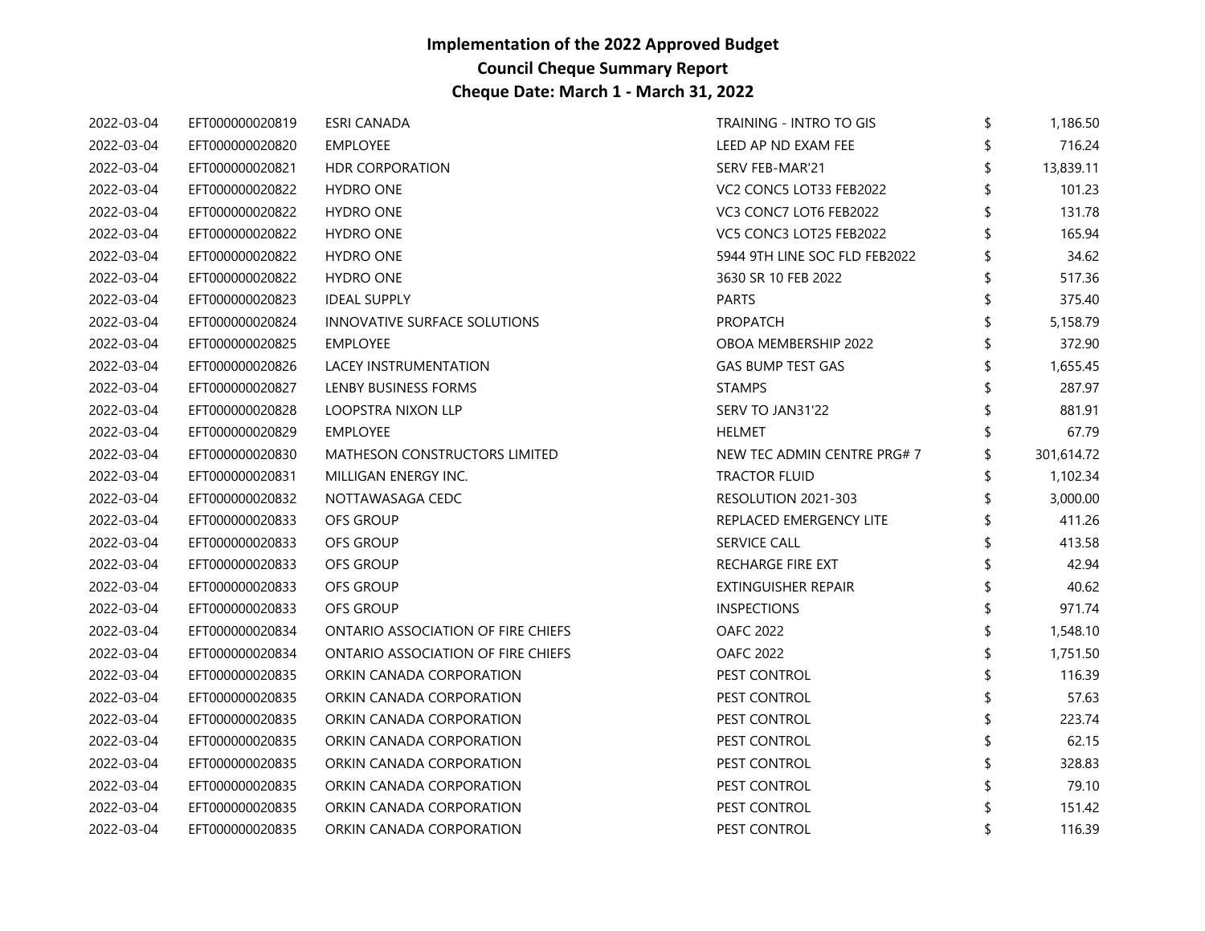# Implementation of the 2022 Approved Budget
## Council Cheque Summary Report
## Cheque Date: March 1 - March 31, 2022

| | | | | | |
|---|---|---|---|---|---|
| 2022-03-04 | EFT000000020819 | ESRI CANADA | TRAINING - INTRO TO GIS | $ | 1,186.50 |
| 2022-03-04 | EFT000000020820 | EMPLOYEE | LEED AP ND EXAM FEE | $ | 716.24 |
| 2022-03-04 | EFT000000020821 | HDR CORPORATION | SERV FEB-MAR'21 | $ | 13,839.11 |
| 2022-03-04 | EFT000000020822 | HYDRO ONE | VC2 CONC5 LOT33 FEB2022 | $ | 101.23 |
| 2022-03-04 | EFT000000020822 | HYDRO ONE | VC3 CONC7 LOT6 FEB2022 | $ | 131.78 |
| 2022-03-04 | EFT000000020822 | HYDRO ONE | VC5 CONC3 LOT25 FEB2022 | $ | 165.94 |
| 2022-03-04 | EFT000000020822 | HYDRO ONE | 5944 9TH LINE SOC FLD FEB2022 | $ | 34.62 |
| 2022-03-04 | EFT000000020822 | HYDRO ONE | 3630 SR 10 FEB 2022 | $ | 517.36 |
| 2022-03-04 | EFT000000020823 | IDEAL SUPPLY | PARTS | $ | 375.40 |
| 2022-03-04 | EFT000000020824 | INNOVATIVE SURFACE SOLUTIONS | PROPATCH | $ | 5,158.79 |
| 2022-03-04 | EFT000000020825 | EMPLOYEE | OBOA MEMBERSHIP 2022 | $ | 372.90 |
| 2022-03-04 | EFT000000020826 | LACEY INSTRUMENTATION | GAS BUMP TEST GAS | $ | 1,655.45 |
| 2022-03-04 | EFT000000020827 | LENBY BUSINESS FORMS | STAMPS | $ | 287.97 |
| 2022-03-04 | EFT000000020828 | LOOPSTRA NIXON LLP | SERV TO JAN31'22 | $ | 881.91 |
| 2022-03-04 | EFT000000020829 | EMPLOYEE | HELMET | $ | 67.79 |
| 2022-03-04 | EFT000000020830 | MATHESON CONSTRUCTORS LIMITED | NEW TEC ADMIN CENTRE PRG# 7 | $ | 301,614.72 |
| 2022-03-04 | EFT000000020831 | MILLIGAN ENERGY INC. | TRACTOR FLUID | $ | 1,102.34 |
| 2022-03-04 | EFT000000020832 | NOTTAWASAGA CEDC | RESOLUTION 2021-303 | $ | 3,000.00 |
| 2022-03-04 | EFT000000020833 | OFS GROUP | REPLACED EMERGENCY LITE | $ | 411.26 |
| 2022-03-04 | EFT000000020833 | OFS GROUP | SERVICE CALL | $ | 413.58 |
| 2022-03-04 | EFT000000020833 | OFS GROUP | RECHARGE FIRE EXT | $ | 42.94 |
| 2022-03-04 | EFT000000020833 | OFS GROUP | EXTINGUISHER REPAIR | $ | 40.62 |
| 2022-03-04 | EFT000000020833 | OFS GROUP | INSPECTIONS | $ | 971.74 |
| 2022-03-04 | EFT000000020834 | ONTARIO ASSOCIATION OF FIRE CHIEFS | OAFC 2022 | $ | 1,548.10 |
| 2022-03-04 | EFT000000020834 | ONTARIO ASSOCIATION OF FIRE CHIEFS | OAFC 2022 | $ | 1,751.50 |
| 2022-03-04 | EFT000000020835 | ORKIN CANADA CORPORATION | PEST CONTROL | $ | 116.39 |
| 2022-03-04 | EFT000000020835 | ORKIN CANADA CORPORATION | PEST CONTROL | $ | 57.63 |
| 2022-03-04 | EFT000000020835 | ORKIN CANADA CORPORATION | PEST CONTROL | $ | 223.74 |
| 2022-03-04 | EFT000000020835 | ORKIN CANADA CORPORATION | PEST CONTROL | $ | 62.15 |
| 2022-03-04 | EFT000000020835 | ORKIN CANADA CORPORATION | PEST CONTROL | $ | 328.83 |
| 2022-03-04 | EFT000000020835 | ORKIN CANADA CORPORATION | PEST CONTROL | $ | 79.10 |
| 2022-03-04 | EFT000000020835 | ORKIN CANADA CORPORATION | PEST CONTROL | $ | 151.42 |
| 2022-03-04 | EFT000000020835 | ORKIN CANADA CORPORATION | PEST CONTROL | $ | 116.39 |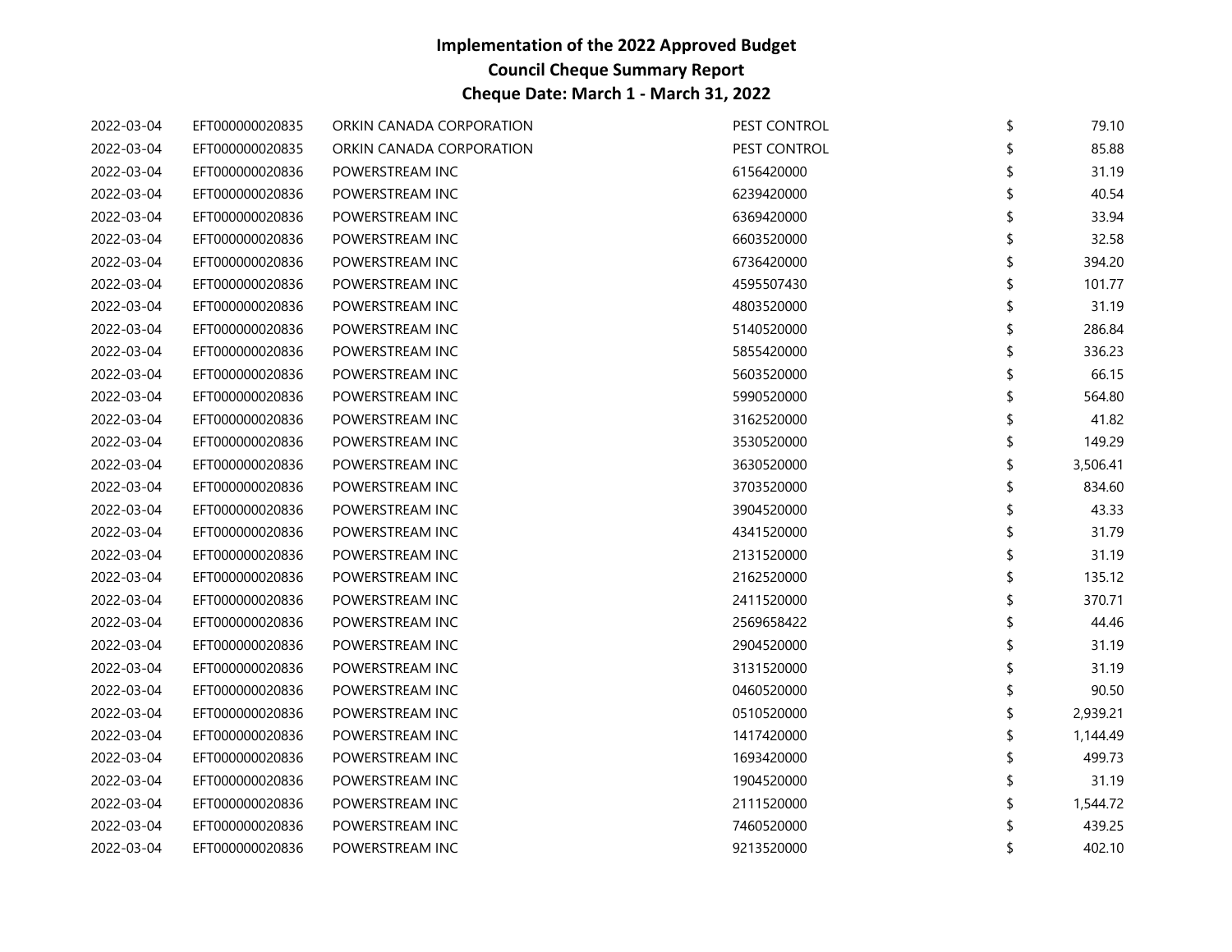**Implementation of the 2022 Approved Budget**
**Council Cheque Summary Report**
**Cheque Date: March 1 - March 31, 2022**

| | | | | | |
|---|---|---|---|---|---|
| 2022-03-04 | EFT000000020835 | ORKIN CANADA CORPORATION | PEST CONTROL | $ | 79.10 |
| 2022-03-04 | EFT000000020835 | ORKIN CANADA CORPORATION | PEST CONTROL | $ | 85.88 |
| 2022-03-04 | EFT000000020836 | POWERSTREAM INC | 6156420000 | $ | 31.19 |
| 2022-03-04 | EFT000000020836 | POWERSTREAM INC | 6239420000 | $ | 40.54 |
| 2022-03-04 | EFT000000020836 | POWERSTREAM INC | 6369420000 | $ | 33.94 |
| 2022-03-04 | EFT000000020836 | POWERSTREAM INC | 6603520000 | $ | 32.58 |
| 2022-03-04 | EFT000000020836 | POWERSTREAM INC | 6736420000 | $ | 394.20 |
| 2022-03-04 | EFT000000020836 | POWERSTREAM INC | 4595507430 | $ | 101.77 |
| 2022-03-04 | EFT000000020836 | POWERSTREAM INC | 4803520000 | $ | 31.19 |
| 2022-03-04 | EFT000000020836 | POWERSTREAM INC | 5140520000 | $ | 286.84 |
| 2022-03-04 | EFT000000020836 | POWERSTREAM INC | 5855420000 | $ | 336.23 |
| 2022-03-04 | EFT000000020836 | POWERSTREAM INC | 5603520000 | $ | 66.15 |
| 2022-03-04 | EFT000000020836 | POWERSTREAM INC | 5990520000 | $ | 564.80 |
| 2022-03-04 | EFT000000020836 | POWERSTREAM INC | 3162520000 | $ | 41.82 |
| 2022-03-04 | EFT000000020836 | POWERSTREAM INC | 3530520000 | $ | 149.29 |
| 2022-03-04 | EFT000000020836 | POWERSTREAM INC | 3630520000 | $ | 3,506.41 |
| 2022-03-04 | EFT000000020836 | POWERSTREAM INC | 3703520000 | $ | 834.60 |
| 2022-03-04 | EFT000000020836 | POWERSTREAM INC | 3904520000 | $ | 43.33 |
| 2022-03-04 | EFT000000020836 | POWERSTREAM INC | 4341520000 | $ | 31.79 |
| 2022-03-04 | EFT000000020836 | POWERSTREAM INC | 2131520000 | $ | 31.19 |
| 2022-03-04 | EFT000000020836 | POWERSTREAM INC | 2162520000 | $ | 135.12 |
| 2022-03-04 | EFT000000020836 | POWERSTREAM INC | 2411520000 | $ | 370.71 |
| 2022-03-04 | EFT000000020836 | POWERSTREAM INC | 2569658422 | $ | 44.46 |
| 2022-03-04 | EFT000000020836 | POWERSTREAM INC | 2904520000 | $ | 31.19 |
| 2022-03-04 | EFT000000020836 | POWERSTREAM INC | 3131520000 | $ | 31.19 |
| 2022-03-04 | EFT000000020836 | POWERSTREAM INC | 0460520000 | $ | 90.50 |
| 2022-03-04 | EFT000000020836 | POWERSTREAM INC | 0510520000 | $ | 2,939.21 |
| 2022-03-04 | EFT000000020836 | POWERSTREAM INC | 1417420000 | $ | 1,144.49 |
| 2022-03-04 | EFT000000020836 | POWERSTREAM INC | 1693420000 | $ | 499.73 |
| 2022-03-04 | EFT000000020836 | POWERSTREAM INC | 1904520000 | $ | 31.19 |
| 2022-03-04 | EFT000000020836 | POWERSTREAM INC | 2111520000 | $ | 1,544.72 |
| 2022-03-04 | EFT000000020836 | POWERSTREAM INC | 7460520000 | $ | 439.25 |
| 2022-03-04 | EFT000000020836 | POWERSTREAM INC | 9213520000 | $ | 402.10 |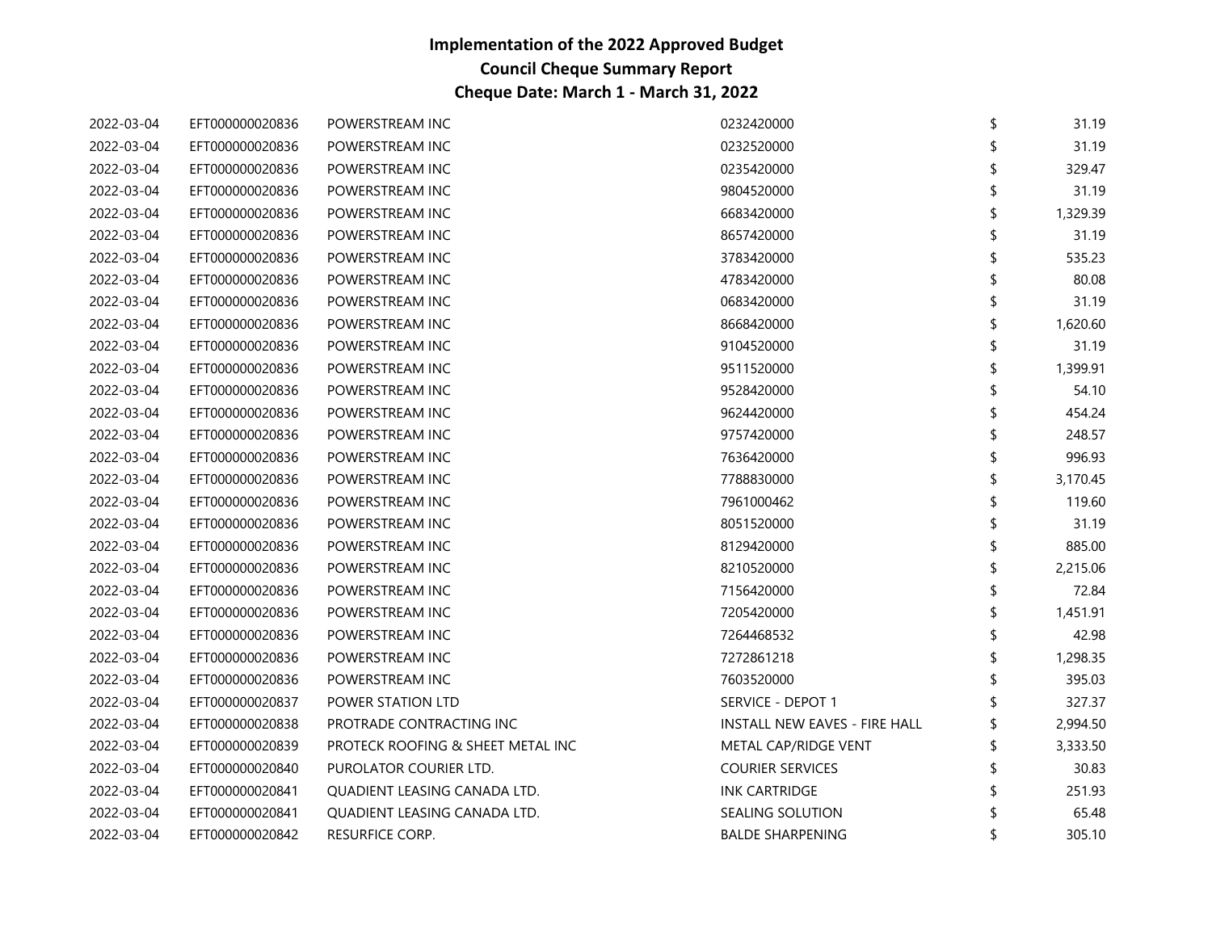# Implementation of the 2022 Approved Budget
## Council Cheque Summary Report
## Cheque Date: March 1 - March 31, 2022

| | | | | | |
|---|---|---|---|---|---|
| 2022-03-04 | EFT000000020836 | POWERSTREAM INC | 0232420000 | $ | 31.19 |
| 2022-03-04 | EFT000000020836 | POWERSTREAM INC | 0232520000 | $ | 31.19 |
| 2022-03-04 | EFT000000020836 | POWERSTREAM INC | 0235420000 | $ | 329.47 |
| 2022-03-04 | EFT000000020836 | POWERSTREAM INC | 9804520000 | $ | 31.19 |
| 2022-03-04 | EFT000000020836 | POWERSTREAM INC | 6683420000 | $ | 1,329.39 |
| 2022-03-04 | EFT000000020836 | POWERSTREAM INC | 8657420000 | $ | 31.19 |
| 2022-03-04 | EFT000000020836 | POWERSTREAM INC | 3783420000 | $ | 535.23 |
| 2022-03-04 | EFT000000020836 | POWERSTREAM INC | 4783420000 | $ | 80.08 |
| 2022-03-04 | EFT000000020836 | POWERSTREAM INC | 0683420000 | $ | 31.19 |
| 2022-03-04 | EFT000000020836 | POWERSTREAM INC | 8668420000 | $ | 1,620.60 |
| 2022-03-04 | EFT000000020836 | POWERSTREAM INC | 9104520000 | $ | 31.19 |
| 2022-03-04 | EFT000000020836 | POWERSTREAM INC | 9511520000 | $ | 1,399.91 |
| 2022-03-04 | EFT000000020836 | POWERSTREAM INC | 9528420000 | $ | 54.10 |
| 2022-03-04 | EFT000000020836 | POWERSTREAM INC | 9624420000 | $ | 454.24 |
| 2022-03-04 | EFT000000020836 | POWERSTREAM INC | 9757420000 | $ | 248.57 |
| 2022-03-04 | EFT000000020836 | POWERSTREAM INC | 7636420000 | $ | 996.93 |
| 2022-03-04 | EFT000000020836 | POWERSTREAM INC | 7788830000 | $ | 3,170.45 |
| 2022-03-04 | EFT000000020836 | POWERSTREAM INC | 7961000462 | $ | 119.60 |
| 2022-03-04 | EFT000000020836 | POWERSTREAM INC | 8051520000 | $ | 31.19 |
| 2022-03-04 | EFT000000020836 | POWERSTREAM INC | 8129420000 | $ | 885.00 |
| 2022-03-04 | EFT000000020836 | POWERSTREAM INC | 8210520000 | $ | 2,215.06 |
| 2022-03-04 | EFT000000020836 | POWERSTREAM INC | 7156420000 | $ | 72.84 |
| 2022-03-04 | EFT000000020836 | POWERSTREAM INC | 7205420000 | $ | 1,451.91 |
| 2022-03-04 | EFT000000020836 | POWERSTREAM INC | 7264468532 | $ | 42.98 |
| 2022-03-04 | EFT000000020836 | POWERSTREAM INC | 7272861218 | $ | 1,298.35 |
| 2022-03-04 | EFT000000020836 | POWERSTREAM INC | 7603520000 | $ | 395.03 |
| 2022-03-04 | EFT000000020837 | POWER STATION LTD | SERVICE - DEPOT 1 | $ | 327.37 |
| 2022-03-04 | EFT000000020838 | PROTRADE CONTRACTING INC | INSTALL NEW EAVES - FIRE HALL | $ | 2,994.50 |
| 2022-03-04 | EFT000000020839 | PROTECK ROOFING & SHEET METAL INC | METAL CAP/RIDGE VENT | $ | 3,333.50 |
| 2022-03-04 | EFT000000020840 | PUROLATOR COURIER LTD. | COURIER SERVICES | $ | 30.83 |
| 2022-03-04 | EFT000000020841 | QUADIENT LEASING CANADA LTD. | INK CARTRIDGE | $ | 251.93 |
| 2022-03-04 | EFT000000020841 | QUADIENT LEASING CANADA LTD. | SEALING SOLUTION | $ | 65.48 |
| 2022-03-04 | EFT000000020842 | RESURFICE CORP. | BALDE SHARPENING | $ | 305.10 |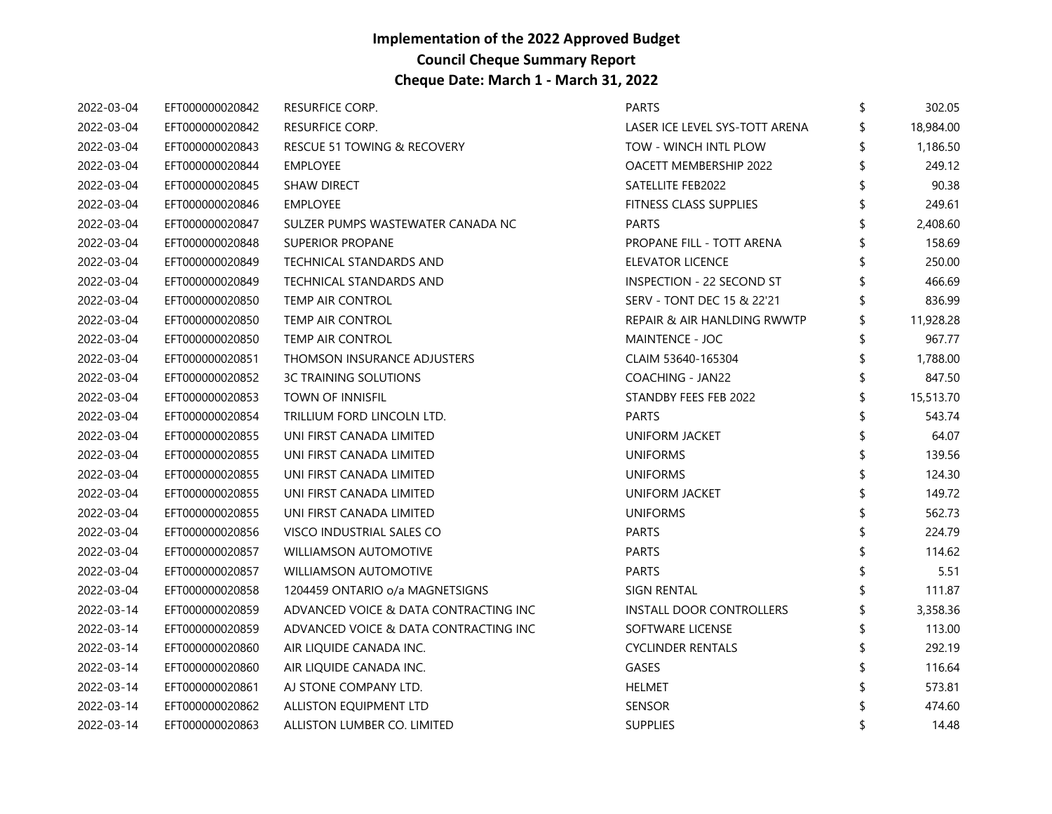# Implementation of the 2022 Approved Budget
## Council Cheque Summary Report
### Cheque Date: March 1 - March 31, 2022

| | | | | | |
|---|---|---|---|---|---|
| 2022-03-04 | EFT000000020842 | RESURFICE CORP. | PARTS | $ | 302.05 |
| 2022-03-04 | EFT000000020842 | RESURFICE CORP. | LASER ICE LEVEL SYS-TOTT ARENA | $ | 18,984.00 |
| 2022-03-04 | EFT000000020843 | RESCUE 51 TOWING & RECOVERY | TOW - WINCH INTL PLOW | $ | 1,186.50 |
| 2022-03-04 | EFT000000020844 | EMPLOYEE | OACETT MEMBERSHIP 2022 | $ | 249.12 |
| 2022-03-04 | EFT000000020845 | SHAW DIRECT | SATELLITE FEB2022 | $ | 90.38 |
| 2022-03-04 | EFT000000020846 | EMPLOYEE | FITNESS CLASS SUPPLIES | $ | 249.61 |
| 2022-03-04 | EFT000000020847 | SULZER PUMPS WASTEWATER CANADA NC | PARTS | $ | 2,408.60 |
| 2022-03-04 | EFT000000020848 | SUPERIOR PROPANE | PROPANE FILL - TOTT ARENA | $ | 158.69 |
| 2022-03-04 | EFT000000020849 | TECHNICAL STANDARDS AND | ELEVATOR LICENCE | $ | 250.00 |
| 2022-03-04 | EFT000000020849 | TECHNICAL STANDARDS AND | INSPECTION - 22 SECOND ST | $ | 466.69 |
| 2022-03-04 | EFT000000020850 | TEMP AIR CONTROL | SERV - TONT DEC 15 & 22'21 | $ | 836.99 |
| 2022-03-04 | EFT000000020850 | TEMP AIR CONTROL | REPAIR & AIR HANLDING RWWTP | $ | 11,928.28 |
| 2022-03-04 | EFT000000020850 | TEMP AIR CONTROL | MAINTENCE - JOC | $ | 967.77 |
| 2022-03-04 | EFT000000020851 | THOMSON INSURANCE ADJUSTERS | CLAIM 53640-165304 | $ | 1,788.00 |
| 2022-03-04 | EFT000000020852 | 3C TRAINING SOLUTIONS | COACHING - JAN22 | $ | 847.50 |
| 2022-03-04 | EFT000000020853 | TOWN OF INNISFIL | STANDBY FEES FEB 2022 | $ | 15,513.70 |
| 2022-03-04 | EFT000000020854 | TRILLIUM FORD LINCOLN LTD. | PARTS | $ | 543.74 |
| 2022-03-04 | EFT000000020855 | UNI FIRST CANADA LIMITED | UNIFORM JACKET | $ | 64.07 |
| 2022-03-04 | EFT000000020855 | UNI FIRST CANADA LIMITED | UNIFORMS | $ | 139.56 |
| 2022-03-04 | EFT000000020855 | UNI FIRST CANADA LIMITED | UNIFORMS | $ | 124.30 |
| 2022-03-04 | EFT000000020855 | UNI FIRST CANADA LIMITED | UNIFORM JACKET | $ | 149.72 |
| 2022-03-04 | EFT000000020855 | UNI FIRST CANADA LIMITED | UNIFORMS | $ | 562.73 |
| 2022-03-04 | EFT000000020856 | VISCO INDUSTRIAL SALES CO | PARTS | $ | 224.79 |
| 2022-03-04 | EFT000000020857 | WILLIAMSON AUTOMOTIVE | PARTS | $ | 114.62 |
| 2022-03-04 | EFT000000020857 | WILLIAMSON AUTOMOTIVE | PARTS | $ | 5.51 |
| 2022-03-04 | EFT000000020858 | 1204459 ONTARIO o/a MAGNETSIGNS | SIGN RENTAL | $ | 111.87 |
| 2022-03-14 | EFT000000020859 | ADVANCED VOICE & DATA CONTRACTING INC | INSTALL DOOR CONTROLLERS | $ | 3,358.36 |
| 2022-03-14 | EFT000000020859 | ADVANCED VOICE & DATA CONTRACTING INC | SOFTWARE LICENSE | $ | 113.00 |
| 2022-03-14 | EFT000000020860 | AIR LIQUIDE CANADA INC. | CYCLINDER RENTALS | $ | 292.19 |
| 2022-03-14 | EFT000000020860 | AIR LIQUIDE CANADA INC. | GASES | $ | 116.64 |
| 2022-03-14 | EFT000000020861 | AJ STONE COMPANY LTD. | HELMET | $ | 573.81 |
| 2022-03-14 | EFT000000020862 | ALLISTON EQUIPMENT LTD | SENSOR | $ | 474.60 |
| 2022-03-14 | EFT000000020863 | ALLISTON LUMBER CO. LIMITED | SUPPLIES | $ | 14.48 |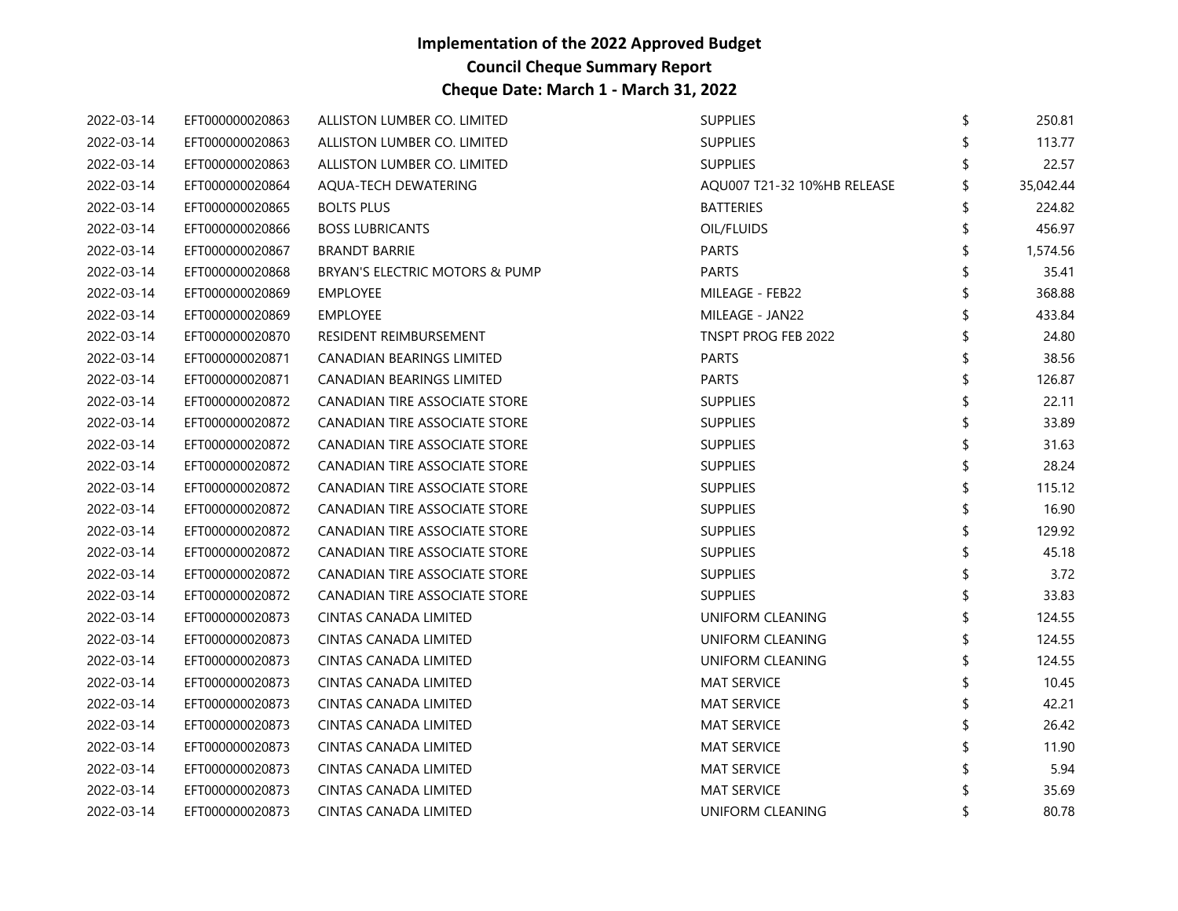# Implementation of the 2022 Approved Budget
## Council Cheque Summary Report
### Cheque Date: March 1 - March 31, 2022

| | | | | | |
|---|---|---|---|---|---|
| 2022-03-14 | EFT000000020863 | ALLISTON LUMBER CO. LIMITED | SUPPLIES | $ | 250.81 |
| 2022-03-14 | EFT000000020863 | ALLISTON LUMBER CO. LIMITED | SUPPLIES | $ | 113.77 |
| 2022-03-14 | EFT000000020863 | ALLISTON LUMBER CO. LIMITED | SUPPLIES | $ | 22.57 |
| 2022-03-14 | EFT000000020864 | AQUA-TECH DEWATERING | AQU007 T21-32 10%HB RELEASE | $ | 35,042.44 |
| 2022-03-14 | EFT000000020865 | BOLTS PLUS | BATTERIES | $ | 224.82 |
| 2022-03-14 | EFT000000020866 | BOSS LUBRICANTS | OIL/FLUIDS | $ | 456.97 |
| 2022-03-14 | EFT000000020867 | BRANDT BARRIE | PARTS | $ | 1,574.56 |
| 2022-03-14 | EFT000000020868 | BRYAN'S ELECTRIC MOTORS & PUMP | PARTS | $ | 35.41 |
| 2022-03-14 | EFT000000020869 | EMPLOYEE | MILEAGE - FEB22 | $ | 368.88 |
| 2022-03-14 | EFT000000020869 | EMPLOYEE | MILEAGE - JAN22 | $ | 433.84 |
| 2022-03-14 | EFT000000020870 | RESIDENT REIMBURSEMENT | TNSPT PROG FEB 2022 | $ | 24.80 |
| 2022-03-14 | EFT000000020871 | CANADIAN BEARINGS LIMITED | PARTS | $ | 38.56 |
| 2022-03-14 | EFT000000020871 | CANADIAN BEARINGS LIMITED | PARTS | $ | 126.87 |
| 2022-03-14 | EFT000000020872 | CANADIAN TIRE ASSOCIATE STORE | SUPPLIES | $ | 22.11 |
| 2022-03-14 | EFT000000020872 | CANADIAN TIRE ASSOCIATE STORE | SUPPLIES | $ | 33.89 |
| 2022-03-14 | EFT000000020872 | CANADIAN TIRE ASSOCIATE STORE | SUPPLIES | $ | 31.63 |
| 2022-03-14 | EFT000000020872 | CANADIAN TIRE ASSOCIATE STORE | SUPPLIES | $ | 28.24 |
| 2022-03-14 | EFT000000020872 | CANADIAN TIRE ASSOCIATE STORE | SUPPLIES | $ | 115.12 |
| 2022-03-14 | EFT000000020872 | CANADIAN TIRE ASSOCIATE STORE | SUPPLIES | $ | 16.90 |
| 2022-03-14 | EFT000000020872 | CANADIAN TIRE ASSOCIATE STORE | SUPPLIES | $ | 129.92 |
| 2022-03-14 | EFT000000020872 | CANADIAN TIRE ASSOCIATE STORE | SUPPLIES | $ | 45.18 |
| 2022-03-14 | EFT000000020872 | CANADIAN TIRE ASSOCIATE STORE | SUPPLIES | $ | 3.72 |
| 2022-03-14 | EFT000000020872 | CANADIAN TIRE ASSOCIATE STORE | SUPPLIES | $ | 33.83 |
| 2022-03-14 | EFT000000020873 | CINTAS CANADA LIMITED | UNIFORM CLEANING | $ | 124.55 |
| 2022-03-14 | EFT000000020873 | CINTAS CANADA LIMITED | UNIFORM CLEANING | $ | 124.55 |
| 2022-03-14 | EFT000000020873 | CINTAS CANADA LIMITED | UNIFORM CLEANING | $ | 124.55 |
| 2022-03-14 | EFT000000020873 | CINTAS CANADA LIMITED | MAT SERVICE | $ | 10.45 |
| 2022-03-14 | EFT000000020873 | CINTAS CANADA LIMITED | MAT SERVICE | $ | 42.21 |
| 2022-03-14 | EFT000000020873 | CINTAS CANADA LIMITED | MAT SERVICE | $ | 26.42 |
| 2022-03-14 | EFT000000020873 | CINTAS CANADA LIMITED | MAT SERVICE | $ | 11.90 |
| 2022-03-14 | EFT000000020873 | CINTAS CANADA LIMITED | MAT SERVICE | $ | 5.94 |
| 2022-03-14 | EFT000000020873 | CINTAS CANADA LIMITED | MAT SERVICE | $ | 35.69 |
| 2022-03-14 | EFT000000020873 | CINTAS CANADA LIMITED | UNIFORM CLEANING | $ | 80.78 |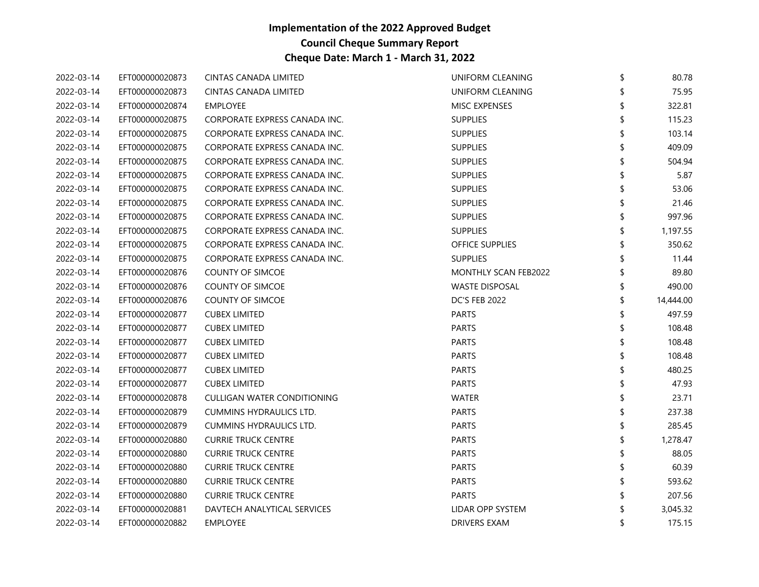# Implementation of the 2022 Approved Budget
## Council Cheque Summary Report
## Cheque Date: March 1 - March 31, 2022

| | | | | | |
|---|---|---|---|---|---|
| 2022-03-14 | EFT000000020873 | CINTAS CANADA LIMITED | UNIFORM CLEANING | $ | 80.78 |
| 2022-03-14 | EFT000000020873 | CINTAS CANADA LIMITED | UNIFORM CLEANING | $ | 75.95 |
| 2022-03-14 | EFT000000020874 | EMPLOYEE | MISC EXPENSES | $ | 322.81 |
| 2022-03-14 | EFT000000020875 | CORPORATE EXPRESS CANADA INC. | SUPPLIES | $ | 115.23 |
| 2022-03-14 | EFT000000020875 | CORPORATE EXPRESS CANADA INC. | SUPPLIES | $ | 103.14 |
| 2022-03-14 | EFT000000020875 | CORPORATE EXPRESS CANADA INC. | SUPPLIES | $ | 409.09 |
| 2022-03-14 | EFT000000020875 | CORPORATE EXPRESS CANADA INC. | SUPPLIES | $ | 504.94 |
| 2022-03-14 | EFT000000020875 | CORPORATE EXPRESS CANADA INC. | SUPPLIES | $ | 5.87 |
| 2022-03-14 | EFT000000020875 | CORPORATE EXPRESS CANADA INC. | SUPPLIES | $ | 53.06 |
| 2022-03-14 | EFT000000020875 | CORPORATE EXPRESS CANADA INC. | SUPPLIES | $ | 21.46 |
| 2022-03-14 | EFT000000020875 | CORPORATE EXPRESS CANADA INC. | SUPPLIES | $ | 997.96 |
| 2022-03-14 | EFT000000020875 | CORPORATE EXPRESS CANADA INC. | SUPPLIES | $ | 1,197.55 |
| 2022-03-14 | EFT000000020875 | CORPORATE EXPRESS CANADA INC. | OFFICE SUPPLIES | $ | 350.62 |
| 2022-03-14 | EFT000000020875 | CORPORATE EXPRESS CANADA INC. | SUPPLIES | $ | 11.44 |
| 2022-03-14 | EFT000000020876 | COUNTY OF SIMCOE | MONTHLY SCAN FEB2022 | $ | 89.80 |
| 2022-03-14 | EFT000000020876 | COUNTY OF SIMCOE | WASTE DISPOSAL | $ | 490.00 |
| 2022-03-14 | EFT000000020876 | COUNTY OF SIMCOE | DC'S FEB 2022 | $ | 14,444.00 |
| 2022-03-14 | EFT000000020877 | CUBEX LIMITED | PARTS | $ | 497.59 |
| 2022-03-14 | EFT000000020877 | CUBEX LIMITED | PARTS | $ | 108.48 |
| 2022-03-14 | EFT000000020877 | CUBEX LIMITED | PARTS | $ | 108.48 |
| 2022-03-14 | EFT000000020877 | CUBEX LIMITED | PARTS | $ | 108.48 |
| 2022-03-14 | EFT000000020877 | CUBEX LIMITED | PARTS | $ | 480.25 |
| 2022-03-14 | EFT000000020877 | CUBEX LIMITED | PARTS | $ | 47.93 |
| 2022-03-14 | EFT000000020878 | CULLIGAN WATER CONDITIONING | WATER | $ | 23.71 |
| 2022-03-14 | EFT000000020879 | CUMMINS HYDRAULICS LTD. | PARTS | $ | 237.38 |
| 2022-03-14 | EFT000000020879 | CUMMINS HYDRAULICS LTD. | PARTS | $ | 285.45 |
| 2022-03-14 | EFT000000020880 | CURRIE TRUCK CENTRE | PARTS | $ | 1,278.47 |
| 2022-03-14 | EFT000000020880 | CURRIE TRUCK CENTRE | PARTS | $ | 88.05 |
| 2022-03-14 | EFT000000020880 | CURRIE TRUCK CENTRE | PARTS | $ | 60.39 |
| 2022-03-14 | EFT000000020880 | CURRIE TRUCK CENTRE | PARTS | $ | 593.62 |
| 2022-03-14 | EFT000000020880 | CURRIE TRUCK CENTRE | PARTS | $ | 207.56 |
| 2022-03-14 | EFT000000020881 | DAVTECH ANALYTICAL SERVICES | LIDAR OPP SYSTEM | $ | 3,045.32 |
| 2022-03-14 | EFT000000020882 | EMPLOYEE | DRIVERS EXAM | $ | 175.15 |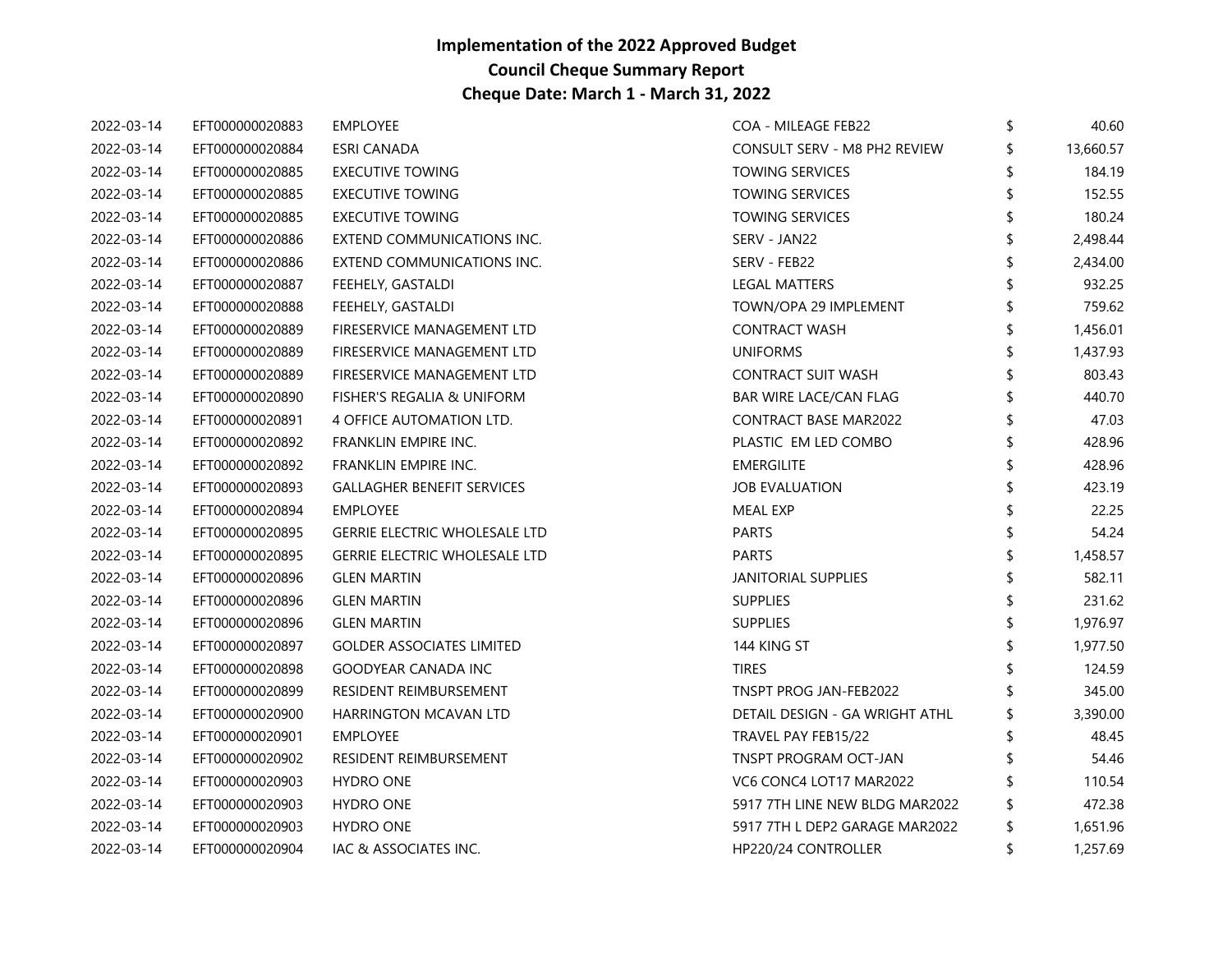# Implementation of the 2022 Approved Budget
## Council Cheque Summary Report
### Cheque Date: March 1 - March 31, 2022

| | | | | |
|---|---|---|---|---|
| 2022-03-14 | EFT000000020883 | EMPLOYEE | COA - MILEAGE FEB22 | $ 40.60 |
| 2022-03-14 | EFT000000020884 | ESRI CANADA | CONSULT SERV - M8 PH2 REVIEW | $ 13,660.57 |
| 2022-03-14 | EFT000000020885 | EXECUTIVE TOWING | TOWING SERVICES | $ 184.19 |
| 2022-03-14 | EFT000000020885 | EXECUTIVE TOWING | TOWING SERVICES | $ 152.55 |
| 2022-03-14 | EFT000000020885 | EXECUTIVE TOWING | TOWING SERVICES | $ 180.24 |
| 2022-03-14 | EFT000000020886 | EXTEND COMMUNICATIONS INC. | SERV - JAN22 | $ 2,498.44 |
| 2022-03-14 | EFT000000020886 | EXTEND COMMUNICATIONS INC. | SERV - FEB22 | $ 2,434.00 |
| 2022-03-14 | EFT000000020887 | FEEHELY, GASTALDI | LEGAL MATTERS | $ 932.25 |
| 2022-03-14 | EFT000000020888 | FEEHELY, GASTALDI | TOWN/OPA 29 IMPLEMENT | $ 759.62 |
| 2022-03-14 | EFT000000020889 | FIRESERVICE MANAGEMENT LTD | CONTRACT WASH | $ 1,456.01 |
| 2022-03-14 | EFT000000020889 | FIRESERVICE MANAGEMENT LTD | UNIFORMS | $ 1,437.93 |
| 2022-03-14 | EFT000000020889 | FIRESERVICE MANAGEMENT LTD | CONTRACT SUIT WASH | $ 803.43 |
| 2022-03-14 | EFT000000020890 | FISHER'S REGALIA & UNIFORM | BAR WIRE LACE/CAN FLAG | $ 440.70 |
| 2022-03-14 | EFT000000020891 | 4 OFFICE AUTOMATION LTD. | CONTRACT BASE MAR2022 | $ 47.03 |
| 2022-03-14 | EFT000000020892 | FRANKLIN EMPIRE INC. | PLASTIC EM LED COMBO | $ 428.96 |
| 2022-03-14 | EFT000000020892 | FRANKLIN EMPIRE INC. | EMERGILITE | $ 428.96 |
| 2022-03-14 | EFT000000020893 | GALLAGHER BENEFIT SERVICES | JOB EVALUATION | $ 423.19 |
| 2022-03-14 | EFT000000020894 | EMPLOYEE | MEAL EXP | $ 22.25 |
| 2022-03-14 | EFT000000020895 | GERRIE ELECTRIC WHOLESALE LTD | PARTS | $ 54.24 |
| 2022-03-14 | EFT000000020895 | GERRIE ELECTRIC WHOLESALE LTD | PARTS | $ 1,458.57 |
| 2022-03-14 | EFT000000020896 | GLEN MARTIN | JANITORIAL SUPPLIES | $ 582.11 |
| 2022-03-14 | EFT000000020896 | GLEN MARTIN | SUPPLIES | $ 231.62 |
| 2022-03-14 | EFT000000020896 | GLEN MARTIN | SUPPLIES | $ 1,976.97 |
| 2022-03-14 | EFT000000020897 | GOLDER ASSOCIATES LIMITED | 144 KING ST | $ 1,977.50 |
| 2022-03-14 | EFT000000020898 | GOODYEAR CANADA INC | TIRES | $ 124.59 |
| 2022-03-14 | EFT000000020899 | RESIDENT REIMBURSEMENT | TNSPT PROG JAN-FEB2022 | $ 345.00 |
| 2022-03-14 | EFT000000020900 | HARRINGTON MCAVAN LTD | DETAIL DESIGN - GA WRIGHT ATHL | $ 3,390.00 |
| 2022-03-14 | EFT000000020901 | EMPLOYEE | TRAVEL PAY FEB15/22 | $ 48.45 |
| 2022-03-14 | EFT000000020902 | RESIDENT REIMBURSEMENT | TNSPT PROGRAM OCT-JAN | $ 54.46 |
| 2022-03-14 | EFT000000020903 | HYDRO ONE | VC6 CONC4 LOT17 MAR2022 | $ 110.54 |
| 2022-03-14 | EFT000000020903 | HYDRO ONE | 5917 7TH LINE NEW BLDG MAR2022 | $ 472.38 |
| 2022-03-14 | EFT000000020903 | HYDRO ONE | 5917 7TH L DEP2 GARAGE MAR2022 | $ 1,651.96 |
| 2022-03-14 | EFT000000020904 | IAC & ASSOCIATES INC. | HP220/24 CONTROLLER | $ 1,257.69 |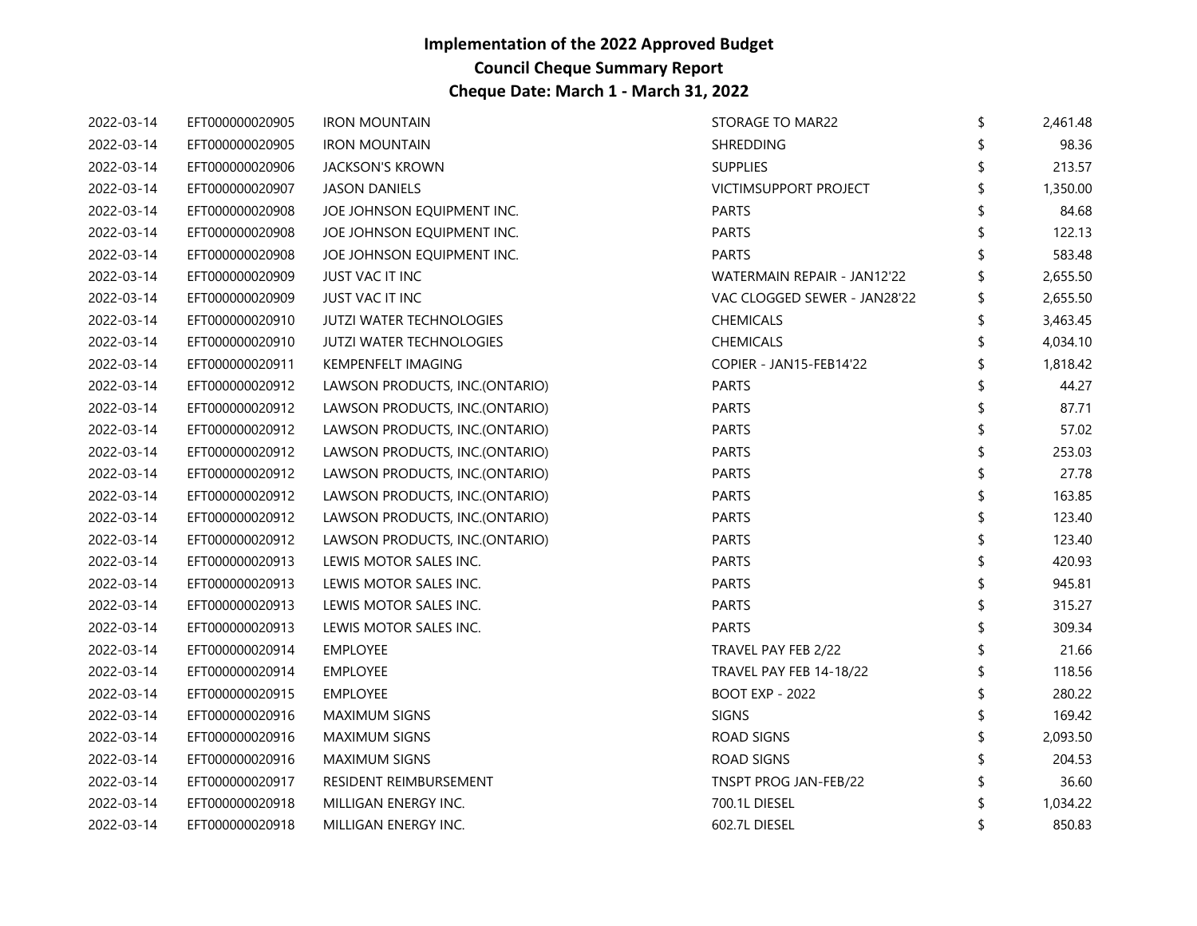# Implementation of the 2022 Approved Budget
## Council Cheque Summary Report
## Cheque Date: March 1 - March 31, 2022

| | | | | | |
|---|---|---|---|---|---|
| 2022-03-14 | EFT000000020905 | IRON MOUNTAIN | STORAGE TO MAR22 | $ | 2,461.48 |
| 2022-03-14 | EFT000000020905 | IRON MOUNTAIN | SHREDDING | $ | 98.36 |
| 2022-03-14 | EFT000000020906 | JACKSON'S KROWN | SUPPLIES | $ | 213.57 |
| 2022-03-14 | EFT000000020907 | JASON DANIELS | VICTIMSUPPORT PROJECT | $ | 1,350.00 |
| 2022-03-14 | EFT000000020908 | JOE JOHNSON EQUIPMENT INC. | PARTS | $ | 84.68 |
| 2022-03-14 | EFT000000020908 | JOE JOHNSON EQUIPMENT INC. | PARTS | $ | 122.13 |
| 2022-03-14 | EFT000000020908 | JOE JOHNSON EQUIPMENT INC. | PARTS | $ | 583.48 |
| 2022-03-14 | EFT000000020909 | JUST VAC IT INC | WATERMAIN REPAIR - JAN12'22 | $ | 2,655.50 |
| 2022-03-14 | EFT000000020909 | JUST VAC IT INC | VAC CLOGGED SEWER - JAN28'22 | $ | 2,655.50 |
| 2022-03-14 | EFT000000020910 | JUTZI WATER TECHNOLOGIES | CHEMICALS | $ | 3,463.45 |
| 2022-03-14 | EFT000000020910 | JUTZI WATER TECHNOLOGIES | CHEMICALS | $ | 4,034.10 |
| 2022-03-14 | EFT000000020911 | KEMPENFELT IMAGING | COPIER - JAN15-FEB14'22 | $ | 1,818.42 |
| 2022-03-14 | EFT000000020912 | LAWSON PRODUCTS, INC.(ONTARIO) | PARTS | $ | 44.27 |
| 2022-03-14 | EFT000000020912 | LAWSON PRODUCTS, INC.(ONTARIO) | PARTS | $ | 87.71 |
| 2022-03-14 | EFT000000020912 | LAWSON PRODUCTS, INC.(ONTARIO) | PARTS | $ | 57.02 |
| 2022-03-14 | EFT000000020912 | LAWSON PRODUCTS, INC.(ONTARIO) | PARTS | $ | 253.03 |
| 2022-03-14 | EFT000000020912 | LAWSON PRODUCTS, INC.(ONTARIO) | PARTS | $ | 27.78 |
| 2022-03-14 | EFT000000020912 | LAWSON PRODUCTS, INC.(ONTARIO) | PARTS | $ | 163.85 |
| 2022-03-14 | EFT000000020912 | LAWSON PRODUCTS, INC.(ONTARIO) | PARTS | $ | 123.40 |
| 2022-03-14 | EFT000000020912 | LAWSON PRODUCTS, INC.(ONTARIO) | PARTS | $ | 123.40 |
| 2022-03-14 | EFT000000020913 | LEWIS MOTOR SALES INC. | PARTS | $ | 420.93 |
| 2022-03-14 | EFT000000020913 | LEWIS MOTOR SALES INC. | PARTS | $ | 945.81 |
| 2022-03-14 | EFT000000020913 | LEWIS MOTOR SALES INC. | PARTS | $ | 315.27 |
| 2022-03-14 | EFT000000020913 | LEWIS MOTOR SALES INC. | PARTS | $ | 309.34 |
| 2022-03-14 | EFT000000020914 | EMPLOYEE | TRAVEL PAY FEB 2/22 | $ | 21.66 |
| 2022-03-14 | EFT000000020914 | EMPLOYEE | TRAVEL PAY FEB 14-18/22 | $ | 118.56 |
| 2022-03-14 | EFT000000020915 | EMPLOYEE | BOOT EXP - 2022 | $ | 280.22 |
| 2022-03-14 | EFT000000020916 | MAXIMUM SIGNS | SIGNS | $ | 169.42 |
| 2022-03-14 | EFT000000020916 | MAXIMUM SIGNS | ROAD SIGNS | $ | 2,093.50 |
| 2022-03-14 | EFT000000020916 | MAXIMUM SIGNS | ROAD SIGNS | $ | 204.53 |
| 2022-03-14 | EFT000000020917 | RESIDENT REIMBURSEMENT | TNSPT PROG JAN-FEB/22 | $ | 36.60 |
| 2022-03-14 | EFT000000020918 | MILLIGAN ENERGY INC. | 700.1L DIESEL | $ | 1,034.22 |
| 2022-03-14 | EFT000000020918 | MILLIGAN ENERGY INC. | 602.7L DIESEL | $ | 850.83 |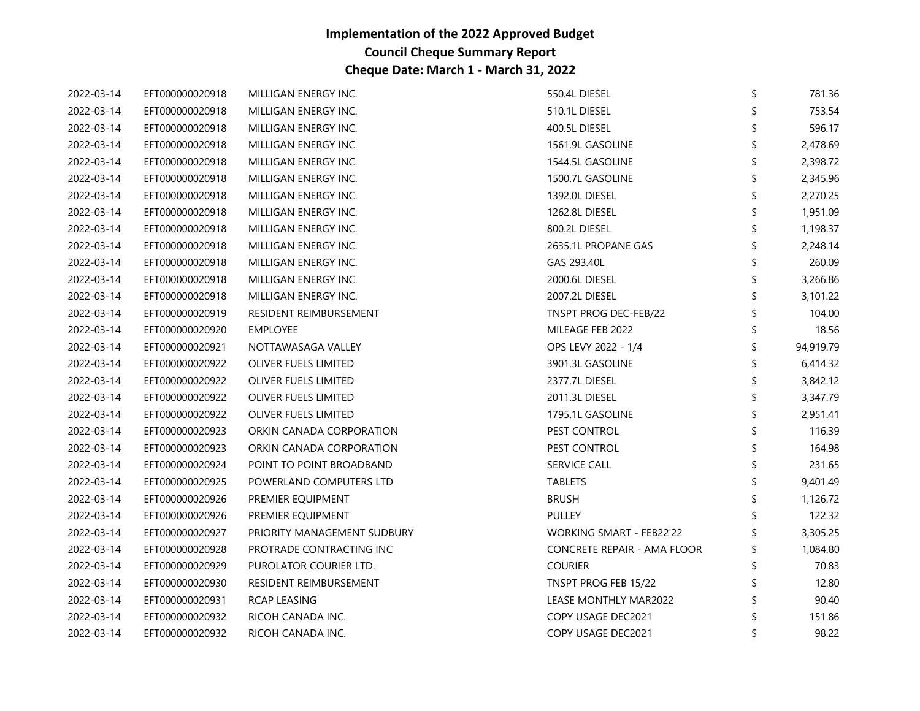# Implementation of the 2022 Approved Budget
## Council Cheque Summary Report
## Cheque Date: March 1 - March 31, 2022

| | | | | | |
|---|---|---|---|---|---|
| 2022-03-14 | EFT000000020918 | MILLIGAN ENERGY INC. | 550.4L DIESEL | $ | 781.36 |
| 2022-03-14 | EFT000000020918 | MILLIGAN ENERGY INC. | 510.1L DIESEL | $ | 753.54 |
| 2022-03-14 | EFT000000020918 | MILLIGAN ENERGY INC. | 400.5L DIESEL | $ | 596.17 |
| 2022-03-14 | EFT000000020918 | MILLIGAN ENERGY INC. | 1561.9L GASOLINE | $ | 2,478.69 |
| 2022-03-14 | EFT000000020918 | MILLIGAN ENERGY INC. | 1544.5L GASOLINE | $ | 2,398.72 |
| 2022-03-14 | EFT000000020918 | MILLIGAN ENERGY INC. | 1500.7L GASOLINE | $ | 2,345.96 |
| 2022-03-14 | EFT000000020918 | MILLIGAN ENERGY INC. | 1392.0L DIESEL | $ | 2,270.25 |
| 2022-03-14 | EFT000000020918 | MILLIGAN ENERGY INC. | 1262.8L DIESEL | $ | 1,951.09 |
| 2022-03-14 | EFT000000020918 | MILLIGAN ENERGY INC. | 800.2L DIESEL | $ | 1,198.37 |
| 2022-03-14 | EFT000000020918 | MILLIGAN ENERGY INC. | 2635.1L PROPANE GAS | $ | 2,248.14 |
| 2022-03-14 | EFT000000020918 | MILLIGAN ENERGY INC. | GAS 293.40L | $ | 260.09 |
| 2022-03-14 | EFT000000020918 | MILLIGAN ENERGY INC. | 2000.6L DIESEL | $ | 3,266.86 |
| 2022-03-14 | EFT000000020918 | MILLIGAN ENERGY INC. | 2007.2L DIESEL | $ | 3,101.22 |
| 2022-03-14 | EFT000000020919 | RESIDENT REIMBURSEMENT | TNSPT PROG DEC-FEB/22 | $ | 104.00 |
| 2022-03-14 | EFT000000020920 | EMPLOYEE | MILEAGE FEB 2022 | $ | 18.56 |
| 2022-03-14 | EFT000000020921 | NOTTAWASAGA VALLEY | OPS LEVY 2022 - 1/4 | $ | 94,919.79 |
| 2022-03-14 | EFT000000020922 | OLIVER FUELS LIMITED | 3901.3L GASOLINE | $ | 6,414.32 |
| 2022-03-14 | EFT000000020922 | OLIVER FUELS LIMITED | 2377.7L DIESEL | $ | 3,842.12 |
| 2022-03-14 | EFT000000020922 | OLIVER FUELS LIMITED | 2011.3L DIESEL | $ | 3,347.79 |
| 2022-03-14 | EFT000000020922 | OLIVER FUELS LIMITED | 1795.1L GASOLINE | $ | 2,951.41 |
| 2022-03-14 | EFT000000020923 | ORKIN CANADA CORPORATION | PEST CONTROL | $ | 116.39 |
| 2022-03-14 | EFT000000020923 | ORKIN CANADA CORPORATION | PEST CONTROL | $ | 164.98 |
| 2022-03-14 | EFT000000020924 | POINT TO POINT BROADBAND | SERVICE CALL | $ | 231.65 |
| 2022-03-14 | EFT000000020925 | POWERLAND COMPUTERS LTD | TABLETS | $ | 9,401.49 |
| 2022-03-14 | EFT000000020926 | PREMIER EQUIPMENT | BRUSH | $ | 1,126.72 |
| 2022-03-14 | EFT000000020926 | PREMIER EQUIPMENT | PULLEY | $ | 122.32 |
| 2022-03-14 | EFT000000020927 | PRIORITY MANAGEMENT SUDBURY | WORKING SMART - FEB22'22 | $ | 3,305.25 |
| 2022-03-14 | EFT000000020928 | PROTRADE CONTRACTING INC | CONCRETE REPAIR - AMA FLOOR | $ | 1,084.80 |
| 2022-03-14 | EFT000000020929 | PUROLATOR COURIER LTD. | COURIER | $ | 70.83 |
| 2022-03-14 | EFT000000020930 | RESIDENT REIMBURSEMENT | TNSPT PROG FEB 15/22 | $ | 12.80 |
| 2022-03-14 | EFT000000020931 | RCAP LEASING | LEASE MONTHLY MAR2022 | $ | 90.40 |
| 2022-03-14 | EFT000000020932 | RICOH CANADA INC. | COPY USAGE DEC2021 | $ | 151.86 |
| 2022-03-14 | EFT000000020932 | RICOH CANADA INC. | COPY USAGE DEC2021 | $ | 98.22 |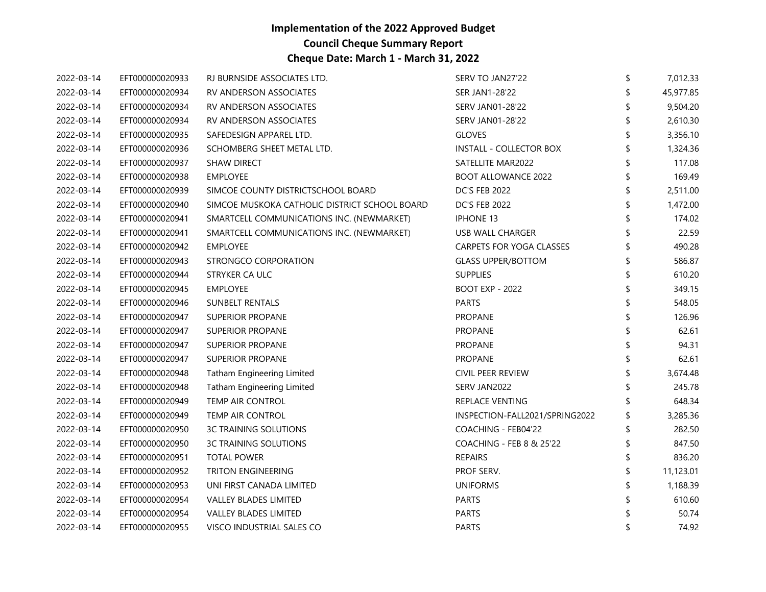# Implementation of the 2022 Approved Budget
## Council Cheque Summary Report
## Cheque Date: March 1 - March 31, 2022

| | | | | |
|---|---|---|---|---|
| 2022-03-14 | EFT000000020933 | RJ BURNSIDE ASSOCIATES LTD. | SERV TO JAN27'22 | $ 7,012.33 |
| 2022-03-14 | EFT000000020934 | RV ANDERSON ASSOCIATES | SER JAN1-28'22 | $ 45,977.85 |
| 2022-03-14 | EFT000000020934 | RV ANDERSON ASSOCIATES | SERV JAN01-28'22 | $ 9,504.20 |
| 2022-03-14 | EFT000000020934 | RV ANDERSON ASSOCIATES | SERV JAN01-28'22 | $ 2,610.30 |
| 2022-03-14 | EFT000000020935 | SAFEDESIGN APPAREL LTD. | GLOVES | $ 3,356.10 |
| 2022-03-14 | EFT000000020936 | SCHOMBERG SHEET METAL LTD. | INSTALL - COLLECTOR BOX | $ 1,324.36 |
| 2022-03-14 | EFT000000020937 | SHAW DIRECT | SATELLITE MAR2022 | $ 117.08 |
| 2022-03-14 | EFT000000020938 | EMPLOYEE | BOOT ALLOWANCE 2022 | $ 169.49 |
| 2022-03-14 | EFT000000020939 | SIMCOE COUNTY DISTRICTSCHOOL BOARD | DC'S FEB 2022 | $ 2,511.00 |
| 2022-03-14 | EFT000000020940 | SIMCOE MUSKOKA CATHOLIC DISTRICT SCHOOL BOARD | DC'S FEB 2022 | $ 1,472.00 |
| 2022-03-14 | EFT000000020941 | SMARTCELL COMMUNICATIONS INC. (NEWMARKET) | IPHONE 13 | $ 174.02 |
| 2022-03-14 | EFT000000020941 | SMARTCELL COMMUNICATIONS INC. (NEWMARKET) | USB WALL CHARGER | $ 22.59 |
| 2022-03-14 | EFT000000020942 | EMPLOYEE | CARPETS FOR YOGA CLASSES | $ 490.28 |
| 2022-03-14 | EFT000000020943 | STRONGCO CORPORATION | GLASS UPPER/BOTTOM | $ 586.87 |
| 2022-03-14 | EFT000000020944 | STRYKER CA ULC | SUPPLIES | $ 610.20 |
| 2022-03-14 | EFT000000020945 | EMPLOYEE | BOOT EXP - 2022 | $ 349.15 |
| 2022-03-14 | EFT000000020946 | SUNBELT RENTALS | PARTS | $ 548.05 |
| 2022-03-14 | EFT000000020947 | SUPERIOR PROPANE | PROPANE | $ 126.96 |
| 2022-03-14 | EFT000000020947 | SUPERIOR PROPANE | PROPANE | $ 62.61 |
| 2022-03-14 | EFT000000020947 | SUPERIOR PROPANE | PROPANE | $ 94.31 |
| 2022-03-14 | EFT000000020947 | SUPERIOR PROPANE | PROPANE | $ 62.61 |
| 2022-03-14 | EFT000000020948 | Tatham Engineering Limited | CIVIL PEER REVIEW | $ 3,674.48 |
| 2022-03-14 | EFT000000020948 | Tatham Engineering Limited | SERV JAN2022 | $ 245.78 |
| 2022-03-14 | EFT000000020949 | TEMP AIR CONTROL | REPLACE VENTING | $ 648.34 |
| 2022-03-14 | EFT000000020949 | TEMP AIR CONTROL | INSPECTION-FALL2021/SPRING2022 | $ 3,285.36 |
| 2022-03-14 | EFT000000020950 | 3C TRAINING SOLUTIONS | COACHING - FEB04'22 | $ 282.50 |
| 2022-03-14 | EFT000000020950 | 3C TRAINING SOLUTIONS | COACHING - FEB 8 & 25'22 | $ 847.50 |
| 2022-03-14 | EFT000000020951 | TOTAL POWER | REPAIRS | $ 836.20 |
| 2022-03-14 | EFT000000020952 | TRITON ENGINEERING | PROF SERV. | $ 11,123.01 |
| 2022-03-14 | EFT000000020953 | UNI FIRST CANADA LIMITED | UNIFORMS | $ 1,188.39 |
| 2022-03-14 | EFT000000020954 | VALLEY BLADES LIMITED | PARTS | $ 610.60 |
| 2022-03-14 | EFT000000020954 | VALLEY BLADES LIMITED | PARTS | $ 50.74 |
| 2022-03-14 | EFT000000020955 | VISCO INDUSTRIAL SALES CO | PARTS | $ 74.92 |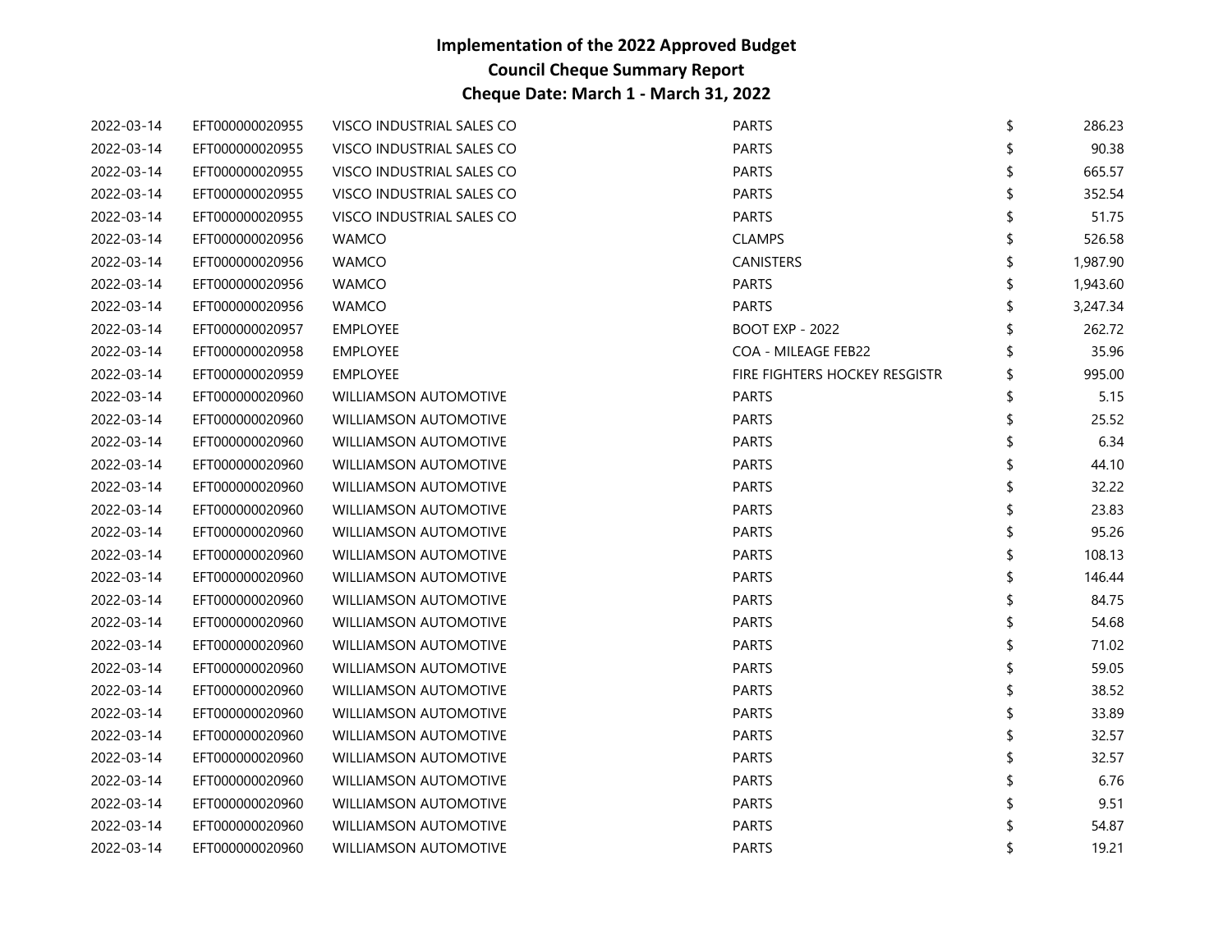# Implementation of the 2022 Approved Budget
## Council Cheque Summary Report
### Cheque Date: March 1 - March 31, 2022

| | | | | | |
|---|---|---|---|---|---|
| 2022-03-14 | EFT000000020955 | VISCO INDUSTRIAL SALES CO | PARTS | $ | 286.23 |
| 2022-03-14 | EFT000000020955 | VISCO INDUSTRIAL SALES CO | PARTS | $ | 90.38 |
| 2022-03-14 | EFT000000020955 | VISCO INDUSTRIAL SALES CO | PARTS | $ | 665.57 |
| 2022-03-14 | EFT000000020955 | VISCO INDUSTRIAL SALES CO | PARTS | $ | 352.54 |
| 2022-03-14 | EFT000000020955 | VISCO INDUSTRIAL SALES CO | PARTS | $ | 51.75 |
| 2022-03-14 | EFT000000020956 | WAMCO | CLAMPS | $ | 526.58 |
| 2022-03-14 | EFT000000020956 | WAMCO | CANISTERS | $ | 1,987.90 |
| 2022-03-14 | EFT000000020956 | WAMCO | PARTS | $ | 1,943.60 |
| 2022-03-14 | EFT000000020956 | WAMCO | PARTS | $ | 3,247.34 |
| 2022-03-14 | EFT000000020957 | EMPLOYEE | BOOT EXP - 2022 | $ | 262.72 |
| 2022-03-14 | EFT000000020958 | EMPLOYEE | COA - MILEAGE FEB22 | $ | 35.96 |
| 2022-03-14 | EFT000000020959 | EMPLOYEE | FIRE FIGHTERS HOCKEY RESGISTR | $ | 995.00 |
| 2022-03-14 | EFT000000020960 | WILLIAMSON AUTOMOTIVE | PARTS | $ | 5.15 |
| 2022-03-14 | EFT000000020960 | WILLIAMSON AUTOMOTIVE | PARTS | $ | 25.52 |
| 2022-03-14 | EFT000000020960 | WILLIAMSON AUTOMOTIVE | PARTS | $ | 6.34 |
| 2022-03-14 | EFT000000020960 | WILLIAMSON AUTOMOTIVE | PARTS | $ | 44.10 |
| 2022-03-14 | EFT000000020960 | WILLIAMSON AUTOMOTIVE | PARTS | $ | 32.22 |
| 2022-03-14 | EFT000000020960 | WILLIAMSON AUTOMOTIVE | PARTS | $ | 23.83 |
| 2022-03-14 | EFT000000020960 | WILLIAMSON AUTOMOTIVE | PARTS | $ | 95.26 |
| 2022-03-14 | EFT000000020960 | WILLIAMSON AUTOMOTIVE | PARTS | $ | 108.13 |
| 2022-03-14 | EFT000000020960 | WILLIAMSON AUTOMOTIVE | PARTS | $ | 146.44 |
| 2022-03-14 | EFT000000020960 | WILLIAMSON AUTOMOTIVE | PARTS | $ | 84.75 |
| 2022-03-14 | EFT000000020960 | WILLIAMSON AUTOMOTIVE | PARTS | $ | 54.68 |
| 2022-03-14 | EFT000000020960 | WILLIAMSON AUTOMOTIVE | PARTS | $ | 71.02 |
| 2022-03-14 | EFT000000020960 | WILLIAMSON AUTOMOTIVE | PARTS | $ | 59.05 |
| 2022-03-14 | EFT000000020960 | WILLIAMSON AUTOMOTIVE | PARTS | $ | 38.52 |
| 2022-03-14 | EFT000000020960 | WILLIAMSON AUTOMOTIVE | PARTS | $ | 33.89 |
| 2022-03-14 | EFT000000020960 | WILLIAMSON AUTOMOTIVE | PARTS | $ | 32.57 |
| 2022-03-14 | EFT000000020960 | WILLIAMSON AUTOMOTIVE | PARTS | $ | 32.57 |
| 2022-03-14 | EFT000000020960 | WILLIAMSON AUTOMOTIVE | PARTS | $ | 6.76 |
| 2022-03-14 | EFT000000020960 | WILLIAMSON AUTOMOTIVE | PARTS | $ | 9.51 |
| 2022-03-14 | EFT000000020960 | WILLIAMSON AUTOMOTIVE | PARTS | $ | 54.87 |
| 2022-03-14 | EFT000000020960 | WILLIAMSON AUTOMOTIVE | PARTS | $ | 19.21 |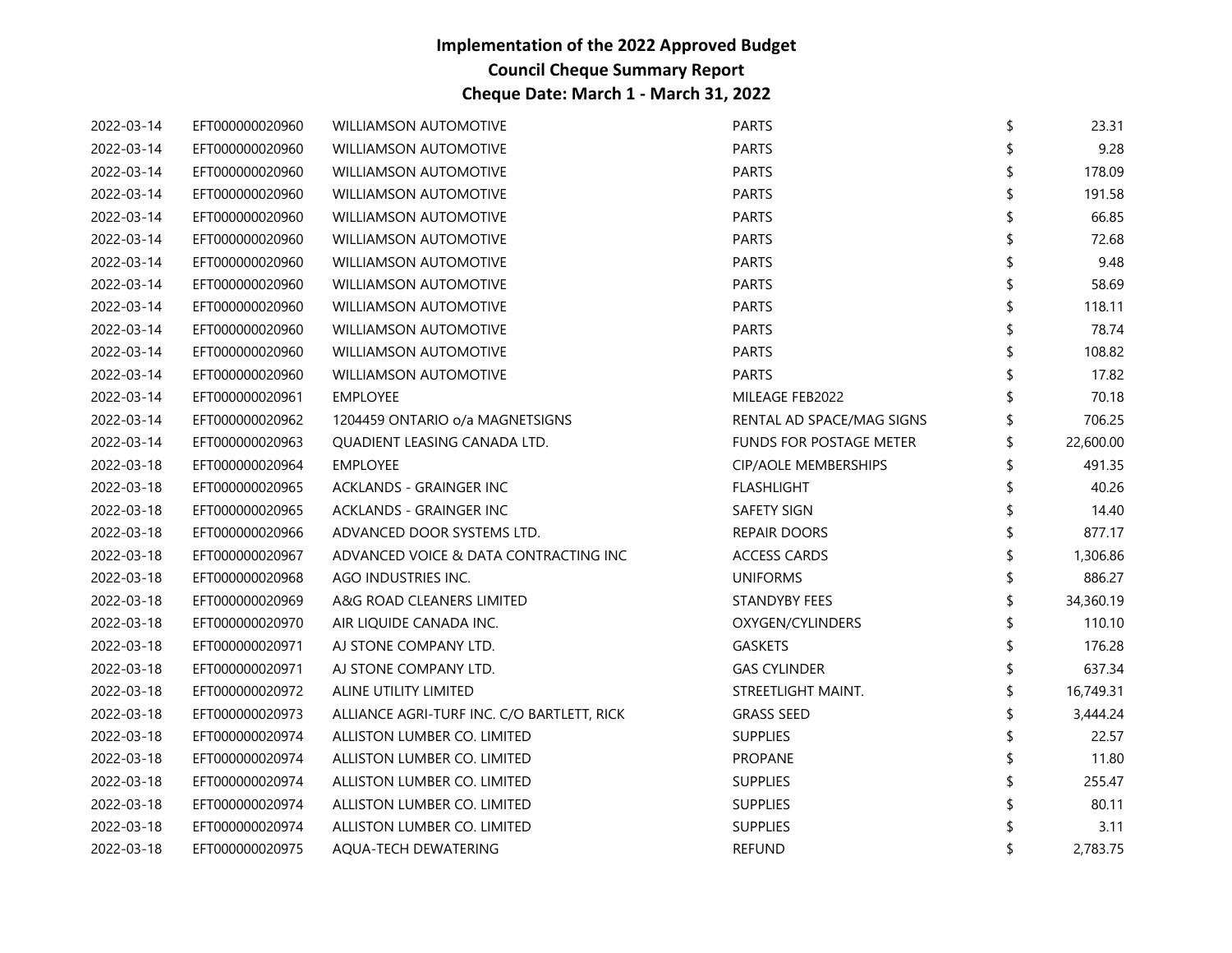**Implementation of the 2022 Approved Budget**

**Council Cheque Summary Report**

**Cheque Date: March 1 - March 31, 2022**

| | | | | | |
|---|---|---|---|---|---|
| 2022-03-14 | EFT000000020960 | WILLIAMSON AUTOMOTIVE | PARTS | $ | 23.31 |
| 2022-03-14 | EFT000000020960 | WILLIAMSON AUTOMOTIVE | PARTS | $ | 9.28 |
| 2022-03-14 | EFT000000020960 | WILLIAMSON AUTOMOTIVE | PARTS | $ | 178.09 |
| 2022-03-14 | EFT000000020960 | WILLIAMSON AUTOMOTIVE | PARTS | $ | 191.58 |
| 2022-03-14 | EFT000000020960 | WILLIAMSON AUTOMOTIVE | PARTS | $ | 66.85 |
| 2022-03-14 | EFT000000020960 | WILLIAMSON AUTOMOTIVE | PARTS | $ | 72.68 |
| 2022-03-14 | EFT000000020960 | WILLIAMSON AUTOMOTIVE | PARTS | $ | 9.48 |
| 2022-03-14 | EFT000000020960 | WILLIAMSON AUTOMOTIVE | PARTS | $ | 58.69 |
| 2022-03-14 | EFT000000020960 | WILLIAMSON AUTOMOTIVE | PARTS | $ | 118.11 |
| 2022-03-14 | EFT000000020960 | WILLIAMSON AUTOMOTIVE | PARTS | $ | 78.74 |
| 2022-03-14 | EFT000000020960 | WILLIAMSON AUTOMOTIVE | PARTS | $ | 108.82 |
| 2022-03-14 | EFT000000020960 | WILLIAMSON AUTOMOTIVE | PARTS | $ | 17.82 |
| 2022-03-14 | EFT000000020961 | EMPLOYEE | MILEAGE FEB2022 | $ | 70.18 |
| 2022-03-14 | EFT000000020962 | 1204459 ONTARIO o/a MAGNETSIGNS | RENTAL AD SPACE/MAG SIGNS | $ | 706.25 |
| 2022-03-14 | EFT000000020963 | QUADIENT LEASING CANADA LTD. | FUNDS FOR POSTAGE METER | $ | 22,600.00 |
| 2022-03-18 | EFT000000020964 | EMPLOYEE | CIP/AOLE MEMBERSHIPS | $ | 491.35 |
| 2022-03-18 | EFT000000020965 | ACKLANDS - GRAINGER INC | FLASHLIGHT | $ | 40.26 |
| 2022-03-18 | EFT000000020965 | ACKLANDS - GRAINGER INC | SAFETY SIGN | $ | 14.40 |
| 2022-03-18 | EFT000000020966 | ADVANCED DOOR SYSTEMS LTD. | REPAIR DOORS | $ | 877.17 |
| 2022-03-18 | EFT000000020967 | ADVANCED VOICE & DATA CONTRACTING INC | ACCESS CARDS | $ | 1,306.86 |
| 2022-03-18 | EFT000000020968 | AGO INDUSTRIES INC. | UNIFORMS | $ | 886.27 |
| 2022-03-18 | EFT000000020969 | A&G ROAD CLEANERS LIMITED | STANDYBY FEES | $ | 34,360.19 |
| 2022-03-18 | EFT000000020970 | AIR LIQUIDE CANADA INC. | OXYGEN/CYLINDERS | $ | 110.10 |
| 2022-03-18 | EFT000000020971 | AJ STONE COMPANY LTD. | GASKETS | $ | 176.28 |
| 2022-03-18 | EFT000000020971 | AJ STONE COMPANY LTD. | GAS CYLINDER | $ | 637.34 |
| 2022-03-18 | EFT000000020972 | ALINE UTILITY LIMITED | STREETLIGHT MAINT. | $ | 16,749.31 |
| 2022-03-18 | EFT000000020973 | ALLIANCE AGRI-TURF INC. C/O BARTLETT, RICK | GRASS SEED | $ | 3,444.24 |
| 2022-03-18 | EFT000000020974 | ALLISTON LUMBER CO. LIMITED | SUPPLIES | $ | 22.57 |
| 2022-03-18 | EFT000000020974 | ALLISTON LUMBER CO. LIMITED | PROPANE | $ | 11.80 |
| 2022-03-18 | EFT000000020974 | ALLISTON LUMBER CO. LIMITED | SUPPLIES | $ | 255.47 |
| 2022-03-18 | EFT000000020974 | ALLISTON LUMBER CO. LIMITED | SUPPLIES | $ | 80.11 |
| 2022-03-18 | EFT000000020974 | ALLISTON LUMBER CO. LIMITED | SUPPLIES | $ | 3.11 |
| 2022-03-18 | EFT000000020975 | AQUA-TECH DEWATERING | REFUND | $ | 2,783.75 |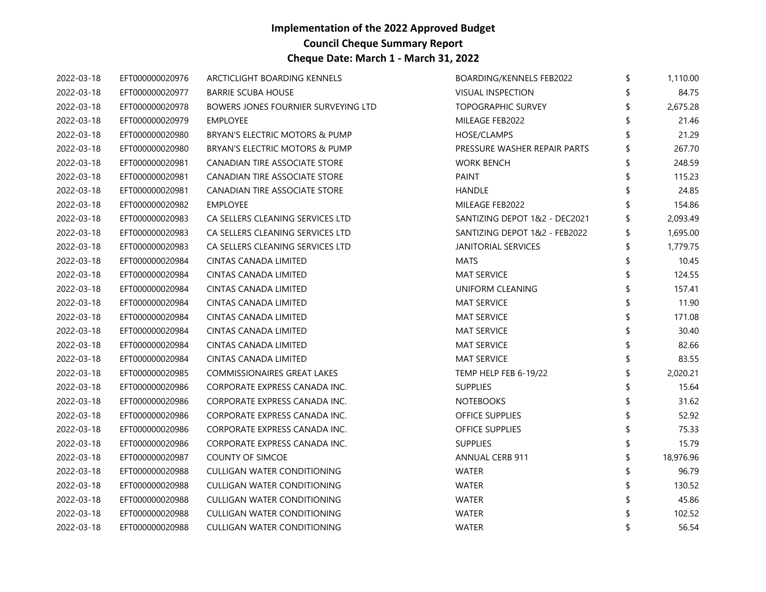# Implementation of the 2022 Approved Budget
## Council Cheque Summary Report
## Cheque Date: March 1 - March 31, 2022

| | | | | | |
|---|---|---|---|---|---|
| 2022-03-18 | EFT000000020976 | ARCTICLIGHT BOARDING KENNELS | BOARDING/KENNELS FEB2022 | $ | 1,110.00 |
| 2022-03-18 | EFT000000020977 | BARRIE SCUBA HOUSE | VISUAL INSPECTION | $ | 84.75 |
| 2022-03-18 | EFT000000020978 | BOWERS JONES FOURNIER SURVEYING LTD | TOPOGRAPHIC SURVEY | $ | 2,675.28 |
| 2022-03-18 | EFT000000020979 | EMPLOYEE | MILEAGE FEB2022 | $ | 21.46 |
| 2022-03-18 | EFT000000020980 | BRYAN'S ELECTRIC MOTORS & PUMP | HOSE/CLAMPS | $ | 21.29 |
| 2022-03-18 | EFT000000020980 | BRYAN'S ELECTRIC MOTORS & PUMP | PRESSURE WASHER REPAIR PARTS | $ | 267.70 |
| 2022-03-18 | EFT000000020981 | CANADIAN TIRE ASSOCIATE STORE | WORK BENCH | $ | 248.59 |
| 2022-03-18 | EFT000000020981 | CANADIAN TIRE ASSOCIATE STORE | PAINT | $ | 115.23 |
| 2022-03-18 | EFT000000020981 | CANADIAN TIRE ASSOCIATE STORE | HANDLE | $ | 24.85 |
| 2022-03-18 | EFT000000020982 | EMPLOYEE | MILEAGE FEB2022 | $ | 154.86 |
| 2022-03-18 | EFT000000020983 | CA SELLERS CLEANING SERVICES LTD | SANTIZING DEPOT 1&2 - DEC2021 | $ | 2,093.49 |
| 2022-03-18 | EFT000000020983 | CA SELLERS CLEANING SERVICES LTD | SANTIZING DEPOT 1&2 - FEB2022 | $ | 1,695.00 |
| 2022-03-18 | EFT000000020983 | CA SELLERS CLEANING SERVICES LTD | JANITORIAL SERVICES | $ | 1,779.75 |
| 2022-03-18 | EFT000000020984 | CINTAS CANADA LIMITED | MATS | $ | 10.45 |
| 2022-03-18 | EFT000000020984 | CINTAS CANADA LIMITED | MAT SERVICE | $ | 124.55 |
| 2022-03-18 | EFT000000020984 | CINTAS CANADA LIMITED | UNIFORM CLEANING | $ | 157.41 |
| 2022-03-18 | EFT000000020984 | CINTAS CANADA LIMITED | MAT SERVICE | $ | 11.90 |
| 2022-03-18 | EFT000000020984 | CINTAS CANADA LIMITED | MAT SERVICE | $ | 171.08 |
| 2022-03-18 | EFT000000020984 | CINTAS CANADA LIMITED | MAT SERVICE | $ | 30.40 |
| 2022-03-18 | EFT000000020984 | CINTAS CANADA LIMITED | MAT SERVICE | $ | 82.66 |
| 2022-03-18 | EFT000000020984 | CINTAS CANADA LIMITED | MAT SERVICE | $ | 83.55 |
| 2022-03-18 | EFT000000020985 | COMMISSIONAIRES GREAT LAKES | TEMP HELP FEB 6-19/22 | $ | 2,020.21 |
| 2022-03-18 | EFT000000020986 | CORPORATE EXPRESS CANADA INC. | SUPPLIES | $ | 15.64 |
| 2022-03-18 | EFT000000020986 | CORPORATE EXPRESS CANADA INC. | NOTEBOOKS | $ | 31.62 |
| 2022-03-18 | EFT000000020986 | CORPORATE EXPRESS CANADA INC. | OFFICE SUPPLIES | $ | 52.92 |
| 2022-03-18 | EFT000000020986 | CORPORATE EXPRESS CANADA INC. | OFFICE SUPPLIES | $ | 75.33 |
| 2022-03-18 | EFT000000020986 | CORPORATE EXPRESS CANADA INC. | SUPPLIES | $ | 15.79 |
| 2022-03-18 | EFT000000020987 | COUNTY OF SIMCOE | ANNUAL CERB 911 | $ | 18,976.96 |
| 2022-03-18 | EFT000000020988 | CULLIGAN WATER CONDITIONING | WATER | $ | 96.79 |
| 2022-03-18 | EFT000000020988 | CULLIGAN WATER CONDITIONING | WATER | $ | 130.52 |
| 2022-03-18 | EFT000000020988 | CULLIGAN WATER CONDITIONING | WATER | $ | 45.86 |
| 2022-03-18 | EFT000000020988 | CULLIGAN WATER CONDITIONING | WATER | $ | 102.52 |
| 2022-03-18 | EFT000000020988 | CULLIGAN WATER CONDITIONING | WATER | $ | 56.54 |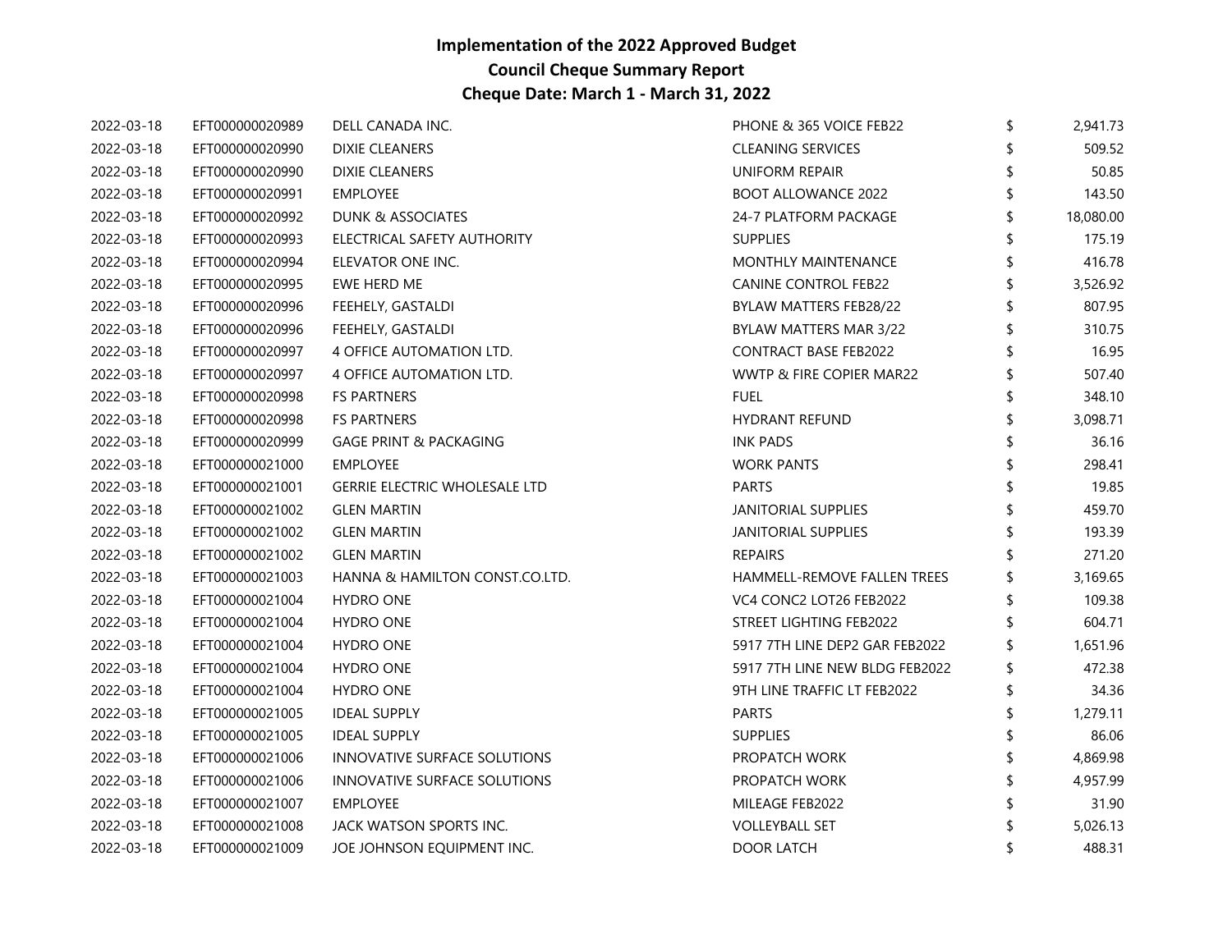# Implementation of the 2022 Approved Budget
## Council Cheque Summary Report
## Cheque Date: March 1 - March 31, 2022

| | | | | | |
|---|---|---|---|---|---|
| 2022-03-18 | EFT000000020989 | DELL CANADA INC. | PHONE & 365 VOICE FEB22 | $ | 2,941.73 |
| 2022-03-18 | EFT000000020990 | DIXIE CLEANERS | CLEANING SERVICES | $ | 509.52 |
| 2022-03-18 | EFT000000020990 | DIXIE CLEANERS | UNIFORM REPAIR | $ | 50.85 |
| 2022-03-18 | EFT000000020991 | EMPLOYEE | BOOT ALLOWANCE 2022 | $ | 143.50 |
| 2022-03-18 | EFT000000020992 | DUNK & ASSOCIATES | 24-7 PLATFORM PACKAGE | $ | 18,080.00 |
| 2022-03-18 | EFT000000020993 | ELECTRICAL SAFETY AUTHORITY | SUPPLIES | $ | 175.19 |
| 2022-03-18 | EFT000000020994 | ELEVATOR ONE INC. | MONTHLY MAINTENANCE | $ | 416.78 |
| 2022-03-18 | EFT000000020995 | EWE HERD ME | CANINE CONTROL FEB22 | $ | 3,526.92 |
| 2022-03-18 | EFT000000020996 | FEEHELY, GASTALDI | BYLAW MATTERS FEB28/22 | $ | 807.95 |
| 2022-03-18 | EFT000000020996 | FEEHELY, GASTALDI | BYLAW MATTERS MAR 3/22 | $ | 310.75 |
| 2022-03-18 | EFT000000020997 | 4 OFFICE AUTOMATION LTD. | CONTRACT BASE FEB2022 | $ | 16.95 |
| 2022-03-18 | EFT000000020997 | 4 OFFICE AUTOMATION LTD. | WWTP & FIRE COPIER MAR22 | $ | 507.40 |
| 2022-03-18 | EFT000000020998 | FS PARTNERS | FUEL | $ | 348.10 |
| 2022-03-18 | EFT000000020998 | FS PARTNERS | HYDRANT REFUND | $ | 3,098.71 |
| 2022-03-18 | EFT000000020999 | GAGE PRINT & PACKAGING | INK PADS | $ | 36.16 |
| 2022-03-18 | EFT000000021000 | EMPLOYEE | WORK PANTS | $ | 298.41 |
| 2022-03-18 | EFT000000021001 | GERRIE ELECTRIC WHOLESALE LTD | PARTS | $ | 19.85 |
| 2022-03-18 | EFT000000021002 | GLEN MARTIN | JANITORIAL SUPPLIES | $ | 459.70 |
| 2022-03-18 | EFT000000021002 | GLEN MARTIN | JANITORIAL SUPPLIES | $ | 193.39 |
| 2022-03-18 | EFT000000021002 | GLEN MARTIN | REPAIRS | $ | 271.20 |
| 2022-03-18 | EFT000000021003 | HANNA & HAMILTON CONST.CO.LTD. | HAMMELL-REMOVE FALLEN TREES | $ | 3,169.65 |
| 2022-03-18 | EFT000000021004 | HYDRO ONE | VC4 CONC2 LOT26 FEB2022 | $ | 109.38 |
| 2022-03-18 | EFT000000021004 | HYDRO ONE | STREET LIGHTING FEB2022 | $ | 604.71 |
| 2022-03-18 | EFT000000021004 | HYDRO ONE | 5917 7TH LINE DEP2 GAR FEB2022 | $ | 1,651.96 |
| 2022-03-18 | EFT000000021004 | HYDRO ONE | 5917 7TH LINE NEW BLDG FEB2022 | $ | 472.38 |
| 2022-03-18 | EFT000000021004 | HYDRO ONE | 9TH LINE TRAFFIC LT FEB2022 | $ | 34.36 |
| 2022-03-18 | EFT000000021005 | IDEAL SUPPLY | PARTS | $ | 1,279.11 |
| 2022-03-18 | EFT000000021005 | IDEAL SUPPLY | SUPPLIES | $ | 86.06 |
| 2022-03-18 | EFT000000021006 | INNOVATIVE SURFACE SOLUTIONS | PROPATCH WORK | $ | 4,869.98 |
| 2022-03-18 | EFT000000021006 | INNOVATIVE SURFACE SOLUTIONS | PROPATCH WORK | $ | 4,957.99 |
| 2022-03-18 | EFT000000021007 | EMPLOYEE | MILEAGE FEB2022 | $ | 31.90 |
| 2022-03-18 | EFT000000021008 | JACK WATSON SPORTS INC. | VOLLEYBALL SET | $ | 5,026.13 |
| 2022-03-18 | EFT000000021009 | JOE JOHNSON EQUIPMENT INC. | DOOR LATCH | $ | 488.31 |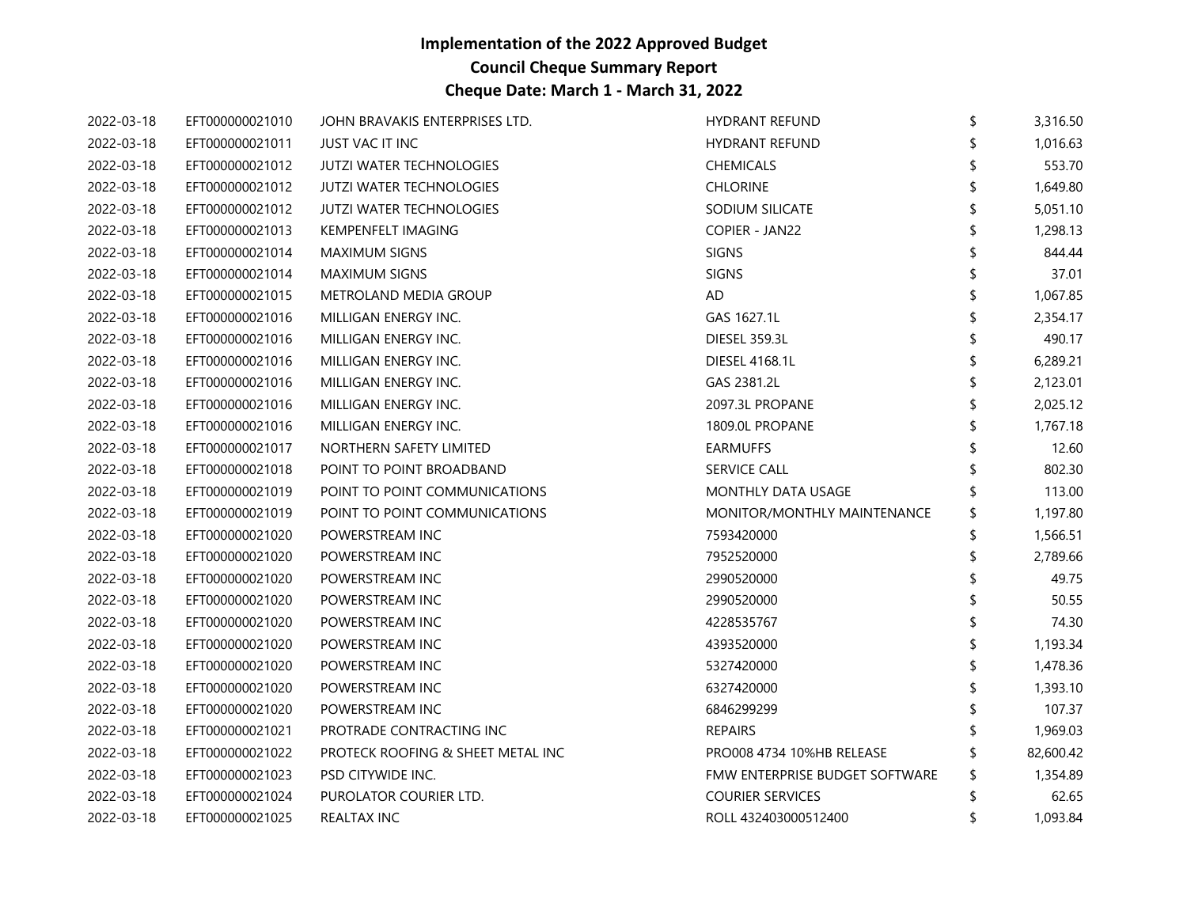# Implementation of the 2022 Approved Budget
## Council Cheque Summary Report
### Cheque Date: March 1 - March 31, 2022

| | | | | | |
|---|---|---|---|---|---|
| 2022-03-18 | EFT000000021010 | JOHN BRAVAKIS ENTERPRISES LTD. | HYDRANT REFUND | $ | 3,316.50 |
| 2022-03-18 | EFT000000021011 | JUST VAC IT INC | HYDRANT REFUND | $ | 1,016.63 |
| 2022-03-18 | EFT000000021012 | JUTZI WATER TECHNOLOGIES | CHEMICALS | $ | 553.70 |
| 2022-03-18 | EFT000000021012 | JUTZI WATER TECHNOLOGIES | CHLORINE | $ | 1,649.80 |
| 2022-03-18 | EFT000000021012 | JUTZI WATER TECHNOLOGIES | SODIUM SILICATE | $ | 5,051.10 |
| 2022-03-18 | EFT000000021013 | KEMPENFELT IMAGING | COPIER - JAN22 | $ | 1,298.13 |
| 2022-03-18 | EFT000000021014 | MAXIMUM SIGNS | SIGNS | $ | 844.44 |
| 2022-03-18 | EFT000000021014 | MAXIMUM SIGNS | SIGNS | $ | 37.01 |
| 2022-03-18 | EFT000000021015 | METROLAND MEDIA GROUP | AD | $ | 1,067.85 |
| 2022-03-18 | EFT000000021016 | MILLIGAN ENERGY INC. | GAS 1627.1L | $ | 2,354.17 |
| 2022-03-18 | EFT000000021016 | MILLIGAN ENERGY INC. | DIESEL 359.3L | $ | 490.17 |
| 2022-03-18 | EFT000000021016 | MILLIGAN ENERGY INC. | DIESEL 4168.1L | $ | 6,289.21 |
| 2022-03-18 | EFT000000021016 | MILLIGAN ENERGY INC. | GAS 2381.2L | $ | 2,123.01 |
| 2022-03-18 | EFT000000021016 | MILLIGAN ENERGY INC. | 2097.3L PROPANE | $ | 2,025.12 |
| 2022-03-18 | EFT000000021016 | MILLIGAN ENERGY INC. | 1809.0L PROPANE | $ | 1,767.18 |
| 2022-03-18 | EFT000000021017 | NORTHERN SAFETY LIMITED | EARMUFFS | $ | 12.60 |
| 2022-03-18 | EFT000000021018 | POINT TO POINT BROADBAND | SERVICE CALL | $ | 802.30 |
| 2022-03-18 | EFT000000021019 | POINT TO POINT COMMUNICATIONS | MONTHLY DATA USAGE | $ | 113.00 |
| 2022-03-18 | EFT000000021019 | POINT TO POINT COMMUNICATIONS | MONITOR/MONTHLY MAINTENANCE | $ | 1,197.80 |
| 2022-03-18 | EFT000000021020 | POWERSTREAM INC | 7593420000 | $ | 1,566.51 |
| 2022-03-18 | EFT000000021020 | POWERSTREAM INC | 7952520000 | $ | 2,789.66 |
| 2022-03-18 | EFT000000021020 | POWERSTREAM INC | 2990520000 | $ | 49.75 |
| 2022-03-18 | EFT000000021020 | POWERSTREAM INC | 2990520000 | $ | 50.55 |
| 2022-03-18 | EFT000000021020 | POWERSTREAM INC | 4228535767 | $ | 74.30 |
| 2022-03-18 | EFT000000021020 | POWERSTREAM INC | 4393520000 | $ | 1,193.34 |
| 2022-03-18 | EFT000000021020 | POWERSTREAM INC | 5327420000 | $ | 1,478.36 |
| 2022-03-18 | EFT000000021020 | POWERSTREAM INC | 6327420000 | $ | 1,393.10 |
| 2022-03-18 | EFT000000021020 | POWERSTREAM INC | 6846299299 | $ | 107.37 |
| 2022-03-18 | EFT000000021021 | PROTRADE CONTRACTING INC | REPAIRS | $ | 1,969.03 |
| 2022-03-18 | EFT000000021022 | PROTECK ROOFING & SHEET METAL INC | PRO008 4734 10%HB RELEASE | $ | 82,600.42 |
| 2022-03-18 | EFT000000021023 | PSD CITYWIDE INC. | FMW ENTERPRISE BUDGET SOFTWARE | $ | 1,354.89 |
| 2022-03-18 | EFT000000021024 | PUROLATOR COURIER LTD. | COURIER SERVICES | $ | 62.65 |
| 2022-03-18 | EFT000000021025 | REALTAX INC | ROLL 432403000512400 | $ | 1,093.84 |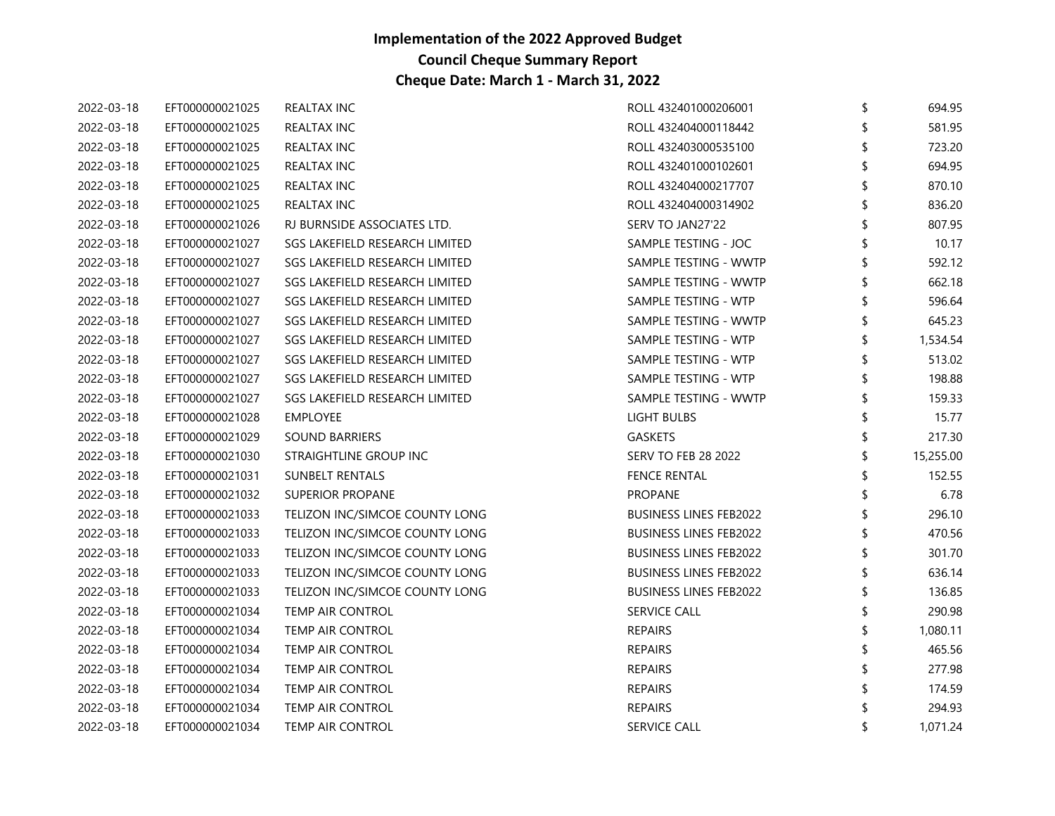# Implementation of the 2022 Approved Budget
## Council Cheque Summary Report
### Cheque Date: March 1 - March 31, 2022

| Date | Cheque No. | Vendor | Description | | Amount |
|---|---|---|---|---|---|
| 2022-03-18 | EFT000000021025 | REALTAX INC | ROLL 432401000206001 | $ | 694.95 |
| 2022-03-18 | EFT000000021025 | REALTAX INC | ROLL 432404000118442 | $ | 581.95 |
| 2022-03-18 | EFT000000021025 | REALTAX INC | ROLL 432403000535100 | $ | 723.20 |
| 2022-03-18 | EFT000000021025 | REALTAX INC | ROLL 432401000102601 | $ | 694.95 |
| 2022-03-18 | EFT000000021025 | REALTAX INC | ROLL 432404000217707 | $ | 870.10 |
| 2022-03-18 | EFT000000021025 | REALTAX INC | ROLL 432404000314902 | $ | 836.20 |
| 2022-03-18 | EFT000000021026 | RJ BURNSIDE ASSOCIATES LTD. | SERV TO JAN27'22 | $ | 807.95 |
| 2022-03-18 | EFT000000021027 | SGS LAKEFIELD RESEARCH LIMITED | SAMPLE TESTING - JOC | $ | 10.17 |
| 2022-03-18 | EFT000000021027 | SGS LAKEFIELD RESEARCH LIMITED | SAMPLE TESTING - WWTP | $ | 592.12 |
| 2022-03-18 | EFT000000021027 | SGS LAKEFIELD RESEARCH LIMITED | SAMPLE TESTING - WWTP | $ | 662.18 |
| 2022-03-18 | EFT000000021027 | SGS LAKEFIELD RESEARCH LIMITED | SAMPLE TESTING - WTP | $ | 596.64 |
| 2022-03-18 | EFT000000021027 | SGS LAKEFIELD RESEARCH LIMITED | SAMPLE TESTING - WWTP | $ | 645.23 |
| 2022-03-18 | EFT000000021027 | SGS LAKEFIELD RESEARCH LIMITED | SAMPLE TESTING - WTP | $ | 1,534.54 |
| 2022-03-18 | EFT000000021027 | SGS LAKEFIELD RESEARCH LIMITED | SAMPLE TESTING - WTP | $ | 513.02 |
| 2022-03-18 | EFT000000021027 | SGS LAKEFIELD RESEARCH LIMITED | SAMPLE TESTING - WTP | $ | 198.88 |
| 2022-03-18 | EFT000000021027 | SGS LAKEFIELD RESEARCH LIMITED | SAMPLE TESTING - WWTP | $ | 159.33 |
| 2022-03-18 | EFT000000021028 | EMPLOYEE | LIGHT BULBS | $ | 15.77 |
| 2022-03-18 | EFT000000021029 | SOUND BARRIERS | GASKETS | $ | 217.30 |
| 2022-03-18 | EFT000000021030 | STRAIGHTLINE GROUP INC | SERV TO FEB 28 2022 | $ | 15,255.00 |
| 2022-03-18 | EFT000000021031 | SUNBELT RENTALS | FENCE RENTAL | $ | 152.55 |
| 2022-03-18 | EFT000000021032 | SUPERIOR PROPANE | PROPANE | $ | 6.78 |
| 2022-03-18 | EFT000000021033 | TELIZON INC/SIMCOE COUNTY LONG | BUSINESS LINES FEB2022 | $ | 296.10 |
| 2022-03-18 | EFT000000021033 | TELIZON INC/SIMCOE COUNTY LONG | BUSINESS LINES FEB2022 | $ | 470.56 |
| 2022-03-18 | EFT000000021033 | TELIZON INC/SIMCOE COUNTY LONG | BUSINESS LINES FEB2022 | $ | 301.70 |
| 2022-03-18 | EFT000000021033 | TELIZON INC/SIMCOE COUNTY LONG | BUSINESS LINES FEB2022 | $ | 636.14 |
| 2022-03-18 | EFT000000021033 | TELIZON INC/SIMCOE COUNTY LONG | BUSINESS LINES FEB2022 | $ | 136.85 |
| 2022-03-18 | EFT000000021034 | TEMP AIR CONTROL | SERVICE CALL | $ | 290.98 |
| 2022-03-18 | EFT000000021034 | TEMP AIR CONTROL | REPAIRS | $ | 1,080.11 |
| 2022-03-18 | EFT000000021034 | TEMP AIR CONTROL | REPAIRS | $ | 465.56 |
| 2022-03-18 | EFT000000021034 | TEMP AIR CONTROL | REPAIRS | $ | 277.98 |
| 2022-03-18 | EFT000000021034 | TEMP AIR CONTROL | REPAIRS | $ | 174.59 |
| 2022-03-18 | EFT000000021034 | TEMP AIR CONTROL | REPAIRS | $ | 294.93 |
| 2022-03-18 | EFT000000021034 | TEMP AIR CONTROL | SERVICE CALL | $ | 1,071.24 |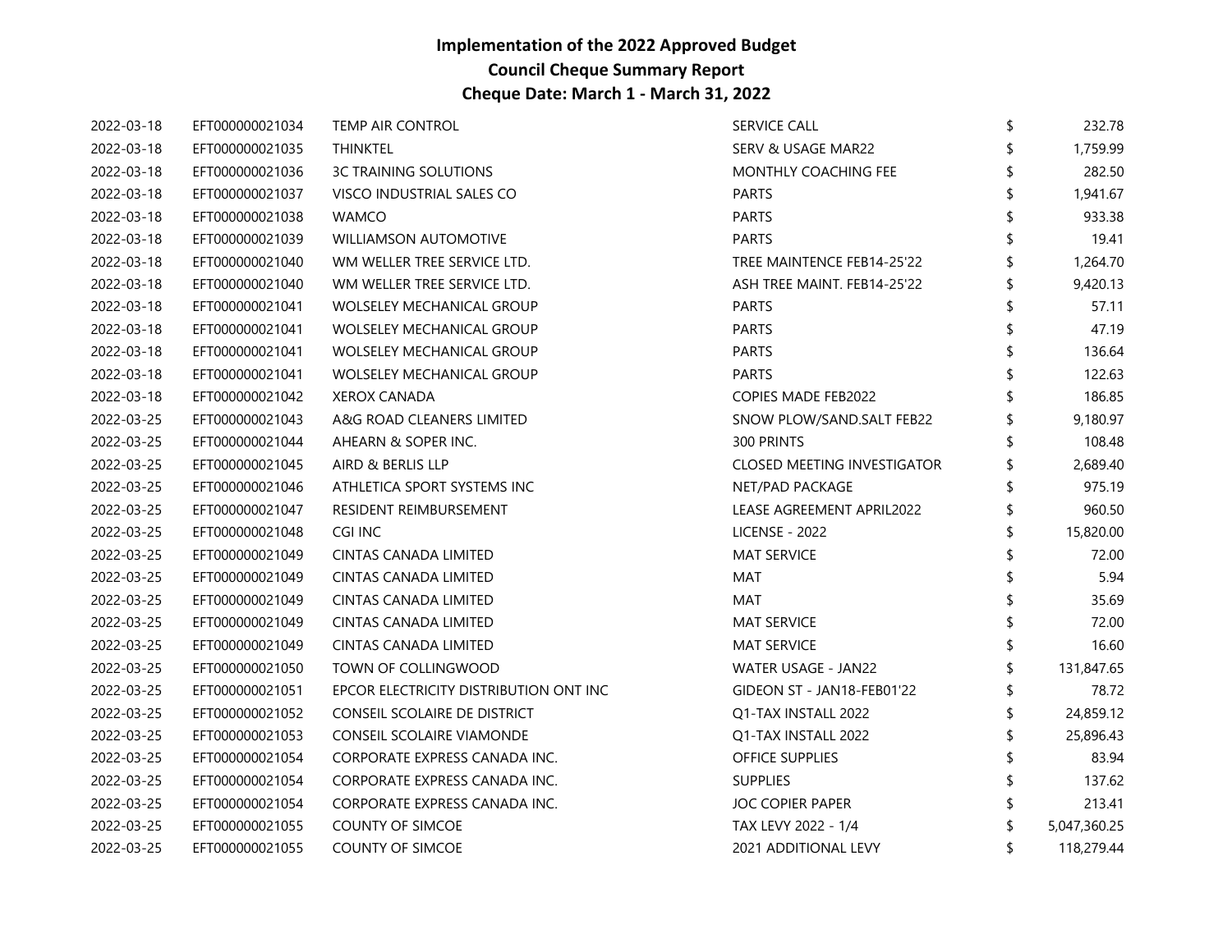# Implementation of the 2022 Approved Budget
## Council Cheque Summary Report
### Cheque Date: March 1 - March 31, 2022

| | | | | | |
|---|---|---|---|---|---|
| 2022-03-18 | EFT000000021034 | TEMP AIR CONTROL | SERVICE CALL | $ | 232.78 |
| 2022-03-18 | EFT000000021035 | THINKTEL | SERV & USAGE MAR22 | $ | 1,759.99 |
| 2022-03-18 | EFT000000021036 | 3C TRAINING SOLUTIONS | MONTHLY COACHING FEE | $ | 282.50 |
| 2022-03-18 | EFT000000021037 | VISCO INDUSTRIAL SALES CO | PARTS | $ | 1,941.67 |
| 2022-03-18 | EFT000000021038 | WAMCO | PARTS | $ | 933.38 |
| 2022-03-18 | EFT000000021039 | WILLIAMSON AUTOMOTIVE | PARTS | $ | 19.41 |
| 2022-03-18 | EFT000000021040 | WM WELLER TREE SERVICE LTD. | TREE MAINTENCE FEB14-25'22 | $ | 1,264.70 |
| 2022-03-18 | EFT000000021040 | WM WELLER TREE SERVICE LTD. | ASH TREE MAINT. FEB14-25'22 | $ | 9,420.13 |
| 2022-03-18 | EFT000000021041 | WOLSELEY MECHANICAL GROUP | PARTS | $ | 57.11 |
| 2022-03-18 | EFT000000021041 | WOLSELEY MECHANICAL GROUP | PARTS | $ | 47.19 |
| 2022-03-18 | EFT000000021041 | WOLSELEY MECHANICAL GROUP | PARTS | $ | 136.64 |
| 2022-03-18 | EFT000000021041 | WOLSELEY MECHANICAL GROUP | PARTS | $ | 122.63 |
| 2022-03-18 | EFT000000021042 | XEROX CANADA | COPIES MADE FEB2022 | $ | 186.85 |
| 2022-03-25 | EFT000000021043 | A&G ROAD CLEANERS LIMITED | SNOW PLOW/SAND.SALT FEB22 | $ | 9,180.97 |
| 2022-03-25 | EFT000000021044 | AHEARN & SOPER INC. | 300 PRINTS | $ | 108.48 |
| 2022-03-25 | EFT000000021045 | AIRD & BERLIS LLP | CLOSED MEETING INVESTIGATOR | $ | 2,689.40 |
| 2022-03-25 | EFT000000021046 | ATHLETICA SPORT SYSTEMS INC | NET/PAD PACKAGE | $ | 975.19 |
| 2022-03-25 | EFT000000021047 | RESIDENT REIMBURSEMENT | LEASE AGREEMENT APRIL2022 | $ | 960.50 |
| 2022-03-25 | EFT000000021048 | CGI INC | LICENSE - 2022 | $ | 15,820.00 |
| 2022-03-25 | EFT000000021049 | CINTAS CANADA LIMITED | MAT SERVICE | $ | 72.00 |
| 2022-03-25 | EFT000000021049 | CINTAS CANADA LIMITED | MAT | $ | 5.94 |
| 2022-03-25 | EFT000000021049 | CINTAS CANADA LIMITED | MAT | $ | 35.69 |
| 2022-03-25 | EFT000000021049 | CINTAS CANADA LIMITED | MAT SERVICE | $ | 72.00 |
| 2022-03-25 | EFT000000021049 | CINTAS CANADA LIMITED | MAT SERVICE | $ | 16.60 |
| 2022-03-25 | EFT000000021050 | TOWN OF COLLINGWOOD | WATER USAGE - JAN22 | $ | 131,847.65 |
| 2022-03-25 | EFT000000021051 | EPCOR ELECTRICITY DISTRIBUTION ONT INC | GIDEON ST - JAN18-FEB01'22 | $ | 78.72 |
| 2022-03-25 | EFT000000021052 | CONSEIL SCOLAIRE DE DISTRICT | Q1-TAX INSTALL 2022 | $ | 24,859.12 |
| 2022-03-25 | EFT000000021053 | CONSEIL SCOLAIRE VIAMONDE | Q1-TAX INSTALL 2022 | $ | 25,896.43 |
| 2022-03-25 | EFT000000021054 | CORPORATE EXPRESS CANADA INC. | OFFICE SUPPLIES | $ | 83.94 |
| 2022-03-25 | EFT000000021054 | CORPORATE EXPRESS CANADA INC. | SUPPLIES | $ | 137.62 |
| 2022-03-25 | EFT000000021054 | CORPORATE EXPRESS CANADA INC. | JOC COPIER PAPER | $ | 213.41 |
| 2022-03-25 | EFT000000021055 | COUNTY OF SIMCOE | TAX LEVY 2022 - 1/4 | $ | 5,047,360.25 |
| 2022-03-25 | EFT000000021055 | COUNTY OF SIMCOE | 2021 ADDITIONAL LEVY | $ | 118,279.44 |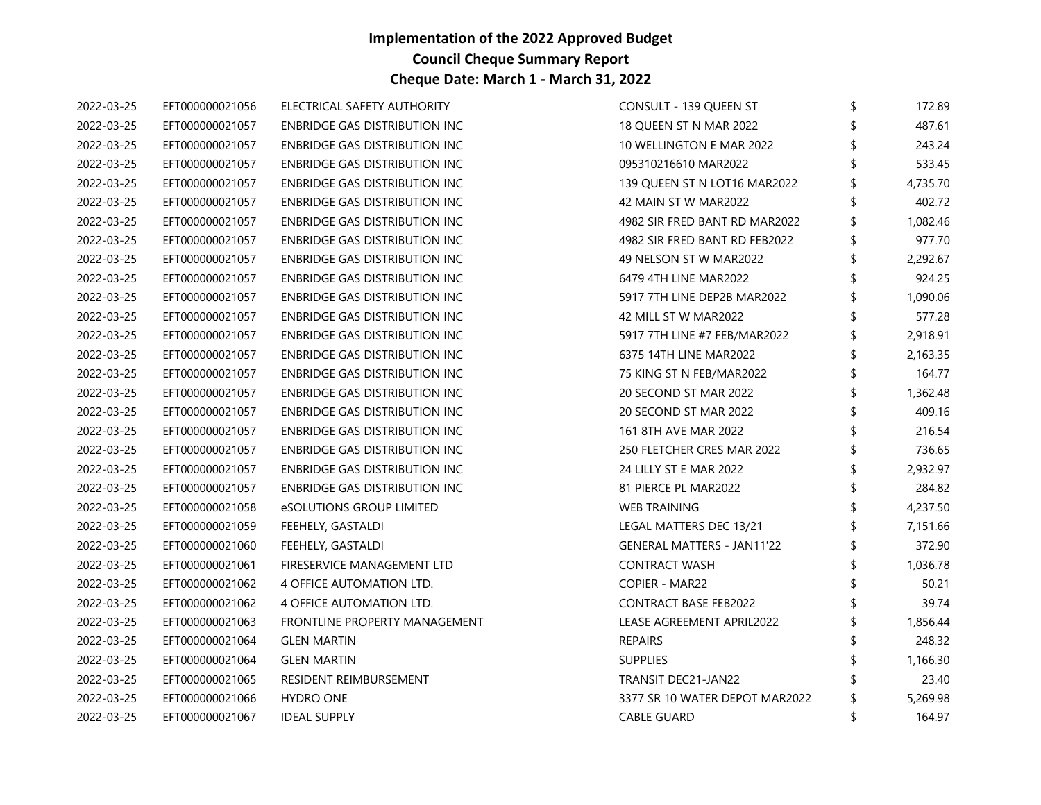**Implementation of the 2022 Approved Budget**
**Council Cheque Summary Report**
**Cheque Date: March 1 - March 31, 2022**

| | | | | | |
|---|---|---|---|---|---|
| 2022-03-25 | EFT000000021056 | ELECTRICAL SAFETY AUTHORITY | CONSULT - 139 QUEEN ST | $ | 172.89 |
| 2022-03-25 | EFT000000021057 | ENBRIDGE GAS DISTRIBUTION INC | 18 QUEEN ST N MAR 2022 | $ | 487.61 |
| 2022-03-25 | EFT000000021057 | ENBRIDGE GAS DISTRIBUTION INC | 10 WELLINGTON E MAR 2022 | $ | 243.24 |
| 2022-03-25 | EFT000000021057 | ENBRIDGE GAS DISTRIBUTION INC | 095310216610 MAR2022 | $ | 533.45 |
| 2022-03-25 | EFT000000021057 | ENBRIDGE GAS DISTRIBUTION INC | 139 QUEEN ST N LOT16 MAR2022 | $ | 4,735.70 |
| 2022-03-25 | EFT000000021057 | ENBRIDGE GAS DISTRIBUTION INC | 42 MAIN ST W MAR2022 | $ | 402.72 |
| 2022-03-25 | EFT000000021057 | ENBRIDGE GAS DISTRIBUTION INC | 4982 SIR FRED BANT RD MAR2022 | $ | 1,082.46 |
| 2022-03-25 | EFT000000021057 | ENBRIDGE GAS DISTRIBUTION INC | 4982 SIR FRED BANT RD FEB2022 | $ | 977.70 |
| 2022-03-25 | EFT000000021057 | ENBRIDGE GAS DISTRIBUTION INC | 49 NELSON ST W MAR2022 | $ | 2,292.67 |
| 2022-03-25 | EFT000000021057 | ENBRIDGE GAS DISTRIBUTION INC | 6479 4TH LINE MAR2022 | $ | 924.25 |
| 2022-03-25 | EFT000000021057 | ENBRIDGE GAS DISTRIBUTION INC | 5917 7TH LINE DEP2B MAR2022 | $ | 1,090.06 |
| 2022-03-25 | EFT000000021057 | ENBRIDGE GAS DISTRIBUTION INC | 42 MILL ST W MAR2022 | $ | 577.28 |
| 2022-03-25 | EFT000000021057 | ENBRIDGE GAS DISTRIBUTION INC | 5917 7TH LINE #7 FEB/MAR2022 | $ | 2,918.91 |
| 2022-03-25 | EFT000000021057 | ENBRIDGE GAS DISTRIBUTION INC | 6375 14TH LINE MAR2022 | $ | 2,163.35 |
| 2022-03-25 | EFT000000021057 | ENBRIDGE GAS DISTRIBUTION INC | 75 KING ST N FEB/MAR2022 | $ | 164.77 |
| 2022-03-25 | EFT000000021057 | ENBRIDGE GAS DISTRIBUTION INC | 20 SECOND ST MAR 2022 | $ | 1,362.48 |
| 2022-03-25 | EFT000000021057 | ENBRIDGE GAS DISTRIBUTION INC | 20 SECOND ST MAR 2022 | $ | 409.16 |
| 2022-03-25 | EFT000000021057 | ENBRIDGE GAS DISTRIBUTION INC | 161 8TH AVE MAR 2022 | $ | 216.54 |
| 2022-03-25 | EFT000000021057 | ENBRIDGE GAS DISTRIBUTION INC | 250 FLETCHER CRES MAR 2022 | $ | 736.65 |
| 2022-03-25 | EFT000000021057 | ENBRIDGE GAS DISTRIBUTION INC | 24 LILLY ST E MAR 2022 | $ | 2,932.97 |
| 2022-03-25 | EFT000000021057 | ENBRIDGE GAS DISTRIBUTION INC | 81 PIERCE PL MAR2022 | $ | 284.82 |
| 2022-03-25 | EFT000000021058 | eSOLUTIONS GROUP LIMITED | WEB TRAINING | $ | 4,237.50 |
| 2022-03-25 | EFT000000021059 | FEEHELY, GASTALDI | LEGAL MATTERS DEC 13/21 | $ | 7,151.66 |
| 2022-03-25 | EFT000000021060 | FEEHELY, GASTALDI | GENERAL MATTERS - JAN11'22 | $ | 372.90 |
| 2022-03-25 | EFT000000021061 | FIRESERVICE MANAGEMENT LTD | CONTRACT WASH | $ | 1,036.78 |
| 2022-03-25 | EFT000000021062 | 4 OFFICE AUTOMATION LTD. | COPIER - MAR22 | $ | 50.21 |
| 2022-03-25 | EFT000000021062 | 4 OFFICE AUTOMATION LTD. | CONTRACT BASE FEB2022 | $ | 39.74 |
| 2022-03-25 | EFT000000021063 | FRONTLINE PROPERTY MANAGEMENT | LEASE AGREEMENT APRIL2022 | $ | 1,856.44 |
| 2022-03-25 | EFT000000021064 | GLEN MARTIN | REPAIRS | $ | 248.32 |
| 2022-03-25 | EFT000000021064 | GLEN MARTIN | SUPPLIES | $ | 1,166.30 |
| 2022-03-25 | EFT000000021065 | RESIDENT REIMBURSEMENT | TRANSIT DEC21-JAN22 | $ | 23.40 |
| 2022-03-25 | EFT000000021066 | HYDRO ONE | 3377 SR 10 WATER DEPOT MAR2022 | $ | 5,269.98 |
| 2022-03-25 | EFT000000021067 | IDEAL SUPPLY | CABLE GUARD | $ | 164.97 |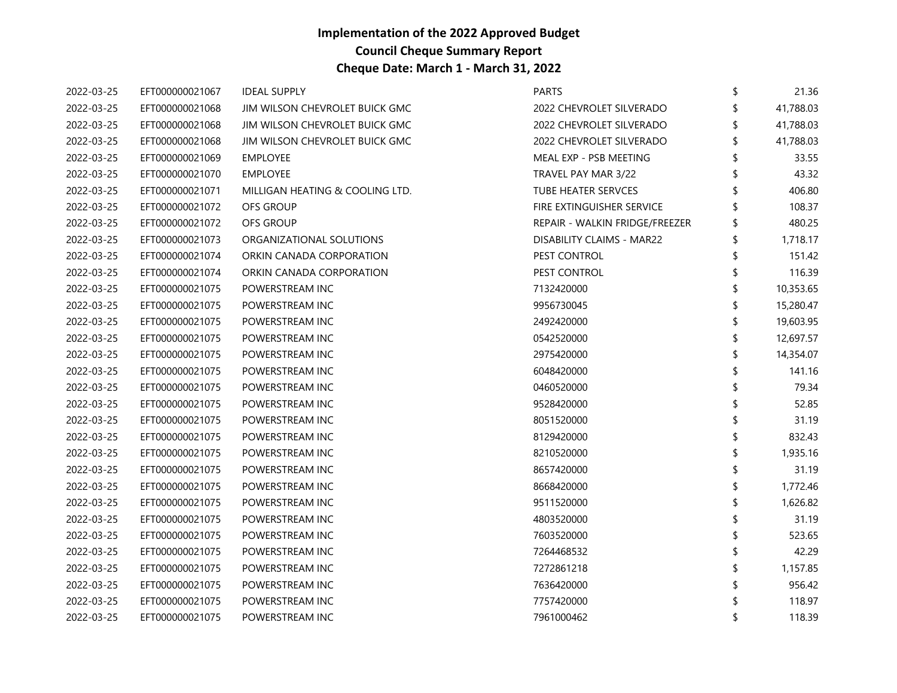# Implementation of the 2022 Approved Budget
## Council Cheque Summary Report
## Cheque Date: March 1 - March 31, 2022

| Date | Cheque No. | Vendor | Description | | Amount |
|---|---|---|---|---|---|
| 2022-03-25 | EFT000000021067 | IDEAL SUPPLY | PARTS | $ | 21.36 |
| 2022-03-25 | EFT000000021068 | JIM WILSON CHEVROLET BUICK GMC | 2022 CHEVROLET SILVERADO | $ | 41,788.03 |
| 2022-03-25 | EFT000000021068 | JIM WILSON CHEVROLET BUICK GMC | 2022 CHEVROLET SILVERADO | $ | 41,788.03 |
| 2022-03-25 | EFT000000021068 | JIM WILSON CHEVROLET BUICK GMC | 2022 CHEVROLET SILVERADO | $ | 41,788.03 |
| 2022-03-25 | EFT000000021069 | EMPLOYEE | MEAL EXP - PSB MEETING | $ | 33.55 |
| 2022-03-25 | EFT000000021070 | EMPLOYEE | TRAVEL PAY MAR 3/22 | $ | 43.32 |
| 2022-03-25 | EFT000000021071 | MILLIGAN HEATING & COOLING LTD. | TUBE HEATER SERVCES | $ | 406.80 |
| 2022-03-25 | EFT000000021072 | OFS GROUP | FIRE EXTINGUISHER SERVICE | $ | 108.37 |
| 2022-03-25 | EFT000000021072 | OFS GROUP | REPAIR - WALKIN FRIDGE/FREEZER | $ | 480.25 |
| 2022-03-25 | EFT000000021073 | ORGANIZATIONAL SOLUTIONS | DISABILITY CLAIMS - MAR22 | $ | 1,718.17 |
| 2022-03-25 | EFT000000021074 | ORKIN CANADA CORPORATION | PEST CONTROL | $ | 151.42 |
| 2022-03-25 | EFT000000021074 | ORKIN CANADA CORPORATION | PEST CONTROL | $ | 116.39 |
| 2022-03-25 | EFT000000021075 | POWERSTREAM INC | 7132420000 | $ | 10,353.65 |
| 2022-03-25 | EFT000000021075 | POWERSTREAM INC | 9956730045 | $ | 15,280.47 |
| 2022-03-25 | EFT000000021075 | POWERSTREAM INC | 2492420000 | $ | 19,603.95 |
| 2022-03-25 | EFT000000021075 | POWERSTREAM INC | 0542520000 | $ | 12,697.57 |
| 2022-03-25 | EFT000000021075 | POWERSTREAM INC | 2975420000 | $ | 14,354.07 |
| 2022-03-25 | EFT000000021075 | POWERSTREAM INC | 6048420000 | $ | 141.16 |
| 2022-03-25 | EFT000000021075 | POWERSTREAM INC | 0460520000 | $ | 79.34 |
| 2022-03-25 | EFT000000021075 | POWERSTREAM INC | 9528420000 | $ | 52.85 |
| 2022-03-25 | EFT000000021075 | POWERSTREAM INC | 8051520000 | $ | 31.19 |
| 2022-03-25 | EFT000000021075 | POWERSTREAM INC | 8129420000 | $ | 832.43 |
| 2022-03-25 | EFT000000021075 | POWERSTREAM INC | 8210520000 | $ | 1,935.16 |
| 2022-03-25 | EFT000000021075 | POWERSTREAM INC | 8657420000 | $ | 31.19 |
| 2022-03-25 | EFT000000021075 | POWERSTREAM INC | 8668420000 | $ | 1,772.46 |
| 2022-03-25 | EFT000000021075 | POWERSTREAM INC | 9511520000 | $ | 1,626.82 |
| 2022-03-25 | EFT000000021075 | POWERSTREAM INC | 4803520000 | $ | 31.19 |
| 2022-03-25 | EFT000000021075 | POWERSTREAM INC | 7603520000 | $ | 523.65 |
| 2022-03-25 | EFT000000021075 | POWERSTREAM INC | 7264468532 | $ | 42.29 |
| 2022-03-25 | EFT000000021075 | POWERSTREAM INC | 7272861218 | $ | 1,157.85 |
| 2022-03-25 | EFT000000021075 | POWERSTREAM INC | 7636420000 | $ | 956.42 |
| 2022-03-25 | EFT000000021075 | POWERSTREAM INC | 7757420000 | $ | 118.97 |
| 2022-03-25 | EFT000000021075 | POWERSTREAM INC | 7961000462 | $ | 118.39 |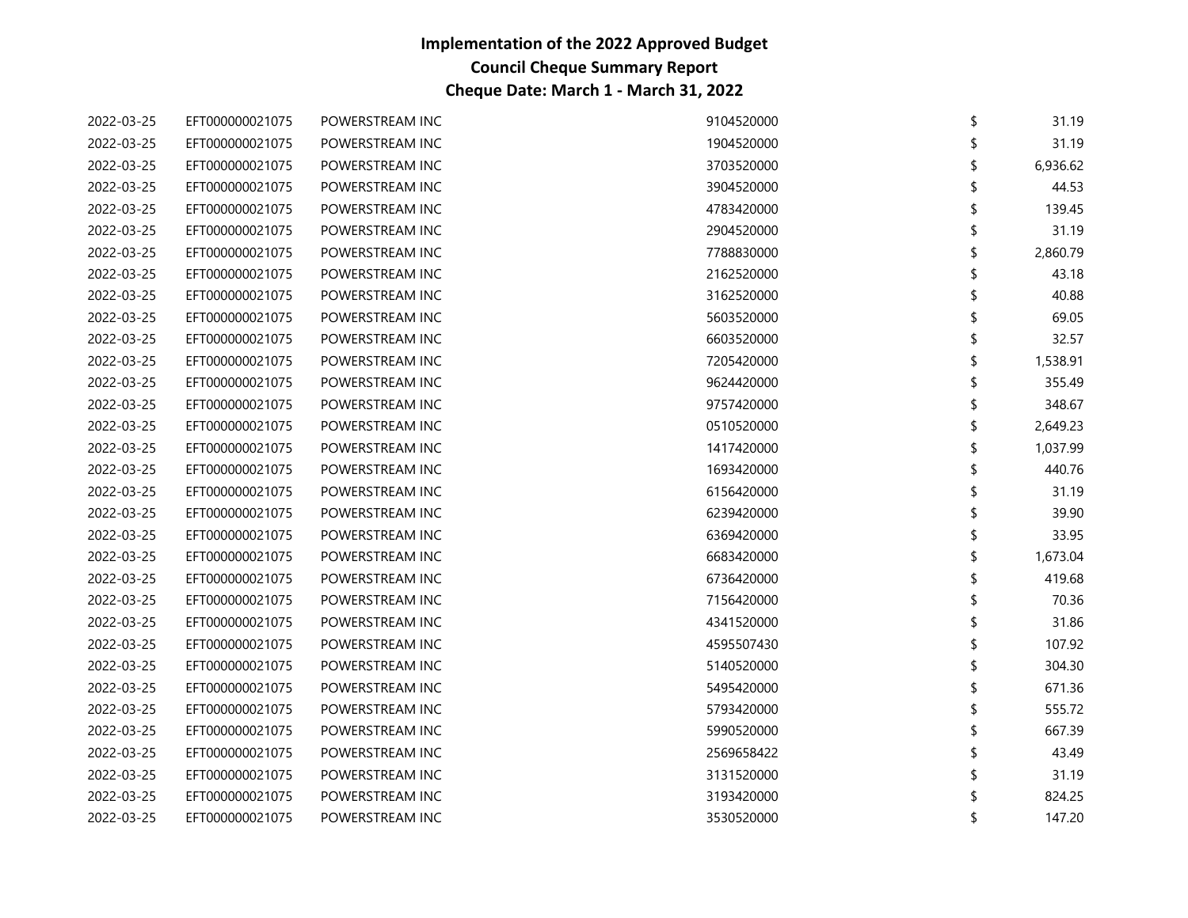# Implementation of the 2022 Approved Budget
## Council Cheque Summary Report
### Cheque Date: March 1 - March 31, 2022

| | | | | | |
|---|---|---|---|---|---|
| 2022-03-25 | EFT000000021075 | POWERSTREAM INC | 9104520000 | $ | 31.19 |
| 2022-03-25 | EFT000000021075 | POWERSTREAM INC | 1904520000 | $ | 31.19 |
| 2022-03-25 | EFT000000021075 | POWERSTREAM INC | 3703520000 | $ | 6,936.62 |
| 2022-03-25 | EFT000000021075 | POWERSTREAM INC | 3904520000 | $ | 44.53 |
| 2022-03-25 | EFT000000021075 | POWERSTREAM INC | 4783420000 | $ | 139.45 |
| 2022-03-25 | EFT000000021075 | POWERSTREAM INC | 2904520000 | $ | 31.19 |
| 2022-03-25 | EFT000000021075 | POWERSTREAM INC | 7788830000 | $ | 2,860.79 |
| 2022-03-25 | EFT000000021075 | POWERSTREAM INC | 2162520000 | $ | 43.18 |
| 2022-03-25 | EFT000000021075 | POWERSTREAM INC | 3162520000 | $ | 40.88 |
| 2022-03-25 | EFT000000021075 | POWERSTREAM INC | 5603520000 | $ | 69.05 |
| 2022-03-25 | EFT000000021075 | POWERSTREAM INC | 6603520000 | $ | 32.57 |
| 2022-03-25 | EFT000000021075 | POWERSTREAM INC | 7205420000 | $ | 1,538.91 |
| 2022-03-25 | EFT000000021075 | POWERSTREAM INC | 9624420000 | $ | 355.49 |
| 2022-03-25 | EFT000000021075 | POWERSTREAM INC | 9757420000 | $ | 348.67 |
| 2022-03-25 | EFT000000021075 | POWERSTREAM INC | 0510520000 | $ | 2,649.23 |
| 2022-03-25 | EFT000000021075 | POWERSTREAM INC | 1417420000 | $ | 1,037.99 |
| 2022-03-25 | EFT000000021075 | POWERSTREAM INC | 1693420000 | $ | 440.76 |
| 2022-03-25 | EFT000000021075 | POWERSTREAM INC | 6156420000 | $ | 31.19 |
| 2022-03-25 | EFT000000021075 | POWERSTREAM INC | 6239420000 | $ | 39.90 |
| 2022-03-25 | EFT000000021075 | POWERSTREAM INC | 6369420000 | $ | 33.95 |
| 2022-03-25 | EFT000000021075 | POWERSTREAM INC | 6683420000 | $ | 1,673.04 |
| 2022-03-25 | EFT000000021075 | POWERSTREAM INC | 6736420000 | $ | 419.68 |
| 2022-03-25 | EFT000000021075 | POWERSTREAM INC | 7156420000 | $ | 70.36 |
| 2022-03-25 | EFT000000021075 | POWERSTREAM INC | 4341520000 | $ | 31.86 |
| 2022-03-25 | EFT000000021075 | POWERSTREAM INC | 4595507430 | $ | 107.92 |
| 2022-03-25 | EFT000000021075 | POWERSTREAM INC | 5140520000 | $ | 304.30 |
| 2022-03-25 | EFT000000021075 | POWERSTREAM INC | 5495420000 | $ | 671.36 |
| 2022-03-25 | EFT000000021075 | POWERSTREAM INC | 5793420000 | $ | 555.72 |
| 2022-03-25 | EFT000000021075 | POWERSTREAM INC | 5990520000 | $ | 667.39 |
| 2022-03-25 | EFT000000021075 | POWERSTREAM INC | 2569658422 | $ | 43.49 |
| 2022-03-25 | EFT000000021075 | POWERSTREAM INC | 3131520000 | $ | 31.19 |
| 2022-03-25 | EFT000000021075 | POWERSTREAM INC | 3193420000 | $ | 824.25 |
| 2022-03-25 | EFT000000021075 | POWERSTREAM INC | 3530520000 | $ | 147.20 |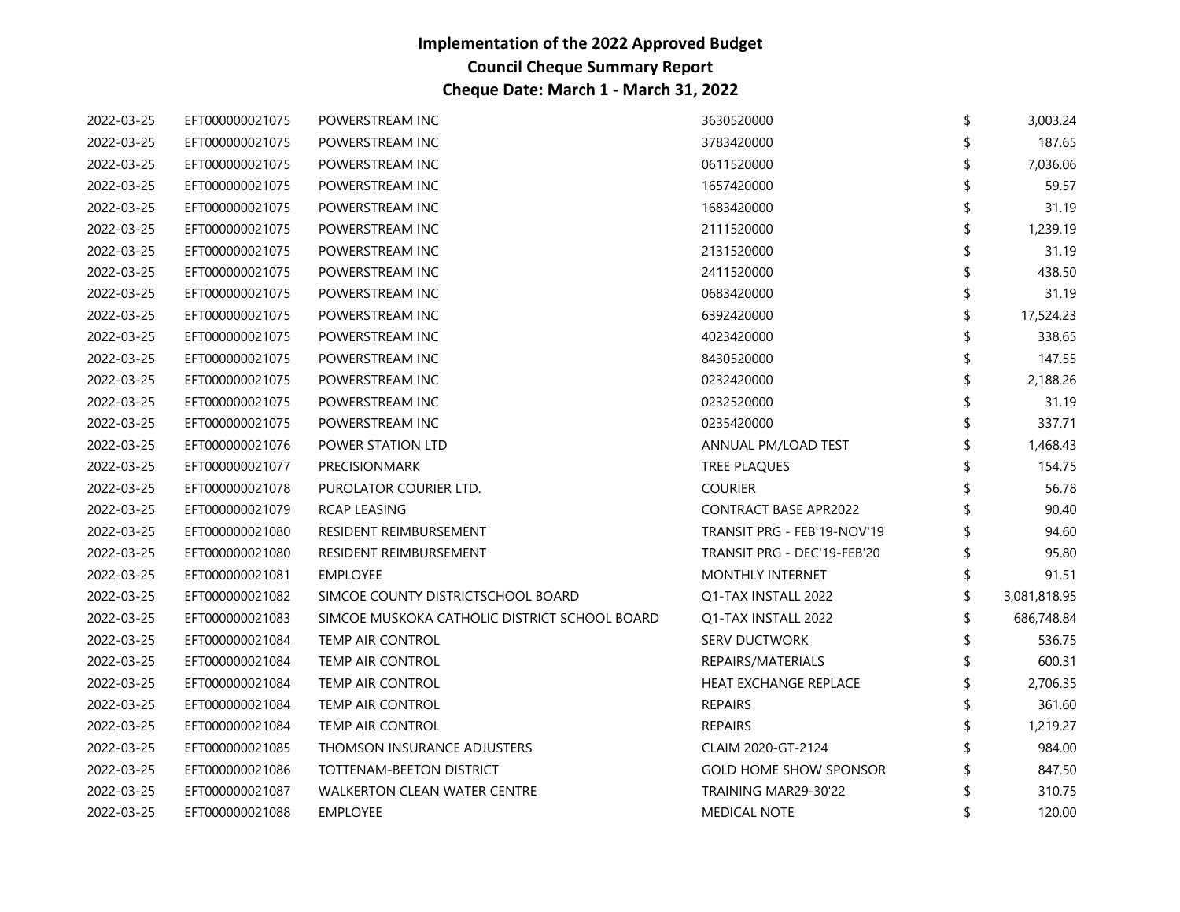# Implementation of the 2022 Approved Budget
## Council Cheque Summary Report
### Cheque Date: March 1 - March 31, 2022

| | | | | |
|---|---|---|---|---|
| 2022-03-25 | EFT000000021075 | POWERSTREAM INC | 3630520000 | $ 3,003.24 |
| 2022-03-25 | EFT000000021075 | POWERSTREAM INC | 3783420000 | $ 187.65 |
| 2022-03-25 | EFT000000021075 | POWERSTREAM INC | 0611520000 | $ 7,036.06 |
| 2022-03-25 | EFT000000021075 | POWERSTREAM INC | 1657420000 | $ 59.57 |
| 2022-03-25 | EFT000000021075 | POWERSTREAM INC | 1683420000 | $ 31.19 |
| 2022-03-25 | EFT000000021075 | POWERSTREAM INC | 2111520000 | $ 1,239.19 |
| 2022-03-25 | EFT000000021075 | POWERSTREAM INC | 2131520000 | $ 31.19 |
| 2022-03-25 | EFT000000021075 | POWERSTREAM INC | 2411520000 | $ 438.50 |
| 2022-03-25 | EFT000000021075 | POWERSTREAM INC | 0683420000 | $ 31.19 |
| 2022-03-25 | EFT000000021075 | POWERSTREAM INC | 6392420000 | $ 17,524.23 |
| 2022-03-25 | EFT000000021075 | POWERSTREAM INC | 4023420000 | $ 338.65 |
| 2022-03-25 | EFT000000021075 | POWERSTREAM INC | 8430520000 | $ 147.55 |
| 2022-03-25 | EFT000000021075 | POWERSTREAM INC | 0232420000 | $ 2,188.26 |
| 2022-03-25 | EFT000000021075 | POWERSTREAM INC | 0232520000 | $ 31.19 |
| 2022-03-25 | EFT000000021075 | POWERSTREAM INC | 0235420000 | $ 337.71 |
| 2022-03-25 | EFT000000021076 | POWER STATION LTD | ANNUAL PM/LOAD TEST | $ 1,468.43 |
| 2022-03-25 | EFT000000021077 | PRECISIONMARK | TREE PLAQUES | $ 154.75 |
| 2022-03-25 | EFT000000021078 | PUROLATOR COURIER LTD. | COURIER | $ 56.78 |
| 2022-03-25 | EFT000000021079 | RCAP LEASING | CONTRACT BASE APR2022 | $ 90.40 |
| 2022-03-25 | EFT000000021080 | RESIDENT REIMBURSEMENT | TRANSIT PRG - FEB'19-NOV'19 | $ 94.60 |
| 2022-03-25 | EFT000000021080 | RESIDENT REIMBURSEMENT | TRANSIT PRG - DEC'19-FEB'20 | $ 95.80 |
| 2022-03-25 | EFT000000021081 | EMPLOYEE | MONTHLY INTERNET | $ 91.51 |
| 2022-03-25 | EFT000000021082 | SIMCOE COUNTY DISTRICTSCHOOL BOARD | Q1-TAX INSTALL 2022 | $ 3,081,818.95 |
| 2022-03-25 | EFT000000021083 | SIMCOE MUSKOKA CATHOLIC DISTRICT SCHOOL BOARD | Q1-TAX INSTALL 2022 | $ 686,748.84 |
| 2022-03-25 | EFT000000021084 | TEMP AIR CONTROL | SERV DUCTWORK | $ 536.75 |
| 2022-03-25 | EFT000000021084 | TEMP AIR CONTROL | REPAIRS/MATERIALS | $ 600.31 |
| 2022-03-25 | EFT000000021084 | TEMP AIR CONTROL | HEAT EXCHANGE REPLACE | $ 2,706.35 |
| 2022-03-25 | EFT000000021084 | TEMP AIR CONTROL | REPAIRS | $ 361.60 |
| 2022-03-25 | EFT000000021084 | TEMP AIR CONTROL | REPAIRS | $ 1,219.27 |
| 2022-03-25 | EFT000000021085 | THOMSON INSURANCE ADJUSTERS | CLAIM 2020-GT-2124 | $ 984.00 |
| 2022-03-25 | EFT000000021086 | TOTTENAM-BEETON DISTRICT | GOLD HOME SHOW SPONSOR | $ 847.50 |
| 2022-03-25 | EFT000000021087 | WALKERTON CLEAN WATER CENTRE | TRAINING MAR29-30'22 | $ 310.75 |
| 2022-03-25 | EFT000000021088 | EMPLOYEE | MEDICAL NOTE | $ 120.00 |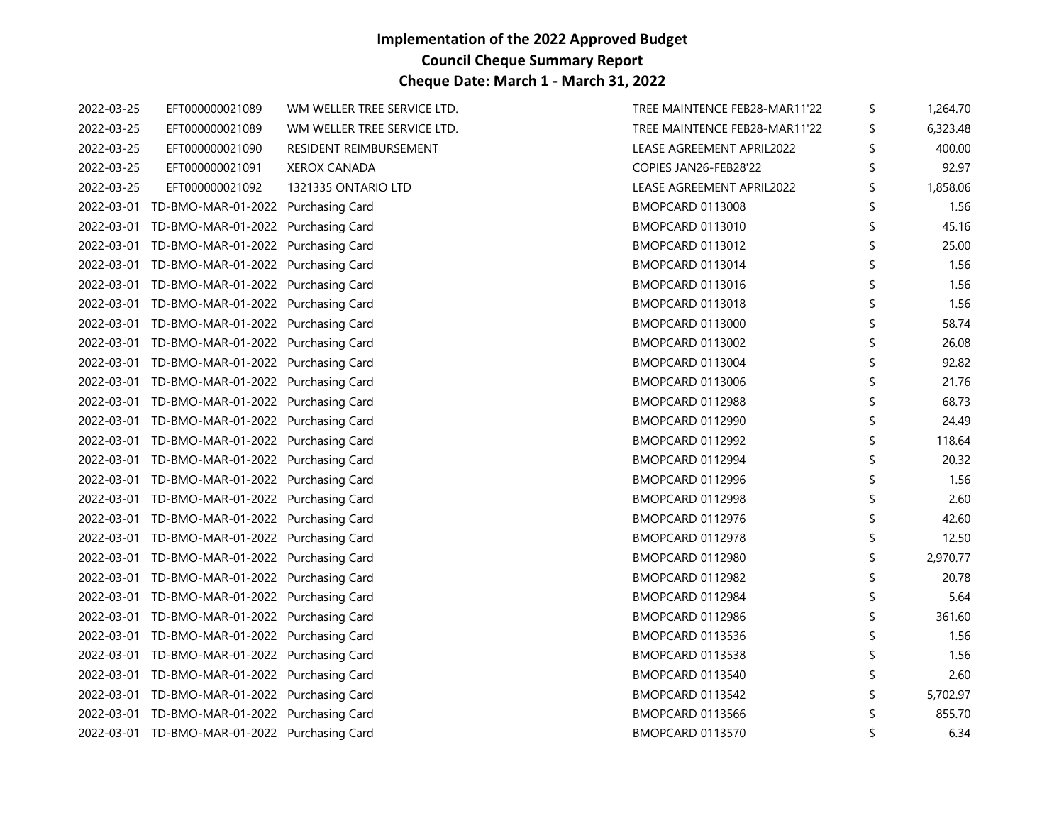# Implementation of the 2022 Approved Budget
## Council Cheque Summary Report
## Cheque Date: March 1 - March 31, 2022

| | | | | | |
|---|---|---|---|---|---|
| 2022-03-25 | EFT000000021089 | WM WELLER TREE SERVICE LTD. | TREE MAINTENCE FEB28-MAR11'22 | $ | 1,264.70 |
| 2022-03-25 | EFT000000021089 | WM WELLER TREE SERVICE LTD. | TREE MAINTENCE FEB28-MAR11'22 | $ | 6,323.48 |
| 2022-03-25 | EFT000000021090 | RESIDENT REIMBURSEMENT | LEASE AGREEMENT APRIL2022 | $ | 400.00 |
| 2022-03-25 | EFT000000021091 | XEROX CANADA | COPIES JAN26-FEB28'22 | $ | 92.97 |
| 2022-03-25 | EFT000000021092 | 1321335 ONTARIO LTD | LEASE AGREEMENT APRIL2022 | $ | 1,858.06 |
| 2022-03-01 | TD-BMO-MAR-01-2022 | Purchasing Card | BMOPCARD 0113008 | $ | 1.56 |
| 2022-03-01 | TD-BMO-MAR-01-2022 | Purchasing Card | BMOPCARD 0113010 | $ | 45.16 |
| 2022-03-01 | TD-BMO-MAR-01-2022 | Purchasing Card | BMOPCARD 0113012 | $ | 25.00 |
| 2022-03-01 | TD-BMO-MAR-01-2022 | Purchasing Card | BMOPCARD 0113014 | $ | 1.56 |
| 2022-03-01 | TD-BMO-MAR-01-2022 | Purchasing Card | BMOPCARD 0113016 | $ | 1.56 |
| 2022-03-01 | TD-BMO-MAR-01-2022 | Purchasing Card | BMOPCARD 0113018 | $ | 1.56 |
| 2022-03-01 | TD-BMO-MAR-01-2022 | Purchasing Card | BMOPCARD 0113000 | $ | 58.74 |
| 2022-03-01 | TD-BMO-MAR-01-2022 | Purchasing Card | BMOPCARD 0113002 | $ | 26.08 |
| 2022-03-01 | TD-BMO-MAR-01-2022 | Purchasing Card | BMOPCARD 0113004 | $ | 92.82 |
| 2022-03-01 | TD-BMO-MAR-01-2022 | Purchasing Card | BMOPCARD 0113006 | $ | 21.76 |
| 2022-03-01 | TD-BMO-MAR-01-2022 | Purchasing Card | BMOPCARD 0112988 | $ | 68.73 |
| 2022-03-01 | TD-BMO-MAR-01-2022 | Purchasing Card | BMOPCARD 0112990 | $ | 24.49 |
| 2022-03-01 | TD-BMO-MAR-01-2022 | Purchasing Card | BMOPCARD 0112992 | $ | 118.64 |
| 2022-03-01 | TD-BMO-MAR-01-2022 | Purchasing Card | BMOPCARD 0112994 | $ | 20.32 |
| 2022-03-01 | TD-BMO-MAR-01-2022 | Purchasing Card | BMOPCARD 0112996 | $ | 1.56 |
| 2022-03-01 | TD-BMO-MAR-01-2022 | Purchasing Card | BMOPCARD 0112998 | $ | 2.60 |
| 2022-03-01 | TD-BMO-MAR-01-2022 | Purchasing Card | BMOPCARD 0112976 | $ | 42.60 |
| 2022-03-01 | TD-BMO-MAR-01-2022 | Purchasing Card | BMOPCARD 0112978 | $ | 12.50 |
| 2022-03-01 | TD-BMO-MAR-01-2022 | Purchasing Card | BMOPCARD 0112980 | $ | 2,970.77 |
| 2022-03-01 | TD-BMO-MAR-01-2022 | Purchasing Card | BMOPCARD 0112982 | $ | 20.78 |
| 2022-03-01 | TD-BMO-MAR-01-2022 | Purchasing Card | BMOPCARD 0112984 | $ | 5.64 |
| 2022-03-01 | TD-BMO-MAR-01-2022 | Purchasing Card | BMOPCARD 0112986 | $ | 361.60 |
| 2022-03-01 | TD-BMO-MAR-01-2022 | Purchasing Card | BMOPCARD 0113536 | $ | 1.56 |
| 2022-03-01 | TD-BMO-MAR-01-2022 | Purchasing Card | BMOPCARD 0113538 | $ | 1.56 |
| 2022-03-01 | TD-BMO-MAR-01-2022 | Purchasing Card | BMOPCARD 0113540 | $ | 2.60 |
| 2022-03-01 | TD-BMO-MAR-01-2022 | Purchasing Card | BMOPCARD 0113542 | $ | 5,702.97 |
| 2022-03-01 | TD-BMO-MAR-01-2022 | Purchasing Card | BMOPCARD 0113566 | $ | 855.70 |
| 2022-03-01 | TD-BMO-MAR-01-2022 | Purchasing Card | BMOPCARD 0113570 | $ | 6.34 |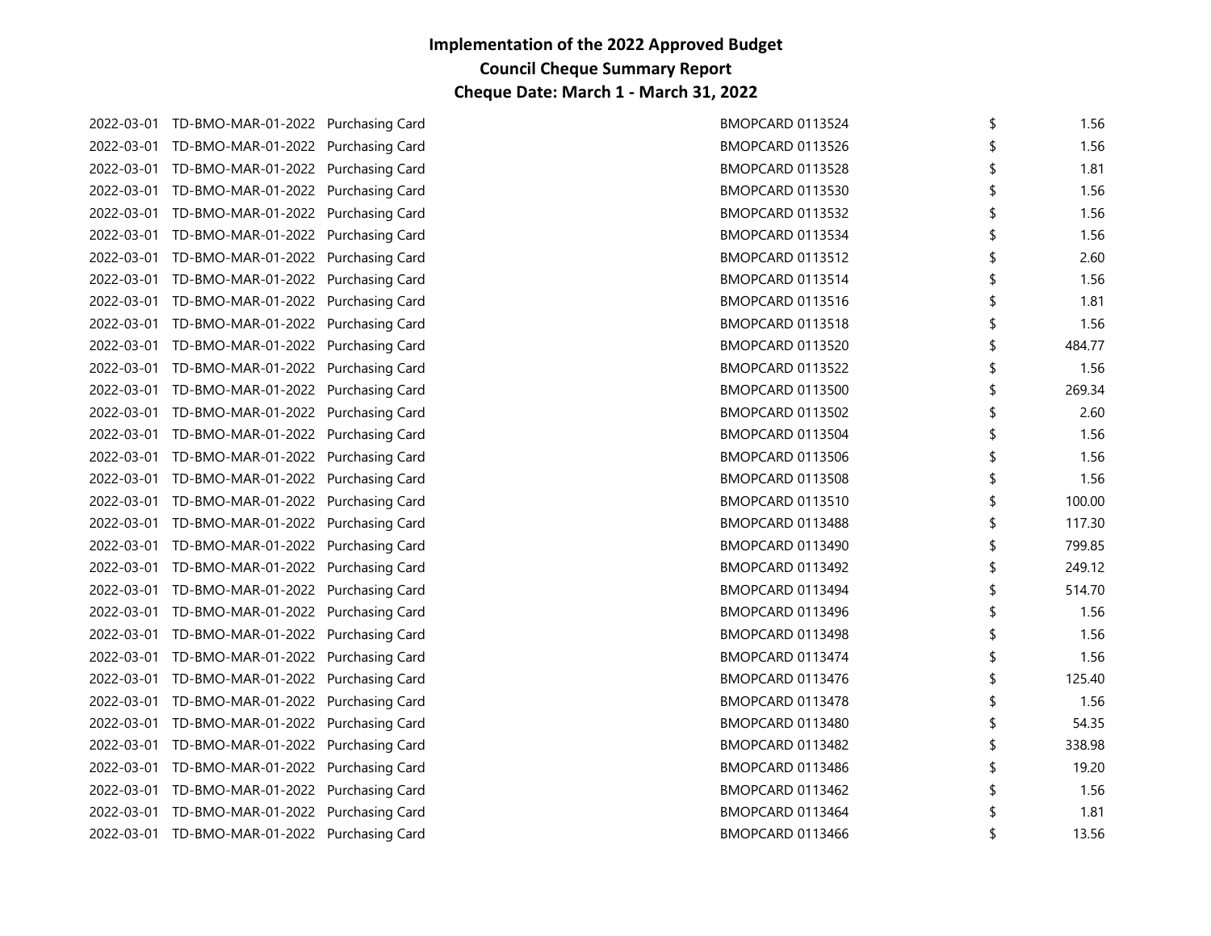# Implementation of the 2022 Approved Budget
## Council Cheque Summary Report
### Cheque Date: March 1 - March 31, 2022

| | | | | | |
|---|---|---|---|---|---|
| 2022-03-01 | TD-BMO-MAR-01-2022 | Purchasing Card | BMOPCARD 0113524 | $ | 1.56 |
| 2022-03-01 | TD-BMO-MAR-01-2022 | Purchasing Card | BMOPCARD 0113526 | $ | 1.56 |
| 2022-03-01 | TD-BMO-MAR-01-2022 | Purchasing Card | BMOPCARD 0113528 | $ | 1.81 |
| 2022-03-01 | TD-BMO-MAR-01-2022 | Purchasing Card | BMOPCARD 0113530 | $ | 1.56 |
| 2022-03-01 | TD-BMO-MAR-01-2022 | Purchasing Card | BMOPCARD 0113532 | $ | 1.56 |
| 2022-03-01 | TD-BMO-MAR-01-2022 | Purchasing Card | BMOPCARD 0113534 | $ | 1.56 |
| 2022-03-01 | TD-BMO-MAR-01-2022 | Purchasing Card | BMOPCARD 0113512 | $ | 2.60 |
| 2022-03-01 | TD-BMO-MAR-01-2022 | Purchasing Card | BMOPCARD 0113514 | $ | 1.56 |
| 2022-03-01 | TD-BMO-MAR-01-2022 | Purchasing Card | BMOPCARD 0113516 | $ | 1.81 |
| 2022-03-01 | TD-BMO-MAR-01-2022 | Purchasing Card | BMOPCARD 0113518 | $ | 1.56 |
| 2022-03-01 | TD-BMO-MAR-01-2022 | Purchasing Card | BMOPCARD 0113520 | $ | 484.77 |
| 2022-03-01 | TD-BMO-MAR-01-2022 | Purchasing Card | BMOPCARD 0113522 | $ | 1.56 |
| 2022-03-01 | TD-BMO-MAR-01-2022 | Purchasing Card | BMOPCARD 0113500 | $ | 269.34 |
| 2022-03-01 | TD-BMO-MAR-01-2022 | Purchasing Card | BMOPCARD 0113502 | $ | 2.60 |
| 2022-03-01 | TD-BMO-MAR-01-2022 | Purchasing Card | BMOPCARD 0113504 | $ | 1.56 |
| 2022-03-01 | TD-BMO-MAR-01-2022 | Purchasing Card | BMOPCARD 0113506 | $ | 1.56 |
| 2022-03-01 | TD-BMO-MAR-01-2022 | Purchasing Card | BMOPCARD 0113508 | $ | 1.56 |
| 2022-03-01 | TD-BMO-MAR-01-2022 | Purchasing Card | BMOPCARD 0113510 | $ | 100.00 |
| 2022-03-01 | TD-BMO-MAR-01-2022 | Purchasing Card | BMOPCARD 0113488 | $ | 117.30 |
| 2022-03-01 | TD-BMO-MAR-01-2022 | Purchasing Card | BMOPCARD 0113490 | $ | 799.85 |
| 2022-03-01 | TD-BMO-MAR-01-2022 | Purchasing Card | BMOPCARD 0113492 | $ | 249.12 |
| 2022-03-01 | TD-BMO-MAR-01-2022 | Purchasing Card | BMOPCARD 0113494 | $ | 514.70 |
| 2022-03-01 | TD-BMO-MAR-01-2022 | Purchasing Card | BMOPCARD 0113496 | $ | 1.56 |
| 2022-03-01 | TD-BMO-MAR-01-2022 | Purchasing Card | BMOPCARD 0113498 | $ | 1.56 |
| 2022-03-01 | TD-BMO-MAR-01-2022 | Purchasing Card | BMOPCARD 0113474 | $ | 1.56 |
| 2022-03-01 | TD-BMO-MAR-01-2022 | Purchasing Card | BMOPCARD 0113476 | $ | 125.40 |
| 2022-03-01 | TD-BMO-MAR-01-2022 | Purchasing Card | BMOPCARD 0113478 | $ | 1.56 |
| 2022-03-01 | TD-BMO-MAR-01-2022 | Purchasing Card | BMOPCARD 0113480 | $ | 54.35 |
| 2022-03-01 | TD-BMO-MAR-01-2022 | Purchasing Card | BMOPCARD 0113482 | $ | 338.98 |
| 2022-03-01 | TD-BMO-MAR-01-2022 | Purchasing Card | BMOPCARD 0113486 | $ | 19.20 |
| 2022-03-01 | TD-BMO-MAR-01-2022 | Purchasing Card | BMOPCARD 0113462 | $ | 1.56 |
| 2022-03-01 | TD-BMO-MAR-01-2022 | Purchasing Card | BMOPCARD 0113464 | $ | 1.81 |
| 2022-03-01 | TD-BMO-MAR-01-2022 | Purchasing Card | BMOPCARD 0113466 | $ | 13.56 |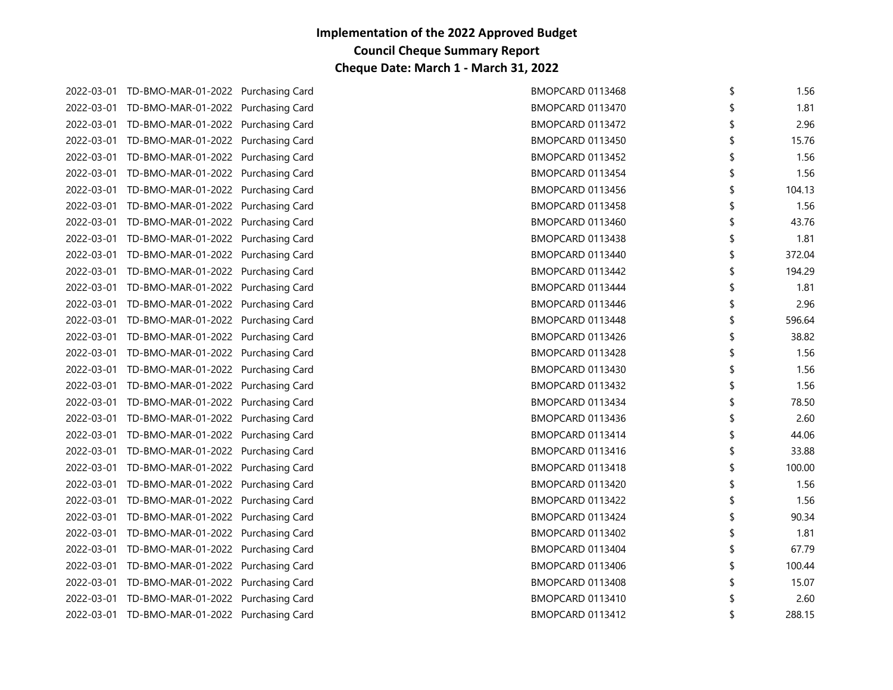**Implementation of the 2022 Approved Budget**
**Council Cheque Summary Report**
**Cheque Date: March 1 - March 31, 2022**

| | | | | | |
|---|---|---|---|---|---|
| 2022-03-01 | TD-BMO-MAR-01-2022 | Purchasing Card | BMOPCARD 0113468 | $ | 1.56 |
| 2022-03-01 | TD-BMO-MAR-01-2022 | Purchasing Card | BMOPCARD 0113470 | $ | 1.81 |
| 2022-03-01 | TD-BMO-MAR-01-2022 | Purchasing Card | BMOPCARD 0113472 | $ | 2.96 |
| 2022-03-01 | TD-BMO-MAR-01-2022 | Purchasing Card | BMOPCARD 0113450 | $ | 15.76 |
| 2022-03-01 | TD-BMO-MAR-01-2022 | Purchasing Card | BMOPCARD 0113452 | $ | 1.56 |
| 2022-03-01 | TD-BMO-MAR-01-2022 | Purchasing Card | BMOPCARD 0113454 | $ | 1.56 |
| 2022-03-01 | TD-BMO-MAR-01-2022 | Purchasing Card | BMOPCARD 0113456 | $ | 104.13 |
| 2022-03-01 | TD-BMO-MAR-01-2022 | Purchasing Card | BMOPCARD 0113458 | $ | 1.56 |
| 2022-03-01 | TD-BMO-MAR-01-2022 | Purchasing Card | BMOPCARD 0113460 | $ | 43.76 |
| 2022-03-01 | TD-BMO-MAR-01-2022 | Purchasing Card | BMOPCARD 0113438 | $ | 1.81 |
| 2022-03-01 | TD-BMO-MAR-01-2022 | Purchasing Card | BMOPCARD 0113440 | $ | 372.04 |
| 2022-03-01 | TD-BMO-MAR-01-2022 | Purchasing Card | BMOPCARD 0113442 | $ | 194.29 |
| 2022-03-01 | TD-BMO-MAR-01-2022 | Purchasing Card | BMOPCARD 0113444 | $ | 1.81 |
| 2022-03-01 | TD-BMO-MAR-01-2022 | Purchasing Card | BMOPCARD 0113446 | $ | 2.96 |
| 2022-03-01 | TD-BMO-MAR-01-2022 | Purchasing Card | BMOPCARD 0113448 | $ | 596.64 |
| 2022-03-01 | TD-BMO-MAR-01-2022 | Purchasing Card | BMOPCARD 0113426 | $ | 38.82 |
| 2022-03-01 | TD-BMO-MAR-01-2022 | Purchasing Card | BMOPCARD 0113428 | $ | 1.56 |
| 2022-03-01 | TD-BMO-MAR-01-2022 | Purchasing Card | BMOPCARD 0113430 | $ | 1.56 |
| 2022-03-01 | TD-BMO-MAR-01-2022 | Purchasing Card | BMOPCARD 0113432 | $ | 1.56 |
| 2022-03-01 | TD-BMO-MAR-01-2022 | Purchasing Card | BMOPCARD 0113434 | $ | 78.50 |
| 2022-03-01 | TD-BMO-MAR-01-2022 | Purchasing Card | BMOPCARD 0113436 | $ | 2.60 |
| 2022-03-01 | TD-BMO-MAR-01-2022 | Purchasing Card | BMOPCARD 0113414 | $ | 44.06 |
| 2022-03-01 | TD-BMO-MAR-01-2022 | Purchasing Card | BMOPCARD 0113416 | $ | 33.88 |
| 2022-03-01 | TD-BMO-MAR-01-2022 | Purchasing Card | BMOPCARD 0113418 | $ | 100.00 |
| 2022-03-01 | TD-BMO-MAR-01-2022 | Purchasing Card | BMOPCARD 0113420 | $ | 1.56 |
| 2022-03-01 | TD-BMO-MAR-01-2022 | Purchasing Card | BMOPCARD 0113422 | $ | 1.56 |
| 2022-03-01 | TD-BMO-MAR-01-2022 | Purchasing Card | BMOPCARD 0113424 | $ | 90.34 |
| 2022-03-01 | TD-BMO-MAR-01-2022 | Purchasing Card | BMOPCARD 0113402 | $ | 1.81 |
| 2022-03-01 | TD-BMO-MAR-01-2022 | Purchasing Card | BMOPCARD 0113404 | $ | 67.79 |
| 2022-03-01 | TD-BMO-MAR-01-2022 | Purchasing Card | BMOPCARD 0113406 | $ | 100.44 |
| 2022-03-01 | TD-BMO-MAR-01-2022 | Purchasing Card | BMOPCARD 0113408 | $ | 15.07 |
| 2022-03-01 | TD-BMO-MAR-01-2022 | Purchasing Card | BMOPCARD 0113410 | $ | 2.60 |
| 2022-03-01 | TD-BMO-MAR-01-2022 | Purchasing Card | BMOPCARD 0113412 | $ | 288.15 |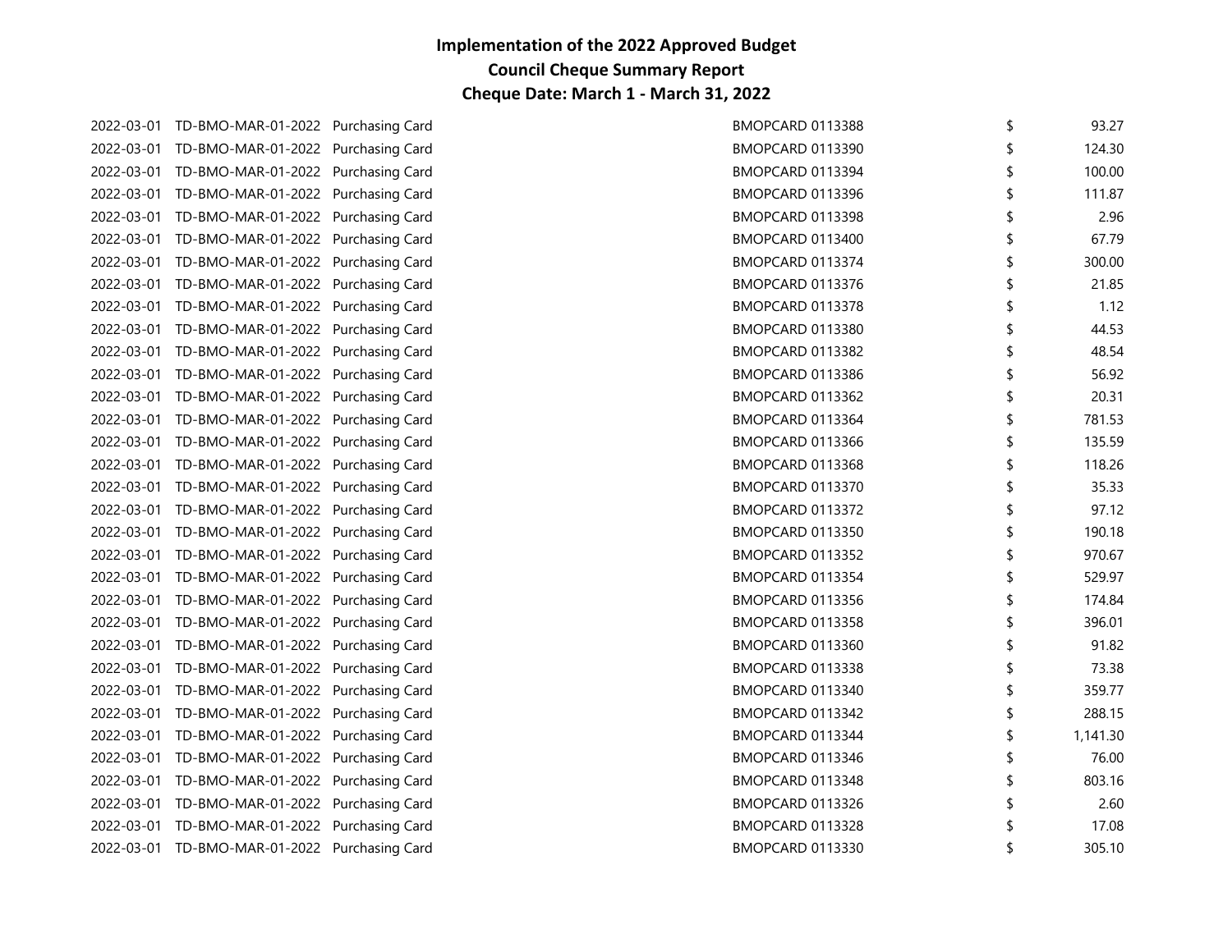# Implementation of the 2022 Approved Budget
## Council Cheque Summary Report
### Cheque Date: March 1 - March 31, 2022

| | | | | | |
|---|---|---|---|---|---|
| 2022-03-01 | TD-BMO-MAR-01-2022 | Purchasing Card | BMOPCARD 0113388 | $ | 93.27 |
| 2022-03-01 | TD-BMO-MAR-01-2022 | Purchasing Card | BMOPCARD 0113390 | $ | 124.30 |
| 2022-03-01 | TD-BMO-MAR-01-2022 | Purchasing Card | BMOPCARD 0113394 | $ | 100.00 |
| 2022-03-01 | TD-BMO-MAR-01-2022 | Purchasing Card | BMOPCARD 0113396 | $ | 111.87 |
| 2022-03-01 | TD-BMO-MAR-01-2022 | Purchasing Card | BMOPCARD 0113398 | $ | 2.96 |
| 2022-03-01 | TD-BMO-MAR-01-2022 | Purchasing Card | BMOPCARD 0113400 | $ | 67.79 |
| 2022-03-01 | TD-BMO-MAR-01-2022 | Purchasing Card | BMOPCARD 0113374 | $ | 300.00 |
| 2022-03-01 | TD-BMO-MAR-01-2022 | Purchasing Card | BMOPCARD 0113376 | $ | 21.85 |
| 2022-03-01 | TD-BMO-MAR-01-2022 | Purchasing Card | BMOPCARD 0113378 | $ | 1.12 |
| 2022-03-01 | TD-BMO-MAR-01-2022 | Purchasing Card | BMOPCARD 0113380 | $ | 44.53 |
| 2022-03-01 | TD-BMO-MAR-01-2022 | Purchasing Card | BMOPCARD 0113382 | $ | 48.54 |
| 2022-03-01 | TD-BMO-MAR-01-2022 | Purchasing Card | BMOPCARD 0113386 | $ | 56.92 |
| 2022-03-01 | TD-BMO-MAR-01-2022 | Purchasing Card | BMOPCARD 0113362 | $ | 20.31 |
| 2022-03-01 | TD-BMO-MAR-01-2022 | Purchasing Card | BMOPCARD 0113364 | $ | 781.53 |
| 2022-03-01 | TD-BMO-MAR-01-2022 | Purchasing Card | BMOPCARD 0113366 | $ | 135.59 |
| 2022-03-01 | TD-BMO-MAR-01-2022 | Purchasing Card | BMOPCARD 0113368 | $ | 118.26 |
| 2022-03-01 | TD-BMO-MAR-01-2022 | Purchasing Card | BMOPCARD 0113370 | $ | 35.33 |
| 2022-03-01 | TD-BMO-MAR-01-2022 | Purchasing Card | BMOPCARD 0113372 | $ | 97.12 |
| 2022-03-01 | TD-BMO-MAR-01-2022 | Purchasing Card | BMOPCARD 0113350 | $ | 190.18 |
| 2022-03-01 | TD-BMO-MAR-01-2022 | Purchasing Card | BMOPCARD 0113352 | $ | 970.67 |
| 2022-03-01 | TD-BMO-MAR-01-2022 | Purchasing Card | BMOPCARD 0113354 | $ | 529.97 |
| 2022-03-01 | TD-BMO-MAR-01-2022 | Purchasing Card | BMOPCARD 0113356 | $ | 174.84 |
| 2022-03-01 | TD-BMO-MAR-01-2022 | Purchasing Card | BMOPCARD 0113358 | $ | 396.01 |
| 2022-03-01 | TD-BMO-MAR-01-2022 | Purchasing Card | BMOPCARD 0113360 | $ | 91.82 |
| 2022-03-01 | TD-BMO-MAR-01-2022 | Purchasing Card | BMOPCARD 0113338 | $ | 73.38 |
| 2022-03-01 | TD-BMO-MAR-01-2022 | Purchasing Card | BMOPCARD 0113340 | $ | 359.77 |
| 2022-03-01 | TD-BMO-MAR-01-2022 | Purchasing Card | BMOPCARD 0113342 | $ | 288.15 |
| 2022-03-01 | TD-BMO-MAR-01-2022 | Purchasing Card | BMOPCARD 0113344 | $ | 1,141.30 |
| 2022-03-01 | TD-BMO-MAR-01-2022 | Purchasing Card | BMOPCARD 0113346 | $ | 76.00 |
| 2022-03-01 | TD-BMO-MAR-01-2022 | Purchasing Card | BMOPCARD 0113348 | $ | 803.16 |
| 2022-03-01 | TD-BMO-MAR-01-2022 | Purchasing Card | BMOPCARD 0113326 | $ | 2.60 |
| 2022-03-01 | TD-BMO-MAR-01-2022 | Purchasing Card | BMOPCARD 0113328 | $ | 17.08 |
| 2022-03-01 | TD-BMO-MAR-01-2022 | Purchasing Card | BMOPCARD 0113330 | $ | 305.10 |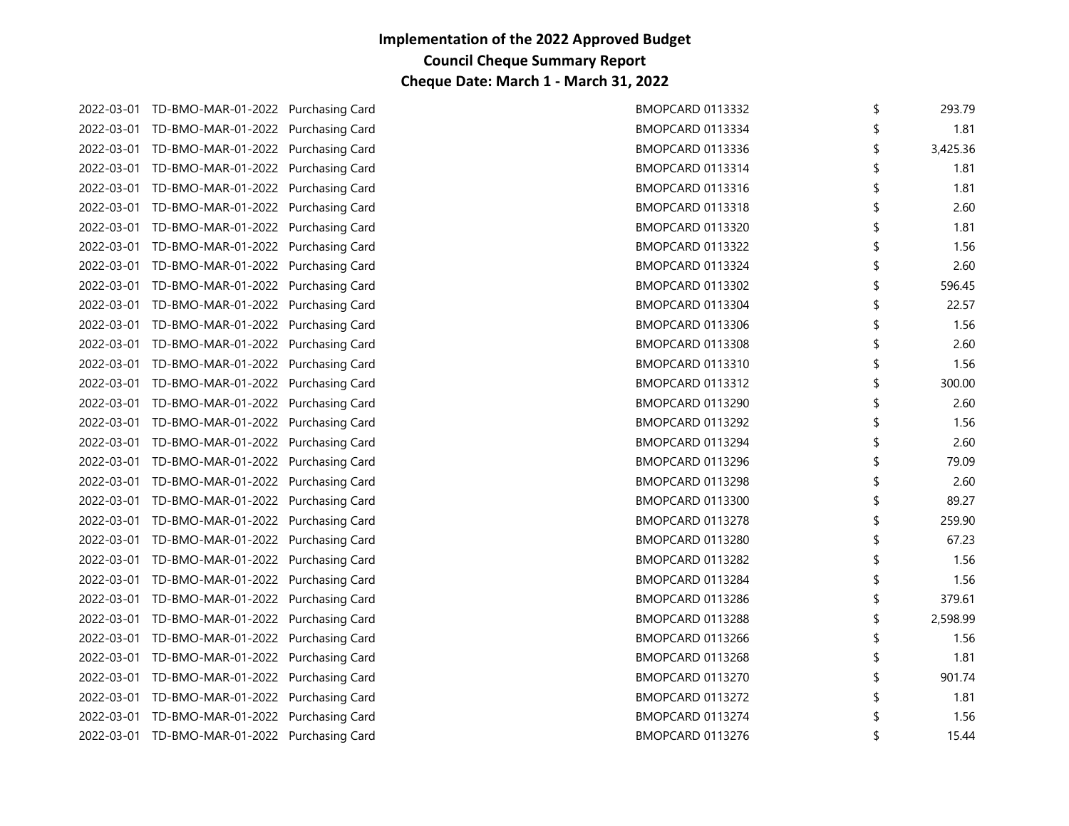**Implementation of the 2022 Approved Budget**
**Council Cheque Summary Report**
**Cheque Date: March 1 - March 31, 2022**

| | | | | | |
|---|---|---|---|---|---|
| 2022-03-01 | TD-BMO-MAR-01-2022 | Purchasing Card | BMOPCARD 0113332 | $ | 293.79 |
| 2022-03-01 | TD-BMO-MAR-01-2022 | Purchasing Card | BMOPCARD 0113334 | $ | 1.81 |
| 2022-03-01 | TD-BMO-MAR-01-2022 | Purchasing Card | BMOPCARD 0113336 | $ | 3,425.36 |
| 2022-03-01 | TD-BMO-MAR-01-2022 | Purchasing Card | BMOPCARD 0113314 | $ | 1.81 |
| 2022-03-01 | TD-BMO-MAR-01-2022 | Purchasing Card | BMOPCARD 0113316 | $ | 1.81 |
| 2022-03-01 | TD-BMO-MAR-01-2022 | Purchasing Card | BMOPCARD 0113318 | $ | 2.60 |
| 2022-03-01 | TD-BMO-MAR-01-2022 | Purchasing Card | BMOPCARD 0113320 | $ | 1.81 |
| 2022-03-01 | TD-BMO-MAR-01-2022 | Purchasing Card | BMOPCARD 0113322 | $ | 1.56 |
| 2022-03-01 | TD-BMO-MAR-01-2022 | Purchasing Card | BMOPCARD 0113324 | $ | 2.60 |
| 2022-03-01 | TD-BMO-MAR-01-2022 | Purchasing Card | BMOPCARD 0113302 | $ | 596.45 |
| 2022-03-01 | TD-BMO-MAR-01-2022 | Purchasing Card | BMOPCARD 0113304 | $ | 22.57 |
| 2022-03-01 | TD-BMO-MAR-01-2022 | Purchasing Card | BMOPCARD 0113306 | $ | 1.56 |
| 2022-03-01 | TD-BMO-MAR-01-2022 | Purchasing Card | BMOPCARD 0113308 | $ | 2.60 |
| 2022-03-01 | TD-BMO-MAR-01-2022 | Purchasing Card | BMOPCARD 0113310 | $ | 1.56 |
| 2022-03-01 | TD-BMO-MAR-01-2022 | Purchasing Card | BMOPCARD 0113312 | $ | 300.00 |
| 2022-03-01 | TD-BMO-MAR-01-2022 | Purchasing Card | BMOPCARD 0113290 | $ | 2.60 |
| 2022-03-01 | TD-BMO-MAR-01-2022 | Purchasing Card | BMOPCARD 0113292 | $ | 1.56 |
| 2022-03-01 | TD-BMO-MAR-01-2022 | Purchasing Card | BMOPCARD 0113294 | $ | 2.60 |
| 2022-03-01 | TD-BMO-MAR-01-2022 | Purchasing Card | BMOPCARD 0113296 | $ | 79.09 |
| 2022-03-01 | TD-BMO-MAR-01-2022 | Purchasing Card | BMOPCARD 0113298 | $ | 2.60 |
| 2022-03-01 | TD-BMO-MAR-01-2022 | Purchasing Card | BMOPCARD 0113300 | $ | 89.27 |
| 2022-03-01 | TD-BMO-MAR-01-2022 | Purchasing Card | BMOPCARD 0113278 | $ | 259.90 |
| 2022-03-01 | TD-BMO-MAR-01-2022 | Purchasing Card | BMOPCARD 0113280 | $ | 67.23 |
| 2022-03-01 | TD-BMO-MAR-01-2022 | Purchasing Card | BMOPCARD 0113282 | $ | 1.56 |
| 2022-03-01 | TD-BMO-MAR-01-2022 | Purchasing Card | BMOPCARD 0113284 | $ | 1.56 |
| 2022-03-01 | TD-BMO-MAR-01-2022 | Purchasing Card | BMOPCARD 0113286 | $ | 379.61 |
| 2022-03-01 | TD-BMO-MAR-01-2022 | Purchasing Card | BMOPCARD 0113288 | $ | 2,598.99 |
| 2022-03-01 | TD-BMO-MAR-01-2022 | Purchasing Card | BMOPCARD 0113266 | $ | 1.56 |
| 2022-03-01 | TD-BMO-MAR-01-2022 | Purchasing Card | BMOPCARD 0113268 | $ | 1.81 |
| 2022-03-01 | TD-BMO-MAR-01-2022 | Purchasing Card | BMOPCARD 0113270 | $ | 901.74 |
| 2022-03-01 | TD-BMO-MAR-01-2022 | Purchasing Card | BMOPCARD 0113272 | $ | 1.81 |
| 2022-03-01 | TD-BMO-MAR-01-2022 | Purchasing Card | BMOPCARD 0113274 | $ | 1.56 |
| 2022-03-01 | TD-BMO-MAR-01-2022 | Purchasing Card | BMOPCARD 0113276 | $ | 15.44 |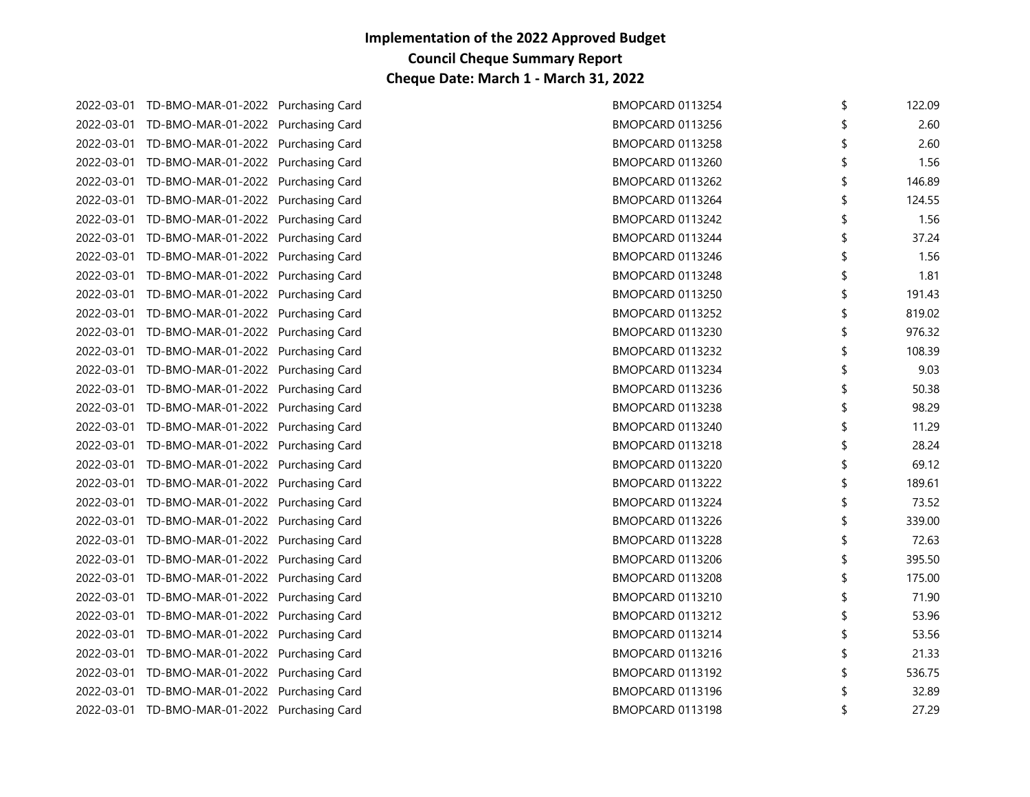# Implementation of the 2022 Approved Budget
## Council Cheque Summary Report
### Cheque Date: March 1 - March 31, 2022

| | | | | | |
|---|---|---|---|---|---|
| 2022-03-01 | TD-BMO-MAR-01-2022 | Purchasing Card | BMOPCARD 0113254 | $ | 122.09 |
| 2022-03-01 | TD-BMO-MAR-01-2022 | Purchasing Card | BMOPCARD 0113256 | $ | 2.60 |
| 2022-03-01 | TD-BMO-MAR-01-2022 | Purchasing Card | BMOPCARD 0113258 | $ | 2.60 |
| 2022-03-01 | TD-BMO-MAR-01-2022 | Purchasing Card | BMOPCARD 0113260 | $ | 1.56 |
| 2022-03-01 | TD-BMO-MAR-01-2022 | Purchasing Card | BMOPCARD 0113262 | $ | 146.89 |
| 2022-03-01 | TD-BMO-MAR-01-2022 | Purchasing Card | BMOPCARD 0113264 | $ | 124.55 |
| 2022-03-01 | TD-BMO-MAR-01-2022 | Purchasing Card | BMOPCARD 0113242 | $ | 1.56 |
| 2022-03-01 | TD-BMO-MAR-01-2022 | Purchasing Card | BMOPCARD 0113244 | $ | 37.24 |
| 2022-03-01 | TD-BMO-MAR-01-2022 | Purchasing Card | BMOPCARD 0113246 | $ | 1.56 |
| 2022-03-01 | TD-BMO-MAR-01-2022 | Purchasing Card | BMOPCARD 0113248 | $ | 1.81 |
| 2022-03-01 | TD-BMO-MAR-01-2022 | Purchasing Card | BMOPCARD 0113250 | $ | 191.43 |
| 2022-03-01 | TD-BMO-MAR-01-2022 | Purchasing Card | BMOPCARD 0113252 | $ | 819.02 |
| 2022-03-01 | TD-BMO-MAR-01-2022 | Purchasing Card | BMOPCARD 0113230 | $ | 976.32 |
| 2022-03-01 | TD-BMO-MAR-01-2022 | Purchasing Card | BMOPCARD 0113232 | $ | 108.39 |
| 2022-03-01 | TD-BMO-MAR-01-2022 | Purchasing Card | BMOPCARD 0113234 | $ | 9.03 |
| 2022-03-01 | TD-BMO-MAR-01-2022 | Purchasing Card | BMOPCARD 0113236 | $ | 50.38 |
| 2022-03-01 | TD-BMO-MAR-01-2022 | Purchasing Card | BMOPCARD 0113238 | $ | 98.29 |
| 2022-03-01 | TD-BMO-MAR-01-2022 | Purchasing Card | BMOPCARD 0113240 | $ | 11.29 |
| 2022-03-01 | TD-BMO-MAR-01-2022 | Purchasing Card | BMOPCARD 0113218 | $ | 28.24 |
| 2022-03-01 | TD-BMO-MAR-01-2022 | Purchasing Card | BMOPCARD 0113220 | $ | 69.12 |
| 2022-03-01 | TD-BMO-MAR-01-2022 | Purchasing Card | BMOPCARD 0113222 | $ | 189.61 |
| 2022-03-01 | TD-BMO-MAR-01-2022 | Purchasing Card | BMOPCARD 0113224 | $ | 73.52 |
| 2022-03-01 | TD-BMO-MAR-01-2022 | Purchasing Card | BMOPCARD 0113226 | $ | 339.00 |
| 2022-03-01 | TD-BMO-MAR-01-2022 | Purchasing Card | BMOPCARD 0113228 | $ | 72.63 |
| 2022-03-01 | TD-BMO-MAR-01-2022 | Purchasing Card | BMOPCARD 0113206 | $ | 395.50 |
| 2022-03-01 | TD-BMO-MAR-01-2022 | Purchasing Card | BMOPCARD 0113208 | $ | 175.00 |
| 2022-03-01 | TD-BMO-MAR-01-2022 | Purchasing Card | BMOPCARD 0113210 | $ | 71.90 |
| 2022-03-01 | TD-BMO-MAR-01-2022 | Purchasing Card | BMOPCARD 0113212 | $ | 53.96 |
| 2022-03-01 | TD-BMO-MAR-01-2022 | Purchasing Card | BMOPCARD 0113214 | $ | 53.56 |
| 2022-03-01 | TD-BMO-MAR-01-2022 | Purchasing Card | BMOPCARD 0113216 | $ | 21.33 |
| 2022-03-01 | TD-BMO-MAR-01-2022 | Purchasing Card | BMOPCARD 0113192 | $ | 536.75 |
| 2022-03-01 | TD-BMO-MAR-01-2022 | Purchasing Card | BMOPCARD 0113196 | $ | 32.89 |
| 2022-03-01 | TD-BMO-MAR-01-2022 | Purchasing Card | BMOPCARD 0113198 | $ | 27.29 |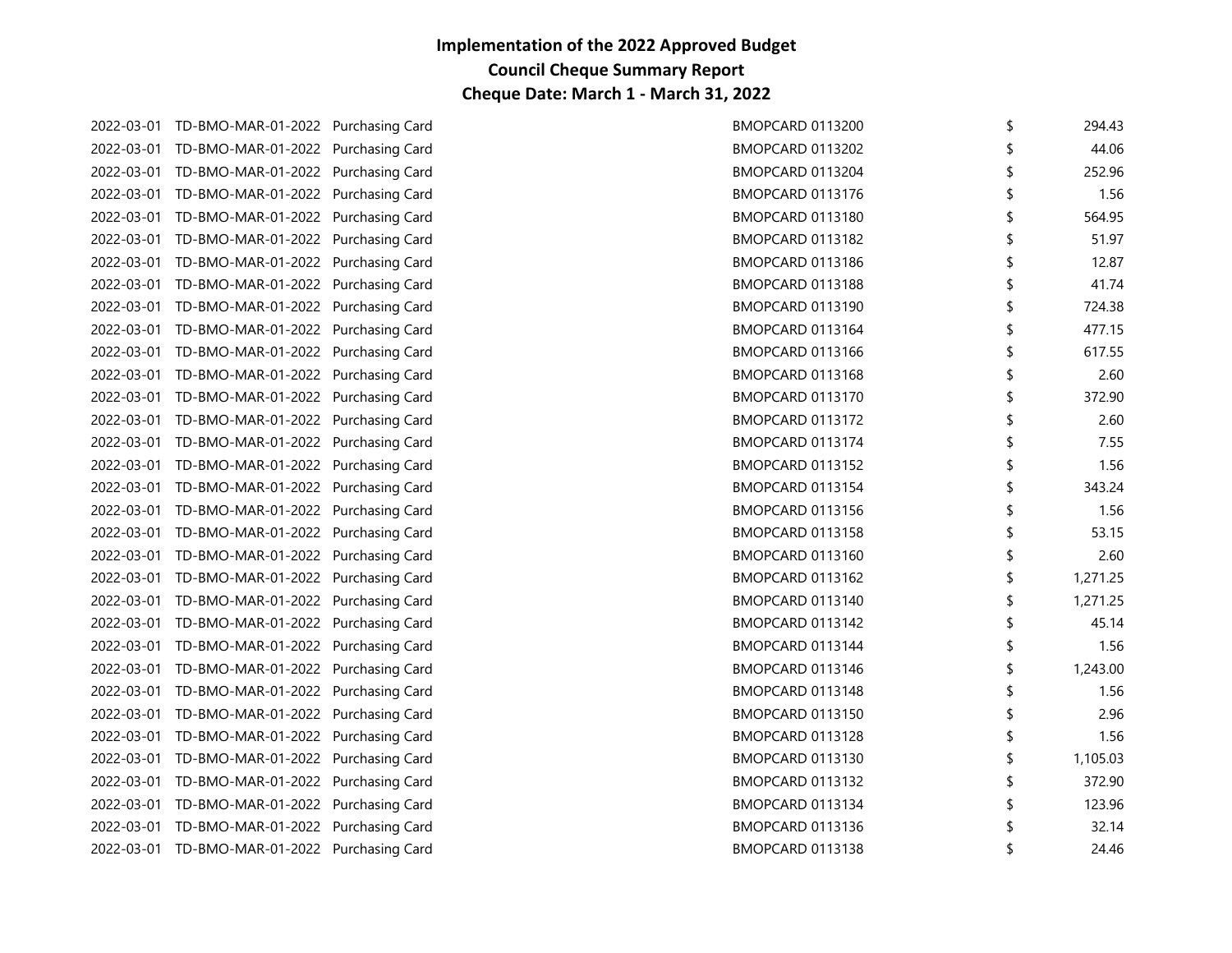# Implementation of the 2022 Approved Budget
## Council Cheque Summary Report
### Cheque Date: March 1 - March 31, 2022

| | | | | | |
|---|---|---|---|---|---|
| 2022-03-01 | TD-BMO-MAR-01-2022 | Purchasing Card | BMOPCARD 0113200 | $ | 294.43 |
| 2022-03-01 | TD-BMO-MAR-01-2022 | Purchasing Card | BMOPCARD 0113202 | $ | 44.06 |
| 2022-03-01 | TD-BMO-MAR-01-2022 | Purchasing Card | BMOPCARD 0113204 | $ | 252.96 |
| 2022-03-01 | TD-BMO-MAR-01-2022 | Purchasing Card | BMOPCARD 0113176 | $ | 1.56 |
| 2022-03-01 | TD-BMO-MAR-01-2022 | Purchasing Card | BMOPCARD 0113180 | $ | 564.95 |
| 2022-03-01 | TD-BMO-MAR-01-2022 | Purchasing Card | BMOPCARD 0113182 | $ | 51.97 |
| 2022-03-01 | TD-BMO-MAR-01-2022 | Purchasing Card | BMOPCARD 0113186 | $ | 12.87 |
| 2022-03-01 | TD-BMO-MAR-01-2022 | Purchasing Card | BMOPCARD 0113188 | $ | 41.74 |
| 2022-03-01 | TD-BMO-MAR-01-2022 | Purchasing Card | BMOPCARD 0113190 | $ | 724.38 |
| 2022-03-01 | TD-BMO-MAR-01-2022 | Purchasing Card | BMOPCARD 0113164 | $ | 477.15 |
| 2022-03-01 | TD-BMO-MAR-01-2022 | Purchasing Card | BMOPCARD 0113166 | $ | 617.55 |
| 2022-03-01 | TD-BMO-MAR-01-2022 | Purchasing Card | BMOPCARD 0113168 | $ | 2.60 |
| 2022-03-01 | TD-BMO-MAR-01-2022 | Purchasing Card | BMOPCARD 0113170 | $ | 372.90 |
| 2022-03-01 | TD-BMO-MAR-01-2022 | Purchasing Card | BMOPCARD 0113172 | $ | 2.60 |
| 2022-03-01 | TD-BMO-MAR-01-2022 | Purchasing Card | BMOPCARD 0113174 | $ | 7.55 |
| 2022-03-01 | TD-BMO-MAR-01-2022 | Purchasing Card | BMOPCARD 0113152 | $ | 1.56 |
| 2022-03-01 | TD-BMO-MAR-01-2022 | Purchasing Card | BMOPCARD 0113154 | $ | 343.24 |
| 2022-03-01 | TD-BMO-MAR-01-2022 | Purchasing Card | BMOPCARD 0113156 | $ | 1.56 |
| 2022-03-01 | TD-BMO-MAR-01-2022 | Purchasing Card | BMOPCARD 0113158 | $ | 53.15 |
| 2022-03-01 | TD-BMO-MAR-01-2022 | Purchasing Card | BMOPCARD 0113160 | $ | 2.60 |
| 2022-03-01 | TD-BMO-MAR-01-2022 | Purchasing Card | BMOPCARD 0113162 | $ | 1,271.25 |
| 2022-03-01 | TD-BMO-MAR-01-2022 | Purchasing Card | BMOPCARD 0113140 | $ | 1,271.25 |
| 2022-03-01 | TD-BMO-MAR-01-2022 | Purchasing Card | BMOPCARD 0113142 | $ | 45.14 |
| 2022-03-01 | TD-BMO-MAR-01-2022 | Purchasing Card | BMOPCARD 0113144 | $ | 1.56 |
| 2022-03-01 | TD-BMO-MAR-01-2022 | Purchasing Card | BMOPCARD 0113146 | $ | 1,243.00 |
| 2022-03-01 | TD-BMO-MAR-01-2022 | Purchasing Card | BMOPCARD 0113148 | $ | 1.56 |
| 2022-03-01 | TD-BMO-MAR-01-2022 | Purchasing Card | BMOPCARD 0113150 | $ | 2.96 |
| 2022-03-01 | TD-BMO-MAR-01-2022 | Purchasing Card | BMOPCARD 0113128 | $ | 1.56 |
| 2022-03-01 | TD-BMO-MAR-01-2022 | Purchasing Card | BMOPCARD 0113130 | $ | 1,105.03 |
| 2022-03-01 | TD-BMO-MAR-01-2022 | Purchasing Card | BMOPCARD 0113132 | $ | 372.90 |
| 2022-03-01 | TD-BMO-MAR-01-2022 | Purchasing Card | BMOPCARD 0113134 | $ | 123.96 |
| 2022-03-01 | TD-BMO-MAR-01-2022 | Purchasing Card | BMOPCARD 0113136 | $ | 32.14 |
| 2022-03-01 | TD-BMO-MAR-01-2022 | Purchasing Card | BMOPCARD 0113138 | $ | 24.46 |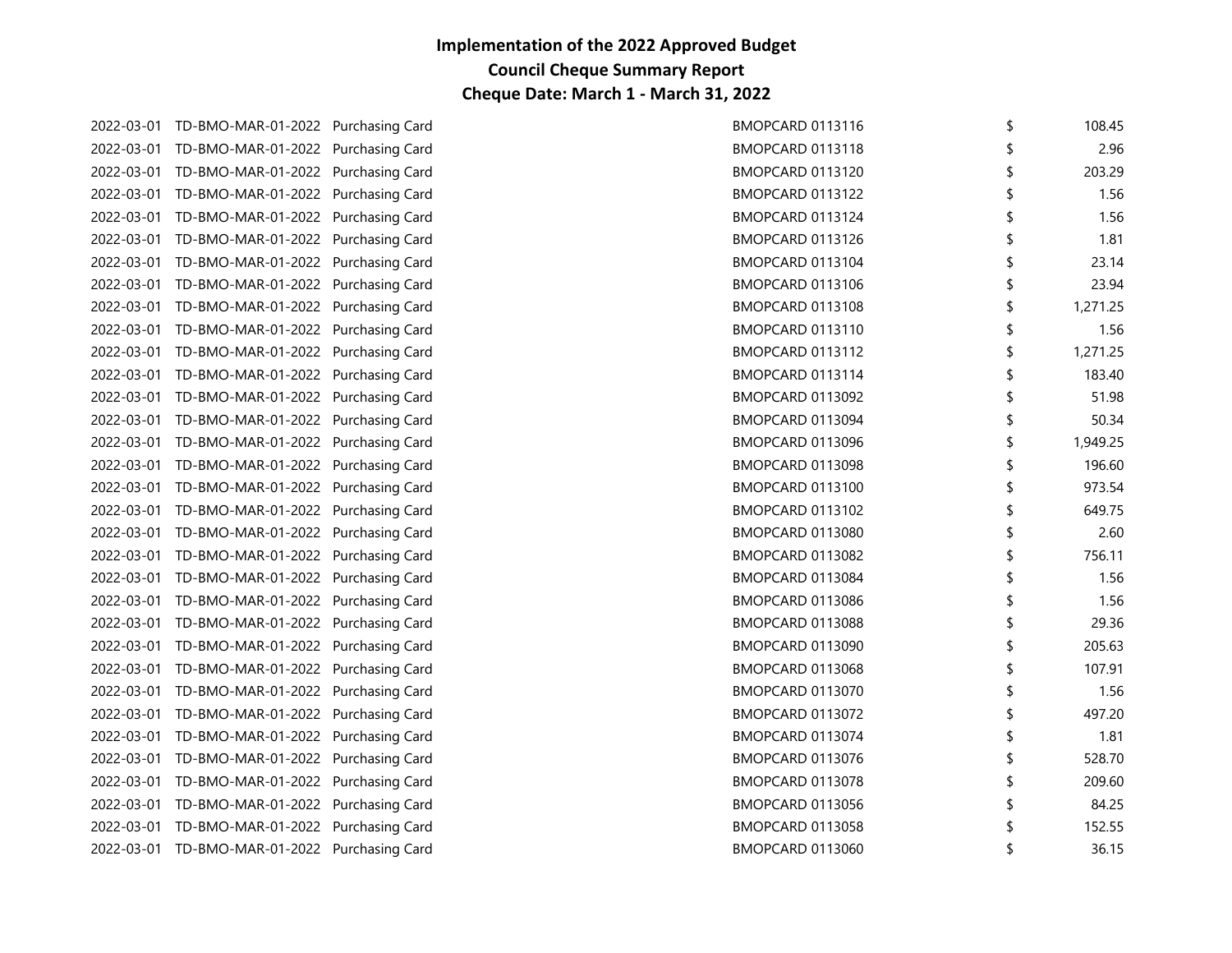**Implementation of the 2022 Approved Budget**
**Council Cheque Summary Report**
**Cheque Date: March 1 - March 31, 2022**

| | | | | | |
|---|---|---|---|---|---|
| 2022-03-01 | TD-BMO-MAR-01-2022 | Purchasing Card | BMOPCARD 0113116 | $ | 108.45 |
| 2022-03-01 | TD-BMO-MAR-01-2022 | Purchasing Card | BMOPCARD 0113118 | $ | 2.96 |
| 2022-03-01 | TD-BMO-MAR-01-2022 | Purchasing Card | BMOPCARD 0113120 | $ | 203.29 |
| 2022-03-01 | TD-BMO-MAR-01-2022 | Purchasing Card | BMOPCARD 0113122 | $ | 1.56 |
| 2022-03-01 | TD-BMO-MAR-01-2022 | Purchasing Card | BMOPCARD 0113124 | $ | 1.56 |
| 2022-03-01 | TD-BMO-MAR-01-2022 | Purchasing Card | BMOPCARD 0113126 | $ | 1.81 |
| 2022-03-01 | TD-BMO-MAR-01-2022 | Purchasing Card | BMOPCARD 0113104 | $ | 23.14 |
| 2022-03-01 | TD-BMO-MAR-01-2022 | Purchasing Card | BMOPCARD 0113106 | $ | 23.94 |
| 2022-03-01 | TD-BMO-MAR-01-2022 | Purchasing Card | BMOPCARD 0113108 | $ | 1,271.25 |
| 2022-03-01 | TD-BMO-MAR-01-2022 | Purchasing Card | BMOPCARD 0113110 | $ | 1.56 |
| 2022-03-01 | TD-BMO-MAR-01-2022 | Purchasing Card | BMOPCARD 0113112 | $ | 1,271.25 |
| 2022-03-01 | TD-BMO-MAR-01-2022 | Purchasing Card | BMOPCARD 0113114 | $ | 183.40 |
| 2022-03-01 | TD-BMO-MAR-01-2022 | Purchasing Card | BMOPCARD 0113092 | $ | 51.98 |
| 2022-03-01 | TD-BMO-MAR-01-2022 | Purchasing Card | BMOPCARD 0113094 | $ | 50.34 |
| 2022-03-01 | TD-BMO-MAR-01-2022 | Purchasing Card | BMOPCARD 0113096 | $ | 1,949.25 |
| 2022-03-01 | TD-BMO-MAR-01-2022 | Purchasing Card | BMOPCARD 0113098 | $ | 196.60 |
| 2022-03-01 | TD-BMO-MAR-01-2022 | Purchasing Card | BMOPCARD 0113100 | $ | 973.54 |
| 2022-03-01 | TD-BMO-MAR-01-2022 | Purchasing Card | BMOPCARD 0113102 | $ | 649.75 |
| 2022-03-01 | TD-BMO-MAR-01-2022 | Purchasing Card | BMOPCARD 0113080 | $ | 2.60 |
| 2022-03-01 | TD-BMO-MAR-01-2022 | Purchasing Card | BMOPCARD 0113082 | $ | 756.11 |
| 2022-03-01 | TD-BMO-MAR-01-2022 | Purchasing Card | BMOPCARD 0113084 | $ | 1.56 |
| 2022-03-01 | TD-BMO-MAR-01-2022 | Purchasing Card | BMOPCARD 0113086 | $ | 1.56 |
| 2022-03-01 | TD-BMO-MAR-01-2022 | Purchasing Card | BMOPCARD 0113088 | $ | 29.36 |
| 2022-03-01 | TD-BMO-MAR-01-2022 | Purchasing Card | BMOPCARD 0113090 | $ | 205.63 |
| 2022-03-01 | TD-BMO-MAR-01-2022 | Purchasing Card | BMOPCARD 0113068 | $ | 107.91 |
| 2022-03-01 | TD-BMO-MAR-01-2022 | Purchasing Card | BMOPCARD 0113070 | $ | 1.56 |
| 2022-03-01 | TD-BMO-MAR-01-2022 | Purchasing Card | BMOPCARD 0113072 | $ | 497.20 |
| 2022-03-01 | TD-BMO-MAR-01-2022 | Purchasing Card | BMOPCARD 0113074 | $ | 1.81 |
| 2022-03-01 | TD-BMO-MAR-01-2022 | Purchasing Card | BMOPCARD 0113076 | $ | 528.70 |
| 2022-03-01 | TD-BMO-MAR-01-2022 | Purchasing Card | BMOPCARD 0113078 | $ | 209.60 |
| 2022-03-01 | TD-BMO-MAR-01-2022 | Purchasing Card | BMOPCARD 0113056 | $ | 84.25 |
| 2022-03-01 | TD-BMO-MAR-01-2022 | Purchasing Card | BMOPCARD 0113058 | $ | 152.55 |
| 2022-03-01 | TD-BMO-MAR-01-2022 | Purchasing Card | BMOPCARD 0113060 | $ | 36.15 |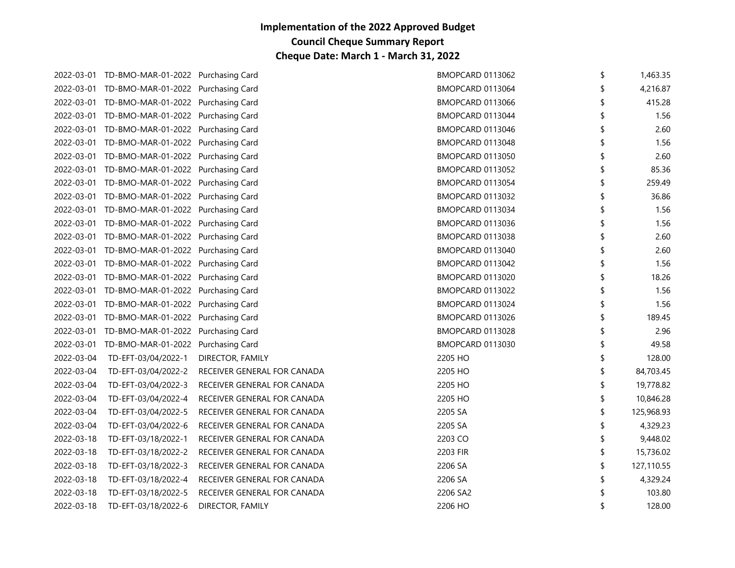# Implementation of the 2022 Approved Budget
## Council Cheque Summary Report
## Cheque Date: March 1 - March 31, 2022

| | | | | | |
|---|---|---|---|---|---|
| 2022-03-01 | TD-BMO-MAR-01-2022 | Purchasing Card | BMOPCARD 0113062 | $ | 1,463.35 |
| 2022-03-01 | TD-BMO-MAR-01-2022 | Purchasing Card | BMOPCARD 0113064 | $ | 4,216.87 |
| 2022-03-01 | TD-BMO-MAR-01-2022 | Purchasing Card | BMOPCARD 0113066 | $ | 415.28 |
| 2022-03-01 | TD-BMO-MAR-01-2022 | Purchasing Card | BMOPCARD 0113044 | $ | 1.56 |
| 2022-03-01 | TD-BMO-MAR-01-2022 | Purchasing Card | BMOPCARD 0113046 | $ | 2.60 |
| 2022-03-01 | TD-BMO-MAR-01-2022 | Purchasing Card | BMOPCARD 0113048 | $ | 1.56 |
| 2022-03-01 | TD-BMO-MAR-01-2022 | Purchasing Card | BMOPCARD 0113050 | $ | 2.60 |
| 2022-03-01 | TD-BMO-MAR-01-2022 | Purchasing Card | BMOPCARD 0113052 | $ | 85.36 |
| 2022-03-01 | TD-BMO-MAR-01-2022 | Purchasing Card | BMOPCARD 0113054 | $ | 259.49 |
| 2022-03-01 | TD-BMO-MAR-01-2022 | Purchasing Card | BMOPCARD 0113032 | $ | 36.86 |
| 2022-03-01 | TD-BMO-MAR-01-2022 | Purchasing Card | BMOPCARD 0113034 | $ | 1.56 |
| 2022-03-01 | TD-BMO-MAR-01-2022 | Purchasing Card | BMOPCARD 0113036 | $ | 1.56 |
| 2022-03-01 | TD-BMO-MAR-01-2022 | Purchasing Card | BMOPCARD 0113038 | $ | 2.60 |
| 2022-03-01 | TD-BMO-MAR-01-2022 | Purchasing Card | BMOPCARD 0113040 | $ | 2.60 |
| 2022-03-01 | TD-BMO-MAR-01-2022 | Purchasing Card | BMOPCARD 0113042 | $ | 1.56 |
| 2022-03-01 | TD-BMO-MAR-01-2022 | Purchasing Card | BMOPCARD 0113020 | $ | 18.26 |
| 2022-03-01 | TD-BMO-MAR-01-2022 | Purchasing Card | BMOPCARD 0113022 | $ | 1.56 |
| 2022-03-01 | TD-BMO-MAR-01-2022 | Purchasing Card | BMOPCARD 0113024 | $ | 1.56 |
| 2022-03-01 | TD-BMO-MAR-01-2022 | Purchasing Card | BMOPCARD 0113026 | $ | 189.45 |
| 2022-03-01 | TD-BMO-MAR-01-2022 | Purchasing Card | BMOPCARD 0113028 | $ | 2.96 |
| 2022-03-01 | TD-BMO-MAR-01-2022 | Purchasing Card | BMOPCARD 0113030 | $ | 49.58 |
| 2022-03-04 | TD-EFT-03/04/2022-1 | DIRECTOR, FAMILY | 2205 HO | $ | 128.00 |
| 2022-03-04 | TD-EFT-03/04/2022-2 | RECEIVER GENERAL FOR CANADA | 2205 HO | $ | 84,703.45 |
| 2022-03-04 | TD-EFT-03/04/2022-3 | RECEIVER GENERAL FOR CANADA | 2205 HO | $ | 19,778.82 |
| 2022-03-04 | TD-EFT-03/04/2022-4 | RECEIVER GENERAL FOR CANADA | 2205 HO | $ | 10,846.28 |
| 2022-03-04 | TD-EFT-03/04/2022-5 | RECEIVER GENERAL FOR CANADA | 2205 SA | $ | 125,968.93 |
| 2022-03-04 | TD-EFT-03/04/2022-6 | RECEIVER GENERAL FOR CANADA | 2205 SA | $ | 4,329.23 |
| 2022-03-18 | TD-EFT-03/18/2022-1 | RECEIVER GENERAL FOR CANADA | 2203 CO | $ | 9,448.02 |
| 2022-03-18 | TD-EFT-03/18/2022-2 | RECEIVER GENERAL FOR CANADA | 2203 FIR | $ | 15,736.02 |
| 2022-03-18 | TD-EFT-03/18/2022-3 | RECEIVER GENERAL FOR CANADA | 2206 SA | $ | 127,110.55 |
| 2022-03-18 | TD-EFT-03/18/2022-4 | RECEIVER GENERAL FOR CANADA | 2206 SA | $ | 4,329.24 |
| 2022-03-18 | TD-EFT-03/18/2022-5 | RECEIVER GENERAL FOR CANADA | 2206 SA2 | $ | 103.80 |
| 2022-03-18 | TD-EFT-03/18/2022-6 | DIRECTOR, FAMILY | 2206 HO | $ | 128.00 |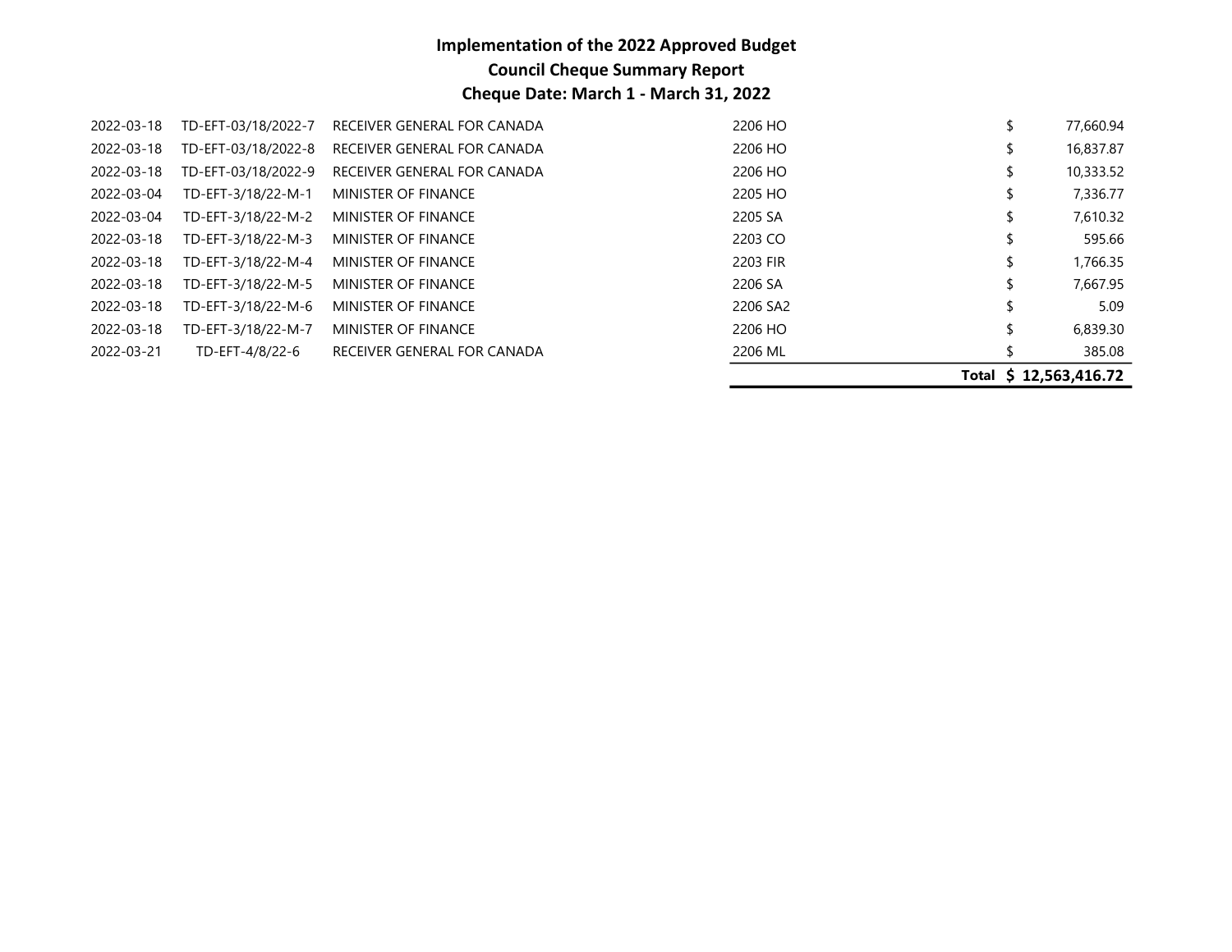**Implementation of the 2022 Approved Budget**
**Council Cheque Summary Report**
**Cheque Date: March 1 - March 31, 2022**

| | | | | | |
|---|---|---|---|---|---|
| 2022-03-18 | TD-EFT-03/18/2022-7 | RECEIVER GENERAL FOR CANADA | 2206 HO | $ | 77,660.94 |
| 2022-03-18 | TD-EFT-03/18/2022-8 | RECEIVER GENERAL FOR CANADA | 2206 HO | $ | 16,837.87 |
| 2022-03-18 | TD-EFT-03/18/2022-9 | RECEIVER GENERAL FOR CANADA | 2206 HO | $ | 10,333.52 |
| 2022-03-04 | TD-EFT-3/18/22-M-1 | MINISTER OF FINANCE | 2205 HO | $ | 7,336.77 |
| 2022-03-04 | TD-EFT-3/18/22-M-2 | MINISTER OF FINANCE | 2205 SA | $ | 7,610.32 |
| 2022-03-18 | TD-EFT-3/18/22-M-3 | MINISTER OF FINANCE | 2203 CO | $ | 595.66 |
| 2022-03-18 | TD-EFT-3/18/22-M-4 | MINISTER OF FINANCE | 2203 FIR | $ | 1,766.35 |
| 2022-03-18 | TD-EFT-3/18/22-M-5 | MINISTER OF FINANCE | 2206 SA | $ | 7,667.95 |
| 2022-03-18 | TD-EFT-3/18/22-M-6 | MINISTER OF FINANCE | 2206 SA2 | $ | 5.09 |
| 2022-03-18 | TD-EFT-3/18/22-M-7 | MINISTER OF FINANCE | 2206 HO | $ | 6,839.30 |
| 2022-03-21 | TD-EFT-4/8/22-6 | RECEIVER GENERAL FOR CANADA | 2206 ML | $ | 385.08 |
| | | | **Total** | **$** | **12,563,416.72** |